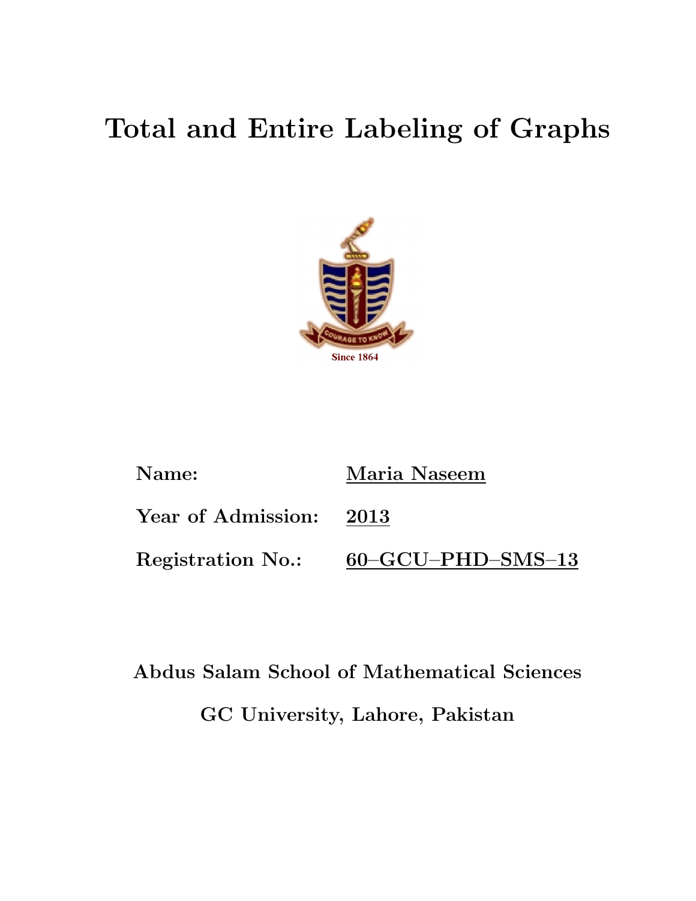# Total and Entire Labeling of Graphs

**Name:** Maria Naseem

**Year of Admission:** 2013

**Registration No.:** 60–GCU–PHD–SMS–13

**Abdus Salam School of Mathematical Sciences**

**GC University, Lahore, Pakistan**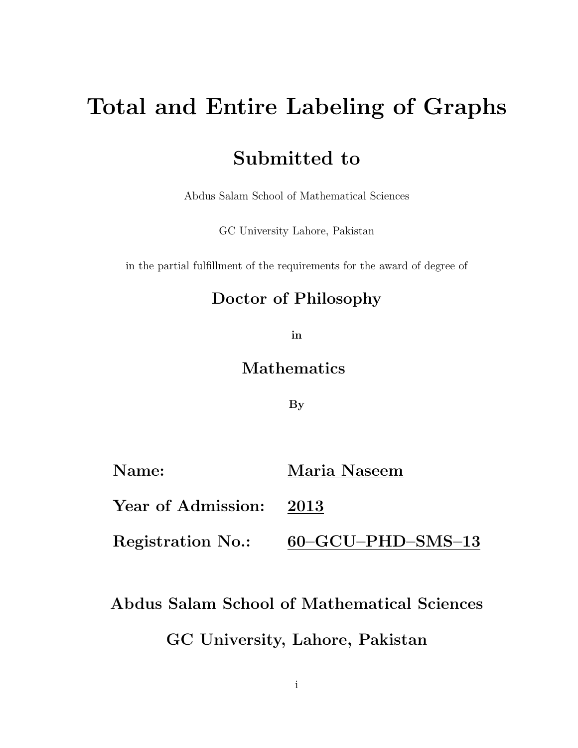# Total and Entire Labeling of Graphs

## Submitted to

Abdus Salam School of Mathematical Sciences

GC University Lahore, Pakistan

in the partial fulfillment of the requirements for the award of degree of

## Doctor of Philosophy

**in**

## Mathematics

**By**

| | |
|---|---|
| **Name:** | **Maria Naseem** |
| **Year of Admission:** | **2013** |
| **Registration No.:** | **60–GCU–PHD–SMS–13** |

**Abdus Salam School of Mathematical Sciences**

**GC University, Lahore, Pakistan**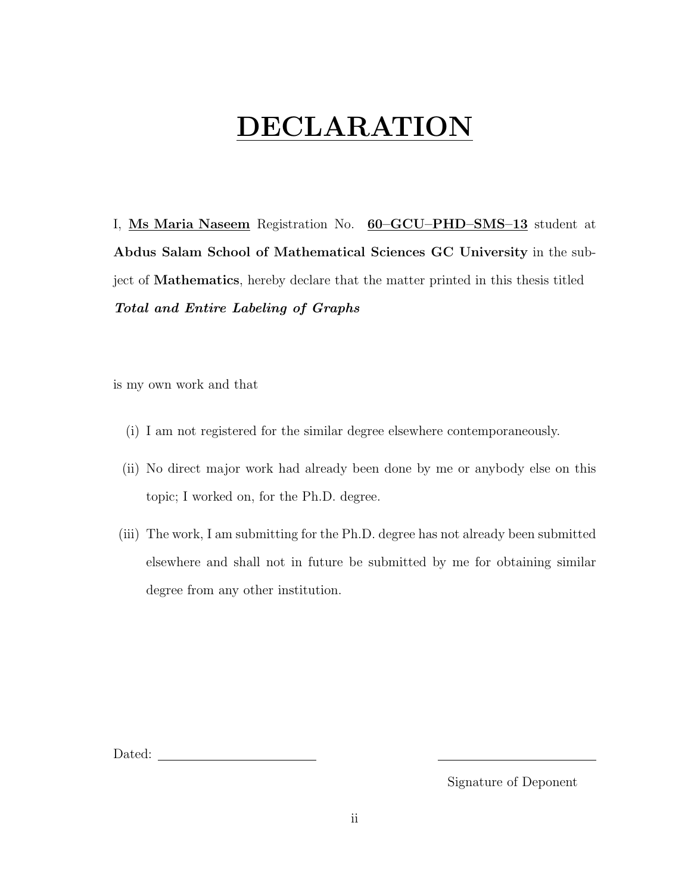# DECLARATION

I, **Ms Maria Naseem** Registration No. **60–GCU–PHD–SMS–13** student at **Abdus Salam School of Mathematical Sciences GC University** in the subject of **Mathematics**, hereby declare that the matter printed in this thesis titled ***Total and Entire Labeling of Graphs***

is my own work and that

(i) I am not registered for the similar degree elsewhere contemporaneously.

(ii) No direct major work had already been done by me or anybody else on this topic; I worked on, for the Ph.D. degree.

(iii) The work, I am submitting for the Ph.D. degree has not already been submitted elsewhere and shall not in future be submitted by me for obtaining similar degree from any other institution.

Dated: ______________________ ______________________

Signature of Deponent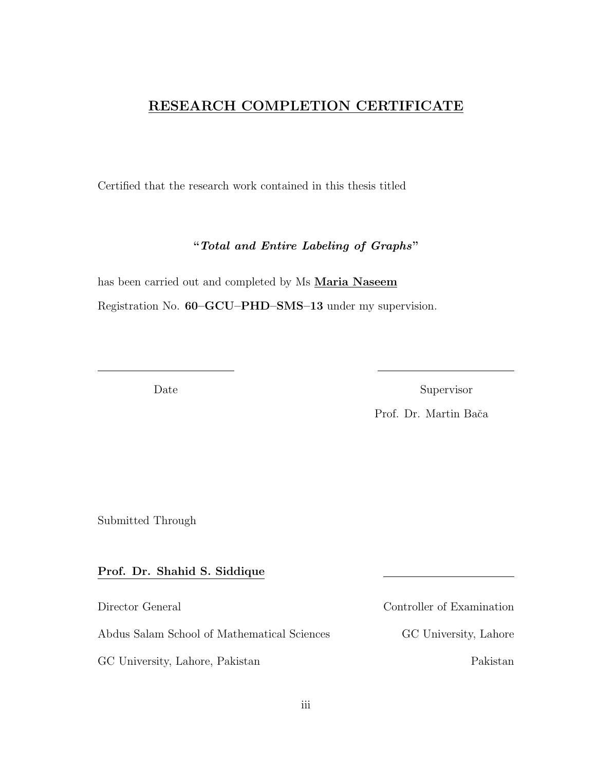# RESEARCH COMPLETION CERTIFICATE

Certified that the research work contained in this thesis titled

"***Total and Entire Labeling of Graphs***"

has been carried out and completed by Ms **Maria Naseem**

Registration No. **60–GCU–PHD–SMS–13** under my supervision.

\_\_\_\_\_\_\_\_\_\_\_\_\_\_\_\_\_\_\_\_\_\_\_\_

Date

\_\_\_\_\_\_\_\_\_\_\_\_\_\_\_\_\_\_\_\_\_\_\_\_

Supervisor

Prof. Dr. Martin Bača

Submitted Through

**Prof. Dr. Shahid S. Siddique**

Director General

Abdus Salam School of Mathematical Sciences

GC University, Lahore, Pakistan

\_\_\_\_\_\_\_\_\_\_\_\_\_\_\_\_\_\_\_\_\_\_\_\_

Controller of Examination

GC University, Lahore

Pakistan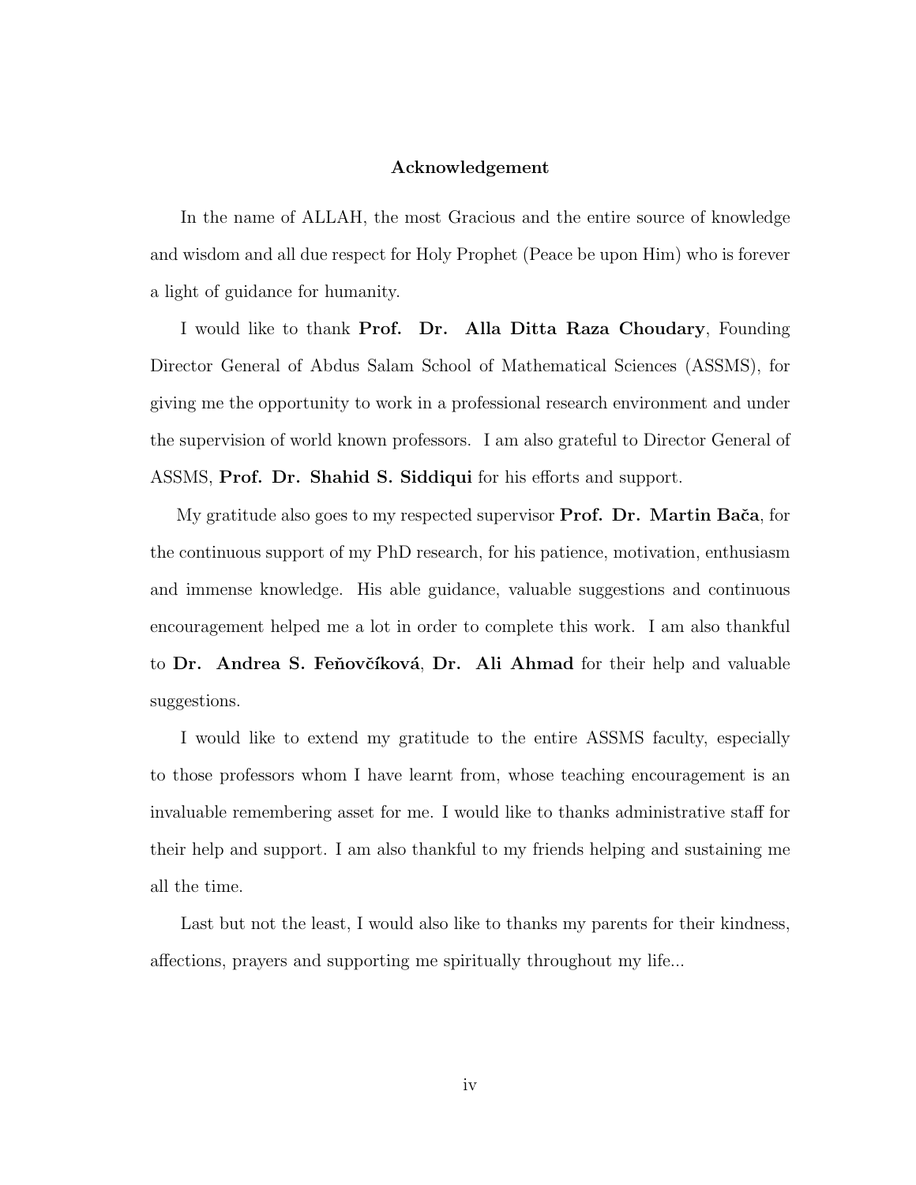# Acknowledgement

In the name of ALLAH, the most Gracious and the entire source of knowledge and wisdom and all due respect for Holy Prophet (Peace be upon Him) who is forever a light of guidance for humanity.

I would like to thank **Prof. Dr. Alla Ditta Raza Choudary**, Founding Director General of Abdus Salam School of Mathematical Sciences (ASSMS), for giving me the opportunity to work in a professional research environment and under the supervision of world known professors. I am also grateful to Director General of ASSMS, **Prof. Dr. Shahid S. Siddiqui** for his efforts and support.

My gratitude also goes to my respected supervisor **Prof. Dr. Martin Bača**, for the continuous support of my PhD research, for his patience, motivation, enthusiasm and immense knowledge. His able guidance, valuable suggestions and continuous encouragement helped me a lot in order to complete this work. I am also thankful to **Dr. Andrea S. Feňovčíková**, **Dr. Ali Ahmad** for their help and valuable suggestions.

I would like to extend my gratitude to the entire ASSMS faculty, especially to those professors whom I have learnt from, whose teaching encouragement is an invaluable remembering asset for me. I would like to thanks administrative staff for their help and support. I am also thankful to my friends helping and sustaining me all the time.

Last but not the least, I would also like to thanks my parents for their kindness, affections, prayers and supporting me spiritually throughout my life...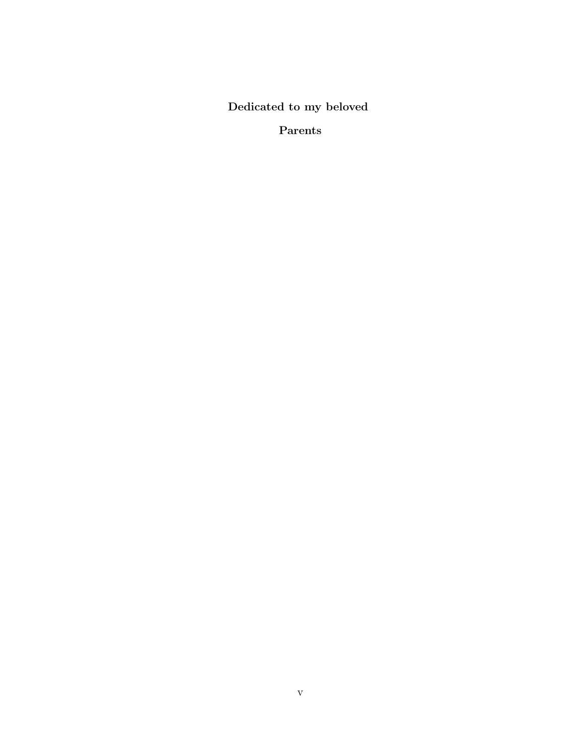**Dedicated to my beloved**

**Parents**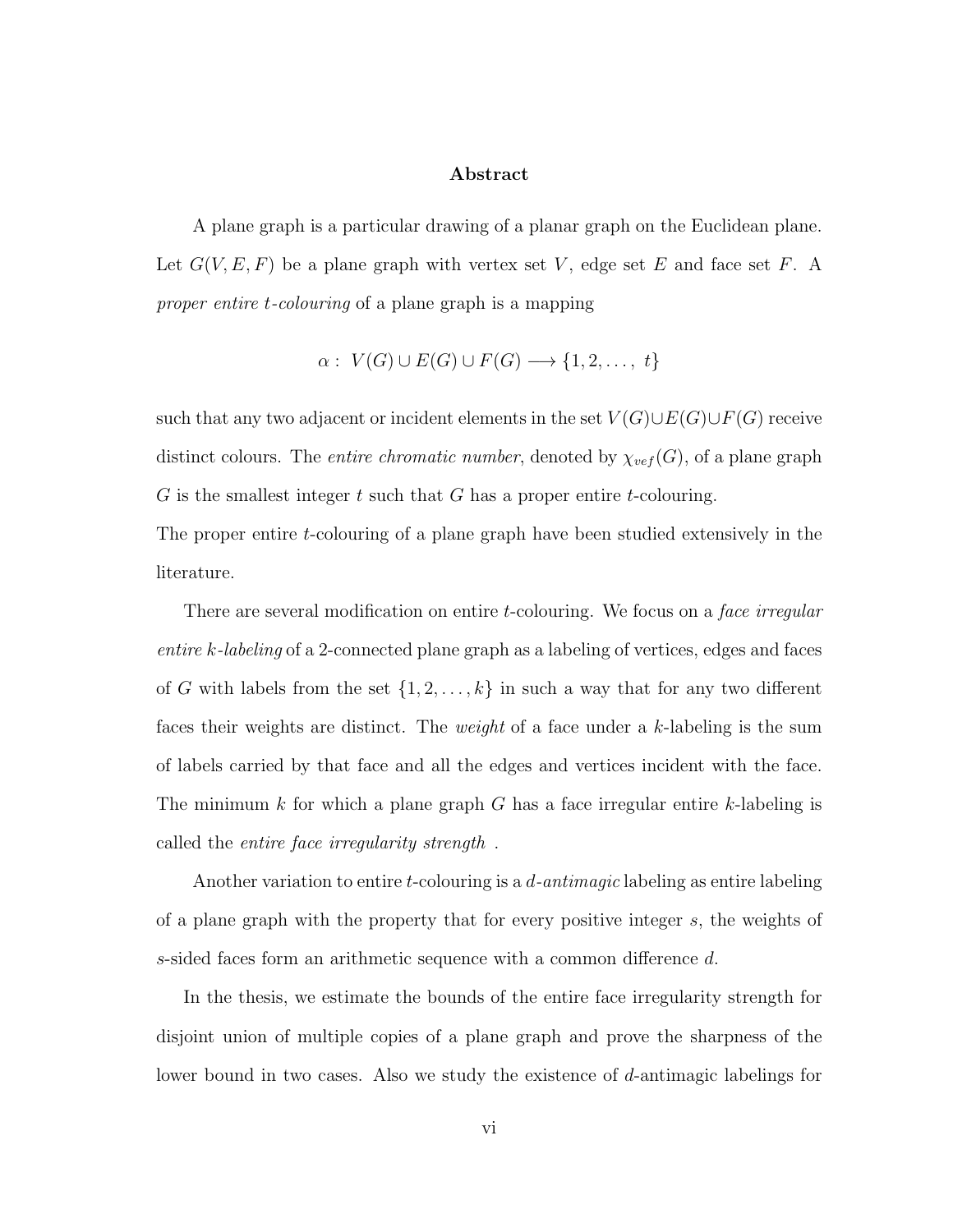## Abstract

A plane graph is a particular drawing of a planar graph on the Euclidean plane. Let $G(V, E, F)$ be a plane graph with vertex set $V$, edge set $E$ and face set $F$. A *proper entire t-colouring* of a plane graph is a mapping

$$\alpha: \ V(G) \cup E(G) \cup F(G) \longrightarrow \{1, 2, \ldots, \ t\}$$

such that any two adjacent or incident elements in the set $V(G) \cup E(G) \cup F(G)$ receive distinct colours. The *entire chromatic number*, denoted by $\chi_{vef}(G)$, of a plane graph $G$ is the smallest integer $t$ such that $G$ has a proper entire $t$-colouring.
The proper entire $t$-colouring of a plane graph have been studied extensively in the literature.

There are several modification on entire $t$-colouring. We focus on a *face irregular entire k-labeling* of a 2-connected plane graph as a labeling of vertices, edges and faces of $G$ with labels from the set $\{1, 2, \ldots, k\}$ in such a way that for any two different faces their weights are distinct. The *weight* of a face under a $k$-labeling is the sum of labels carried by that face and all the edges and vertices incident with the face. The minimum $k$ for which a plane graph $G$ has a face irregular entire $k$-labeling is called the *entire face irregularity strength* .

Another variation to entire $t$-colouring is a $d$-*antimagic* labeling as entire labeling of a plane graph with the property that for every positive integer $s$, the weights of $s$-sided faces form an arithmetic sequence with a common difference $d$.

In the thesis, we estimate the bounds of the entire face irregularity strength for disjoint union of multiple copies of a plane graph and prove the sharpness of the lower bound in two cases. Also we study the existence of $d$-antimagic labelings for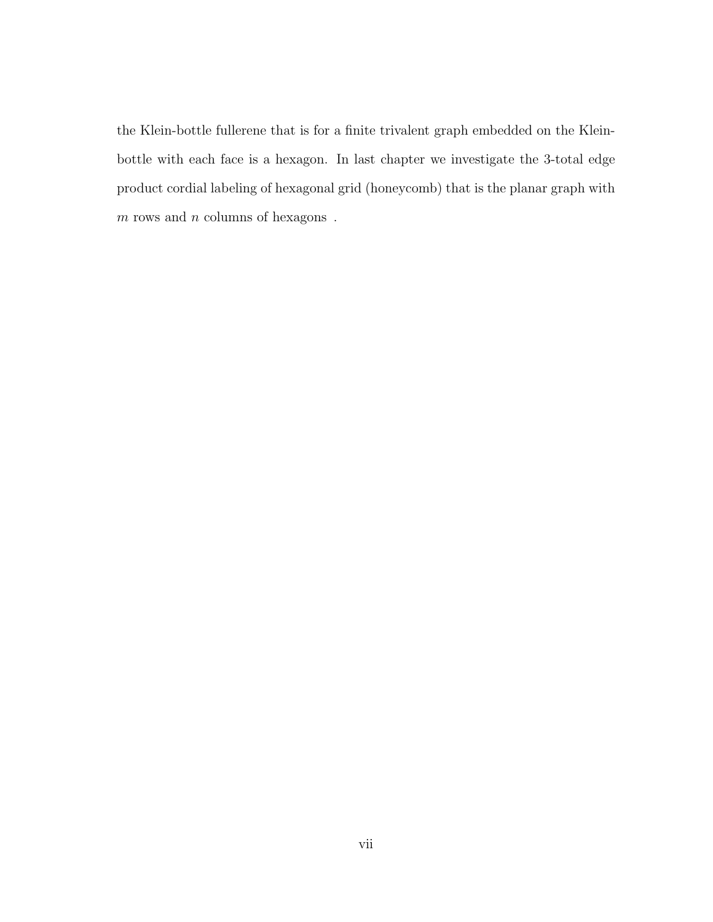the Klein-bottle fullerene that is for a finite trivalent graph embedded on the Klein-bottle with each face is a hexagon. In last chapter we investigate the 3-total edge product cordial labeling of hexagonal grid (honeycomb) that is the planar graph with $m$ rows and $n$ columns of hexagons .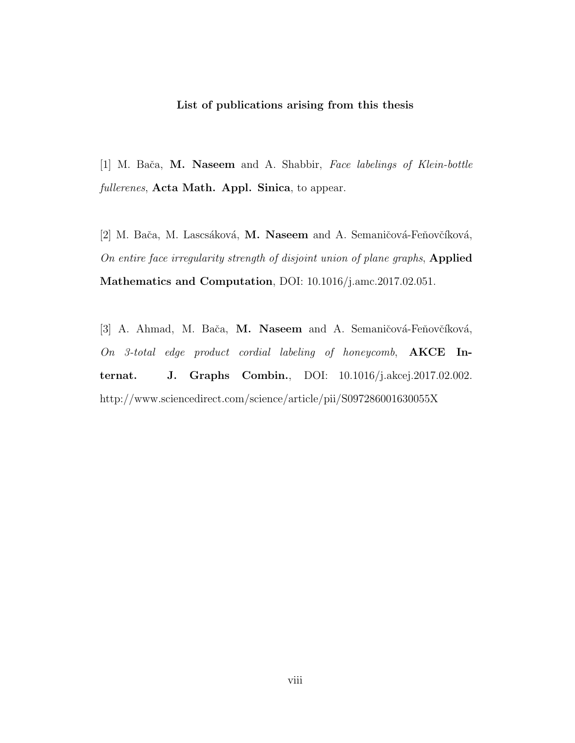**List of publications arising from this thesis**

[1] M. Bača, **M. Naseem** and A. Shabbir, *Face labelings of Klein-bottle fullerenes*, **Acta Math. Appl. Sinica**, to appear.

[2] M. Bača, M. Lascsáková, **M. Naseem** and A. Semaničová-Feňovčíková, *On entire face irregularity strength of disjoint union of plane graphs*, **Applied Mathematics and Computation**, DOI: 10.1016/j.amc.2017.02.051.

[3] A. Ahmad, M. Bača, **M. Naseem** and A. Semaničová-Feňovčíková, *On 3-total edge product cordial labeling of honeycomb*, **AKCE Internat. J. Graphs Combin.**, DOI: 10.1016/j.akcej.2017.02.002. http://www.sciencedirect.com/science/article/pii/S097286001630055X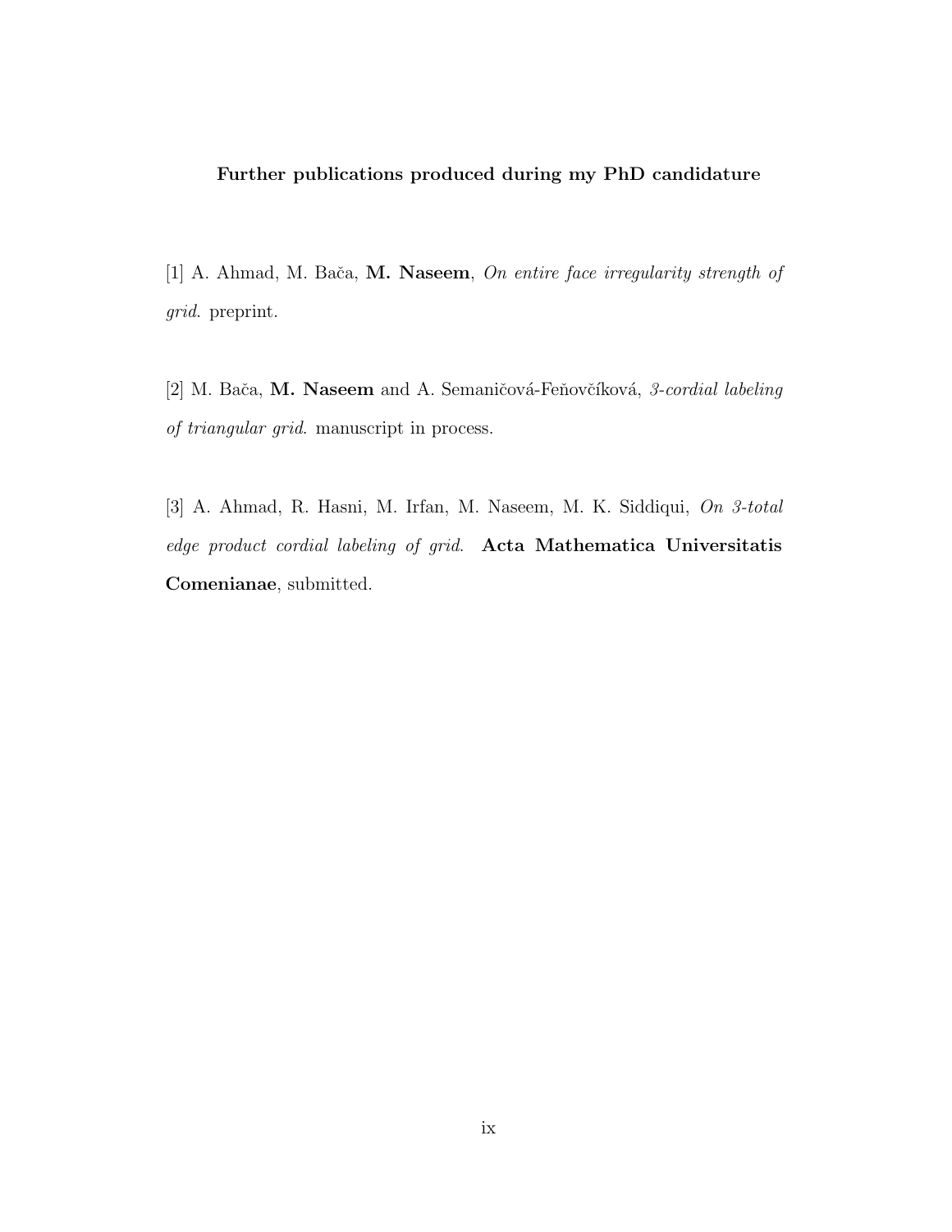**Further publications produced during my PhD candidature**

[1] A. Ahmad, M. Bača, **M. Naseem**, *On entire face irregularity strength of grid*. preprint.

[2] M. Bača, **M. Naseem** and A. Semaničová-Feňovčíková, *3-cordial labeling of triangular grid*. manuscript in process.

[3] A. Ahmad, R. Hasni, M. Irfan, M. Naseem, M. K. Siddiqui, *On 3-total edge product cordial labeling of grid*. **Acta Mathematica Universitatis Comenianae**, submitted.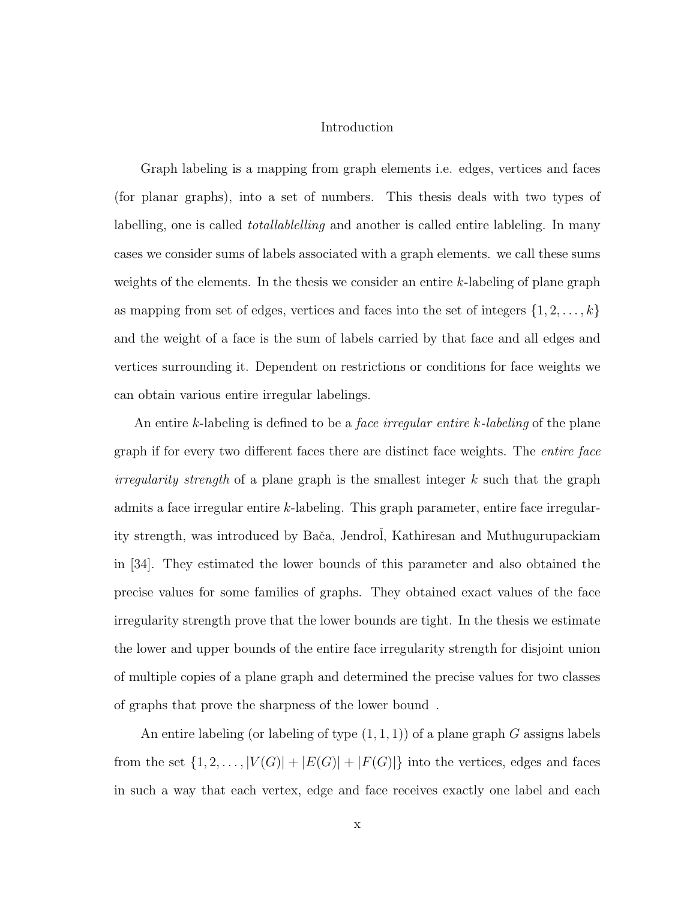# Introduction

Graph labeling is a mapping from graph elements i.e. edges, vertices and faces (for planar graphs), into a set of numbers. This thesis deals with two types of labelling, one is called *totallablelling* and another is called entire lableling. In many cases we consider sums of labels associated with a graph elements. we call these sums weights of the elements. In the thesis we consider an entire $k$-labeling of plane graph as mapping from set of edges, vertices and faces into the set of integers $\{1, 2, \ldots, k\}$ and the weight of a face is the sum of labels carried by that face and all edges and vertices surrounding it. Dependent on restrictions or conditions for face weights we can obtain various entire irregular labelings.

An entire $k$-labeling is defined to be a *face irregular entire $k$-labeling* of the plane graph if for every two different faces there are distinct face weights. The *entire face irregularity strength* of a plane graph is the smallest integer $k$ such that the graph admits a face irregular entire $k$-labeling. This graph parameter, entire face irregularity strength, was introduced by Bača, Jendroľ, Kathiresan and Muthugurupackiam in [34]. They estimated the lower bounds of this parameter and also obtained the precise values for some families of graphs. They obtained exact values of the face irregularity strength prove that the lower bounds are tight. In the thesis we estimate the lower and upper bounds of the entire face irregularity strength for disjoint union of multiple copies of a plane graph and determined the precise values for two classes of graphs that prove the sharpness of the lower bound .

An entire labeling (or labeling of type $(1, 1, 1)$) of a plane graph $G$ assigns labels from the set $\{1, 2, \ldots, |V(G)| + |E(G)| + |F(G)|\}$ into the vertices, edges and faces in such a way that each vertex, edge and face receives exactly one label and each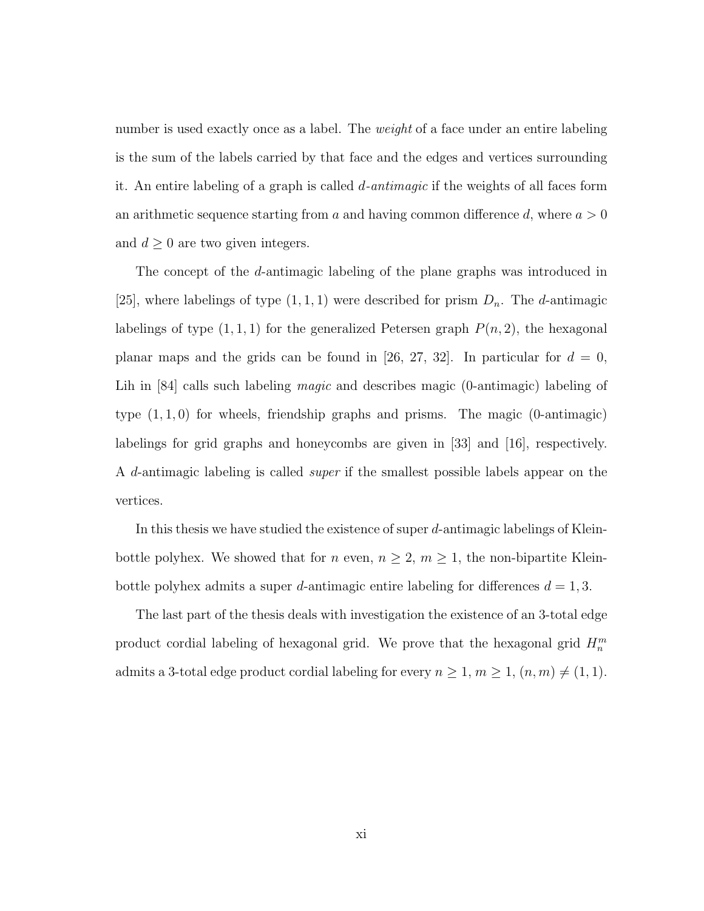number is used exactly once as a label. The *weight* of a face under an entire labeling is the sum of the labels carried by that face and the edges and vertices surrounding it. An entire labeling of a graph is called *d-antimagic* if the weights of all faces form an arithmetic sequence starting from $a$ and having common difference $d$, where $a > 0$ and $d \geq 0$ are two given integers.

The concept of the $d$-antimagic labeling of the plane graphs was introduced in [25], where labelings of type $(1, 1, 1)$ were described for prism $D_n$. The $d$-antimagic labelings of type $(1, 1, 1)$ for the generalized Petersen graph $P(n, 2)$, the hexagonal planar maps and the grids can be found in [26, 27, 32]. In particular for $d = 0$, Lih in [84] calls such labeling *magic* and describes magic (0-antimagic) labeling of type $(1, 1, 0)$ for wheels, friendship graphs and prisms. The magic (0-antimagic) labelings for grid graphs and honeycombs are given in [33] and [16], respectively. A $d$-antimagic labeling is called *super* if the smallest possible labels appear on the vertices.

In this thesis we have studied the existence of super $d$-antimagic labelings of Klein-bottle polyhex. We showed that for $n$ even, $n \geq 2$, $m \geq 1$, the non-bipartite Klein-bottle polyhex admits a super $d$-antimagic entire labeling for differences $d = 1, 3$.

The last part of the thesis deals with investigation the existence of an 3-total edge product cordial labeling of hexagonal grid. We prove that the hexagonal grid $H_n^m$ admits a 3-total edge product cordial labeling for every $n \geq 1$, $m \geq 1$, $(n, m) \neq (1, 1)$.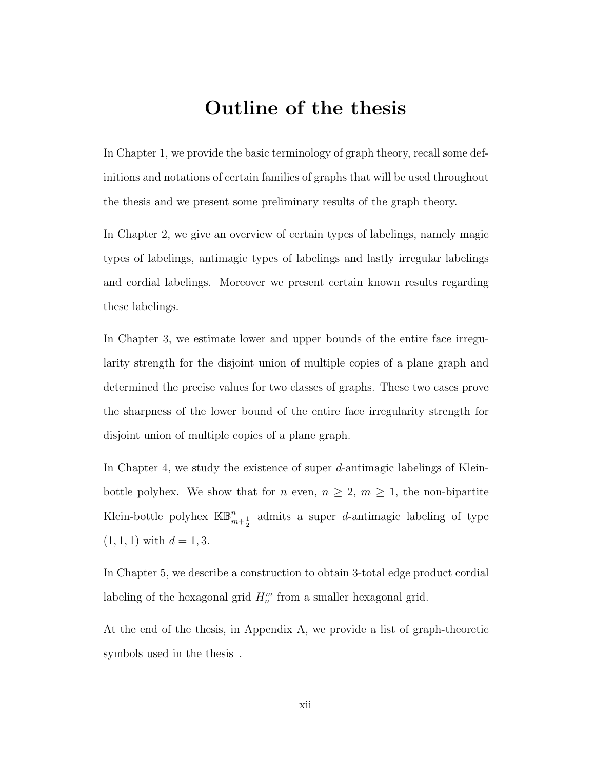# Outline of the thesis

In Chapter 1, we provide the basic terminology of graph theory, recall some definitions and notations of certain families of graphs that will be used throughout the thesis and we present some preliminary results of the graph theory.

In Chapter 2, we give an overview of certain types of labelings, namely magic types of labelings, antimagic types of labelings and lastly irregular labelings and cordial labelings. Moreover we present certain known results regarding these labelings.

In Chapter 3, we estimate lower and upper bounds of the entire face irregularity strength for the disjoint union of multiple copies of a plane graph and determined the precise values for two classes of graphs. These two cases prove the sharpness of the lower bound of the entire face irregularity strength for disjoint union of multiple copies of a plane graph.

In Chapter 4, we study the existence of super $d$-antimagic labelings of Klein-bottle polyhex. We show that for $n$ even, $n \geq 2$, $m \geq 1$, the non-bipartite Klein-bottle polyhex $\mathbb{KB}^n_{m+\frac{1}{2}}$ admits a super $d$-antimagic labeling of type $(1, 1, 1)$ with $d = 1, 3$.

In Chapter 5, we describe a construction to obtain 3-total edge product cordial labeling of the hexagonal grid $H^m_n$ from a smaller hexagonal grid.

At the end of the thesis, in Appendix A, we provide a list of graph-theoretic symbols used in the thesis .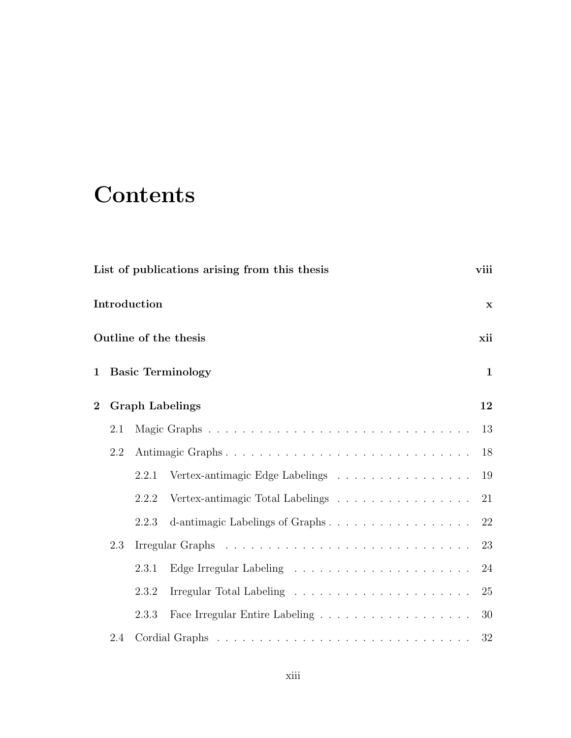# Contents

**List of publications arising from this thesis** **viii**

**Introduction** **x**

**Outline of the thesis** **xii**

**1 Basic Terminology** **1**

**2 Graph Labelings** **12**

- 2.1 Magic Graphs . . . . . . . . . . . . . . . . . . . . . . . . . . . . . . . 13
- 2.2 Antimagic Graphs . . . . . . . . . . . . . . . . . . . . . . . . . . . . . 18
  - 2.2.1 Vertex-antimagic Edge Labelings . . . . . . . . . . . . . . . . . 19
  - 2.2.2 Vertex-antimagic Total Labelings . . . . . . . . . . . . . . . . . 21
  - 2.2.3 d-antimagic Labelings of Graphs . . . . . . . . . . . . . . . . . . 22
- 2.3 Irregular Graphs . . . . . . . . . . . . . . . . . . . . . . . . . . . . . . 23
  - 2.3.1 Edge Irregular Labeling . . . . . . . . . . . . . . . . . . . . . . 24
  - 2.3.2 Irregular Total Labeling . . . . . . . . . . . . . . . . . . . . . . 25
  - 2.3.3 Face Irregular Entire Labeling . . . . . . . . . . . . . . . . . . . 30
- 2.4 Cordial Graphs . . . . . . . . . . . . . . . . . . . . . . . . . . . . . . . 32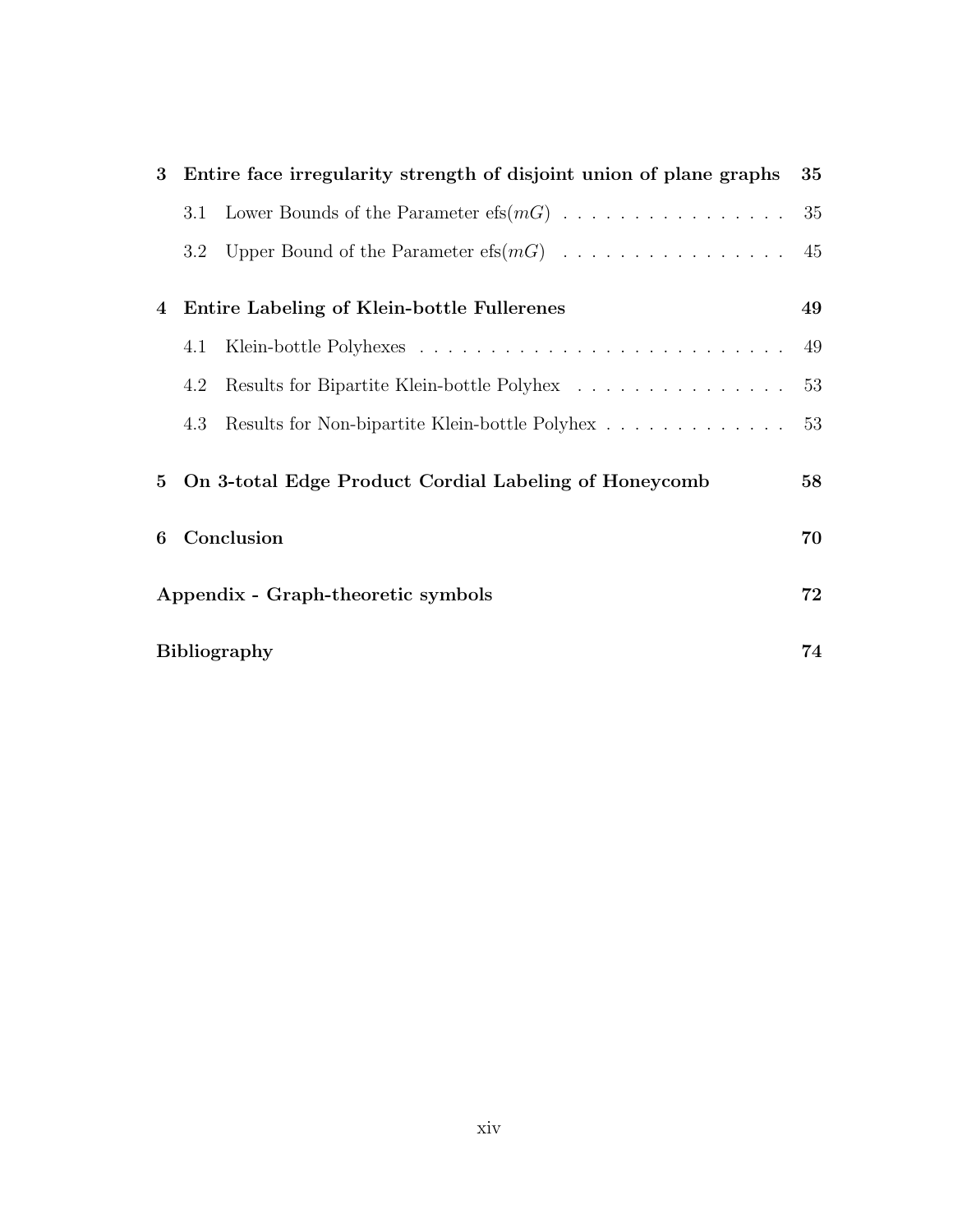**3 Entire face irregularity strength of disjoint union of plane graphs 35**

- 3.1 Lower Bounds of the Parameter efs($mG$) . . . . . . . . . . . . . . . . 35
- 3.2 Upper Bound of the Parameter efs($mG$) . . . . . . . . . . . . . . . . 45

**4 Entire Labeling of Klein-bottle Fullerenes 49**

- 4.1 Klein-bottle Polyhexes . . . . . . . . . . . . . . . . . . . . . . . . . . . 49
- 4.2 Results for Bipartite Klein-bottle Polyhex . . . . . . . . . . . . . . . . 53
- 4.3 Results for Non-bipartite Klein-bottle Polyhex . . . . . . . . . . . . . 53

**5 On 3-total Edge Product Cordial Labeling of Honeycomb 58**

**6 Conclusion 70**

**Appendix - Graph-theoretic symbols 72**

**Bibliography 74**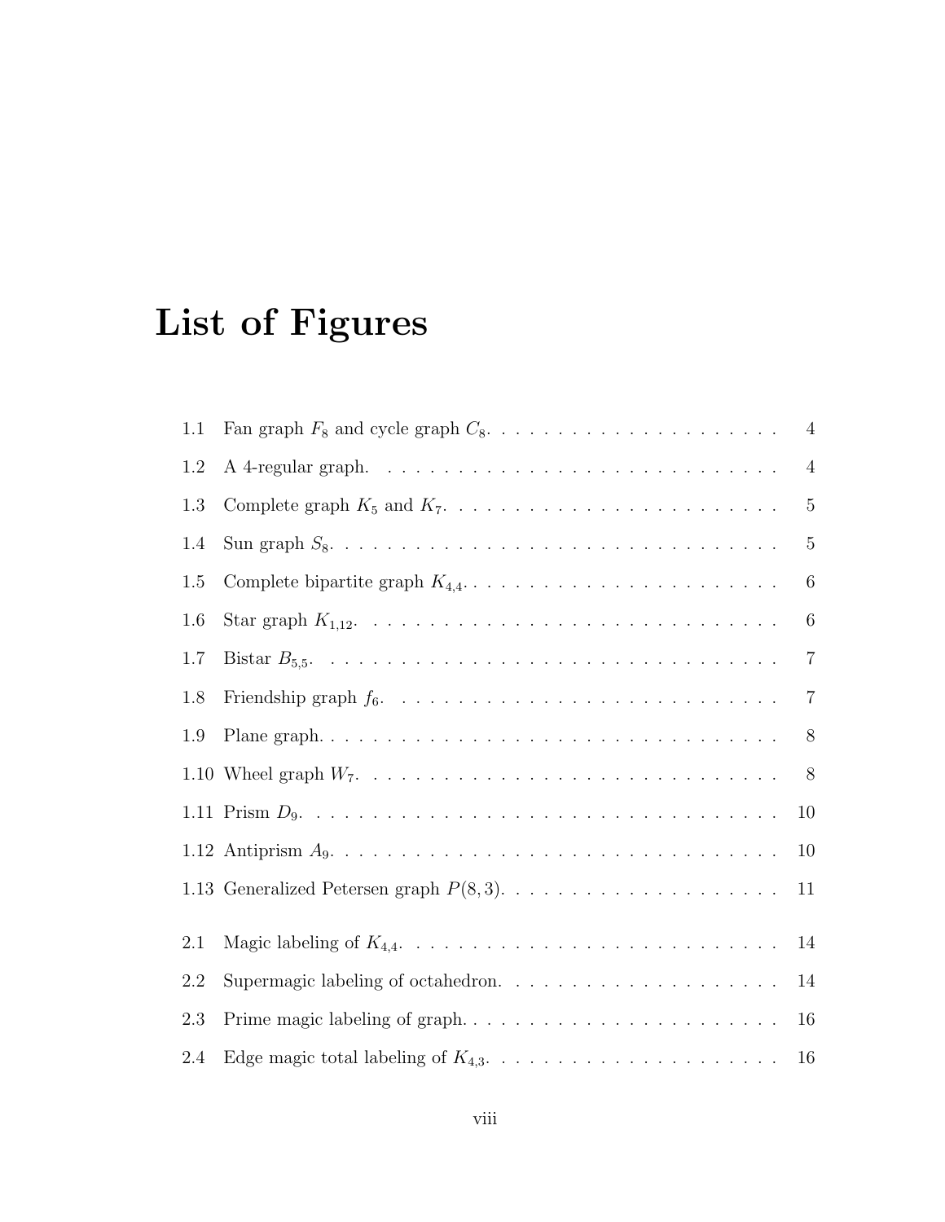# List of Figures

| | | |
|---|---|---|
| 1.1 | Fan graph $F_8$ and cycle graph $C_8$. | 4 |
| 1.2 | A 4-regular graph. | 4 |
| 1.3 | Complete graph $K_5$ and $K_7$. | 5 |
| 1.4 | Sun graph $S_8$. | 5 |
| 1.5 | Complete bipartite graph $K_{4,4}$. | 6 |
| 1.6 | Star graph $K_{1,12}$. | 6 |
| 1.7 | Bistar $B_{5,5}$. | 7 |
| 1.8 | Friendship graph $f_6$. | 7 |
| 1.9 | Plane graph. | 8 |
| 1.10 | Wheel graph $W_7$. | 8 |
| 1.11 | Prism $D_9$. | 10 |
| 1.12 | Antiprism $A_9$. | 10 |
| 1.13 | Generalized Petersen graph $P(8,3)$. | 11 |
| 2.1 | Magic labeling of $K_{4,4}$. | 14 |
| 2.2 | Supermagic labeling of octahedron. | 14 |
| 2.3 | Prime magic labeling of graph. | 16 |
| 2.4 | Edge magic total labeling of $K_{4,3}$. | 16 |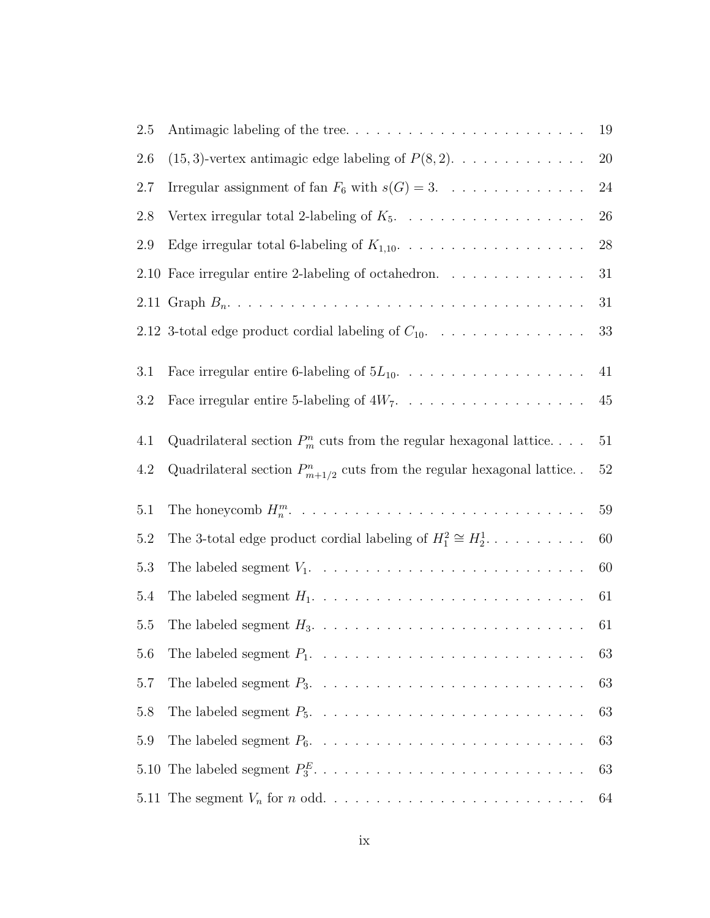2.5 Antimagic labeling of the tree. . . . . . . . . . . . . . . . . . . . . . . 19

2.6 $(15, 3)$-vertex antimagic edge labeling of $P(8, 2)$. . . . . . . . . . . . . 20

2.7 Irregular assignment of fan $F_6$ with $s(G) = 3$. . . . . . . . . . . . . . 24

2.8 Vertex irregular total 2-labeling of $K_5$. . . . . . . . . . . . . . . . . . 26

2.9 Edge irregular total 6-labeling of $K_{1,10}$. . . . . . . . . . . . . . . . . . 28

2.10 Face irregular entire 2-labeling of octahedron. . . . . . . . . . . . . . 31

2.11 Graph $B_n$. . . . . . . . . . . . . . . . . . . . . . . . . . . . . . . . . . 31

2.12 3-total edge product cordial labeling of $C_{10}$. . . . . . . . . . . . . . . 33

3.1 Face irregular entire 6-labeling of $5L_{10}$. . . . . . . . . . . . . . . . . 41

3.2 Face irregular entire 5-labeling of $4W_7$. . . . . . . . . . . . . . . . . . 45

4.1 Quadrilateral section $P_m^n$ cuts from the regular hexagonal lattice. . . . 51

4.2 Quadrilateral section $P_{m+1/2}^n$ cuts from the regular hexagonal lattice. . 52

5.1 The honeycomb $H_n^m$. . . . . . . . . . . . . . . . . . . . . . . . . . . . 59

5.2 The 3-total edge product cordial labeling of $H_1^2 \cong H_2^1$. . . . . . . . . . 60

5.3 The labeled segment $V_1$. . . . . . . . . . . . . . . . . . . . . . . . . . 60

5.4 The labeled segment $H_1$. . . . . . . . . . . . . . . . . . . . . . . . . . 61

5.5 The labeled segment $H_3$. . . . . . . . . . . . . . . . . . . . . . . . . . 61

5.6 The labeled segment $P_1$. . . . . . . . . . . . . . . . . . . . . . . . . . 63

5.7 The labeled segment $P_3$. . . . . . . . . . . . . . . . . . . . . . . . . . 63

5.8 The labeled segment $P_5$. . . . . . . . . . . . . . . . . . . . . . . . . . 63

5.9 The labeled segment $P_6$. . . . . . . . . . . . . . . . . . . . . . . . . . 63

5.10 The labeled segment $P_3^E$. . . . . . . . . . . . . . . . . . . . . . . . . 63

5.11 The segment $V_n$ for $n$ odd. . . . . . . . . . . . . . . . . . . . . . . . 64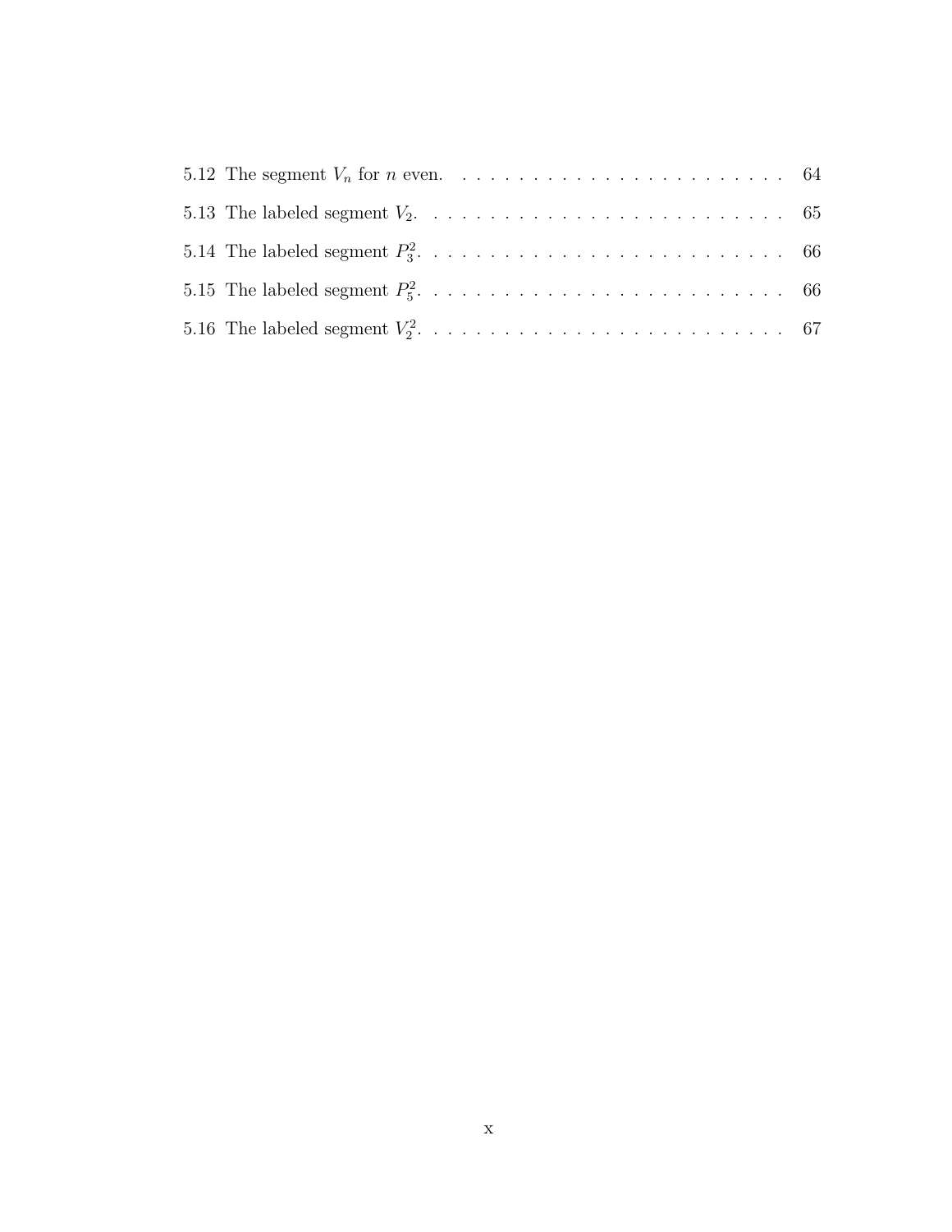5.12 The segment $V_n$ for $n$ even. . . . . . . . . . . . . . . . . . . . . . . . 64

5.13 The labeled segment $V_2$. . . . . . . . . . . . . . . . . . . . . . . . . . . 65

5.14 The labeled segment $P_3^2$. . . . . . . . . . . . . . . . . . . . . . . . . . . 66

5.15 The labeled segment $P_5^2$. . . . . . . . . . . . . . . . . . . . . . . . . . . 66

5.16 The labeled segment $V_2^2$. . . . . . . . . . . . . . . . . . . . . . . . . . . 67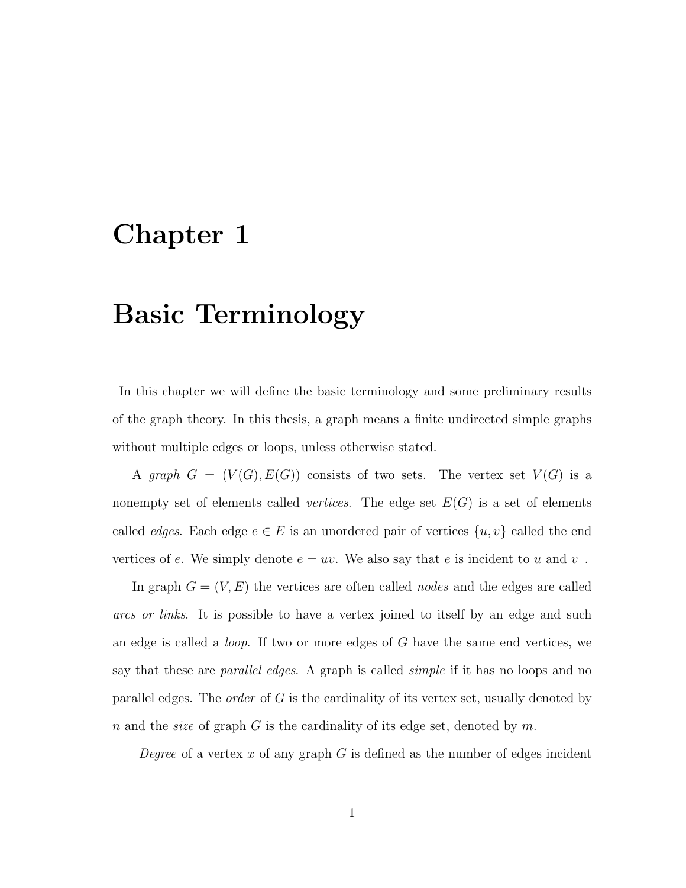# Chapter 1

# Basic Terminology

In this chapter we will define the basic terminology and some preliminary results of the graph theory. In this thesis, a graph means a finite undirected simple graphs without multiple edges or loops, unless otherwise stated.

A *graph* $G = (V(G), E(G))$ consists of two sets. The vertex set $V(G)$ is a nonempty set of elements called *vertices*. The edge set $E(G)$ is a set of elements called *edges*. Each edge $e \in E$ is an unordered pair of vertices $\{u, v\}$ called the end vertices of $e$. We simply denote $e = uv$. We also say that $e$ is incident to $u$ and $v$ .

In graph $G = (V, E)$ the vertices are often called *nodes* and the edges are called *arcs or links*. It is possible to have a vertex joined to itself by an edge and such an edge is called a *loop*. If two or more edges of $G$ have the same end vertices, we say that these are *parallel edges*. A graph is called *simple* if it has no loops and no parallel edges. The *order* of $G$ is the cardinality of its vertex set, usually denoted by $n$ and the *size* of graph $G$ is the cardinality of its edge set, denoted by $m$.

*Degree* of a vertex $x$ of any graph $G$ is defined as the number of edges incident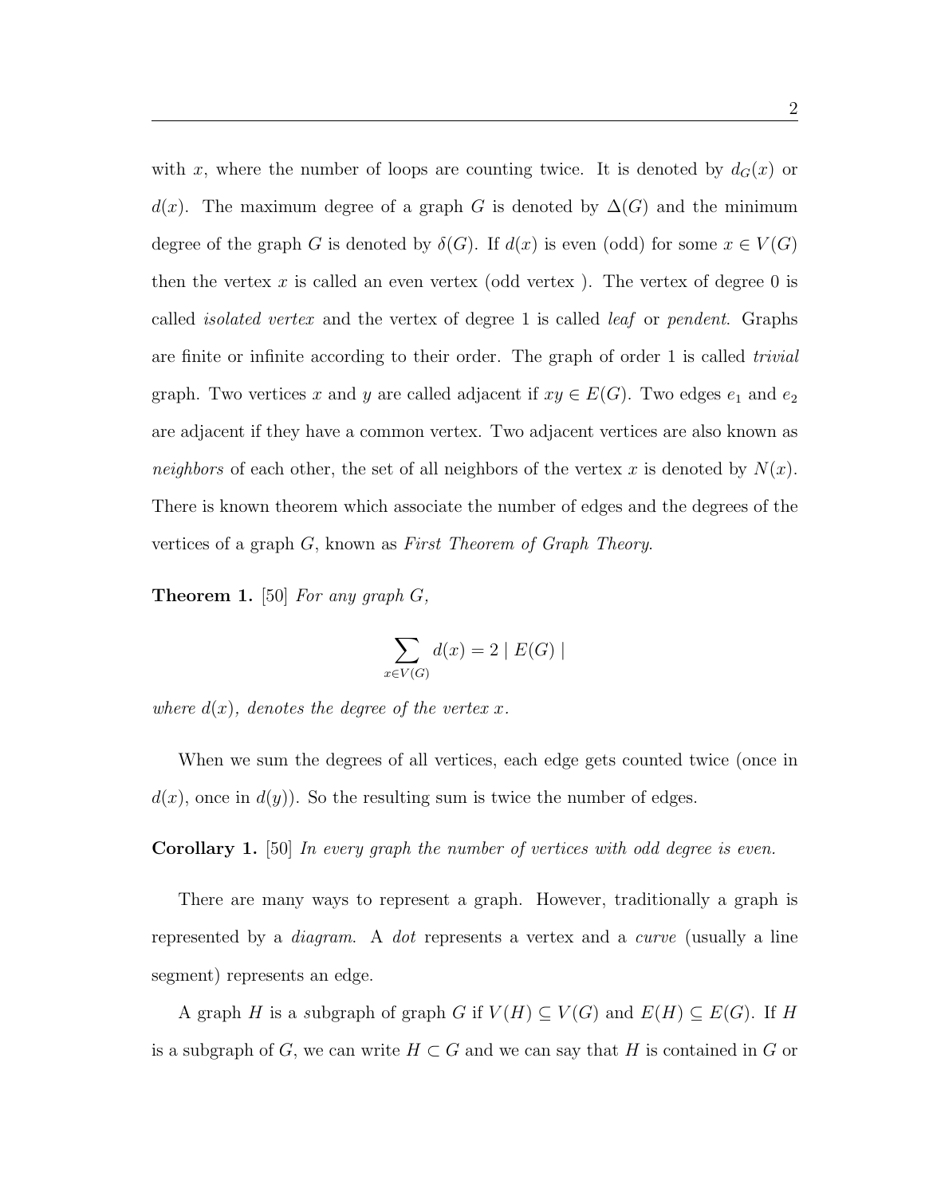with $x$, where the number of loops are counting twice. It is denoted by $d_G(x)$ or $d(x)$. The maximum degree of a graph $G$ is denoted by $\Delta(G)$ and the minimum degree of the graph $G$ is denoted by $\delta(G)$. If $d(x)$ is even (odd) for some $x \in V(G)$ then the vertex $x$ is called an even vertex (odd vertex ). The vertex of degree 0 is called *isolated vertex* and the vertex of degree 1 is called *leaf* or *pendent*. Graphs are finite or infinite according to their order. The graph of order 1 is called *trivial* graph. Two vertices $x$ and $y$ are called adjacent if $xy \in E(G)$. Two edges $e_1$ and $e_2$ are adjacent if they have a common vertex. Two adjacent vertices are also known as *neighbors* of each other, the set of all neighbors of the vertex $x$ is denoted by $N(x)$. There is known theorem which associate the number of edges and the degrees of the vertices of a graph $G$, known as *First Theorem of Graph Theory*.

**Theorem 1.** [50] *For any graph $G$,*

$$\sum_{x \in V(G)} d(x) = 2 \mid E(G) \mid$$

*where $d(x)$, denotes the degree of the vertex $x$.*

When we sum the degrees of all vertices, each edge gets counted twice (once in $d(x)$, once in $d(y)$). So the resulting sum is twice the number of edges.

**Corollary 1.** [50] *In every graph the number of vertices with odd degree is even.*

There are many ways to represent a graph. However, traditionally a graph is represented by a *diagram*. A *dot* represents a vertex and a *curve* (usually a line segment) represents an edge.

A graph $H$ is a *s*ubgraph of graph $G$ if $V(H) \subseteq V(G)$ and $E(H) \subseteq E(G)$. If $H$ is a subgraph of $G$, we can write $H \subset G$ and we can say that $H$ is contained in $G$ or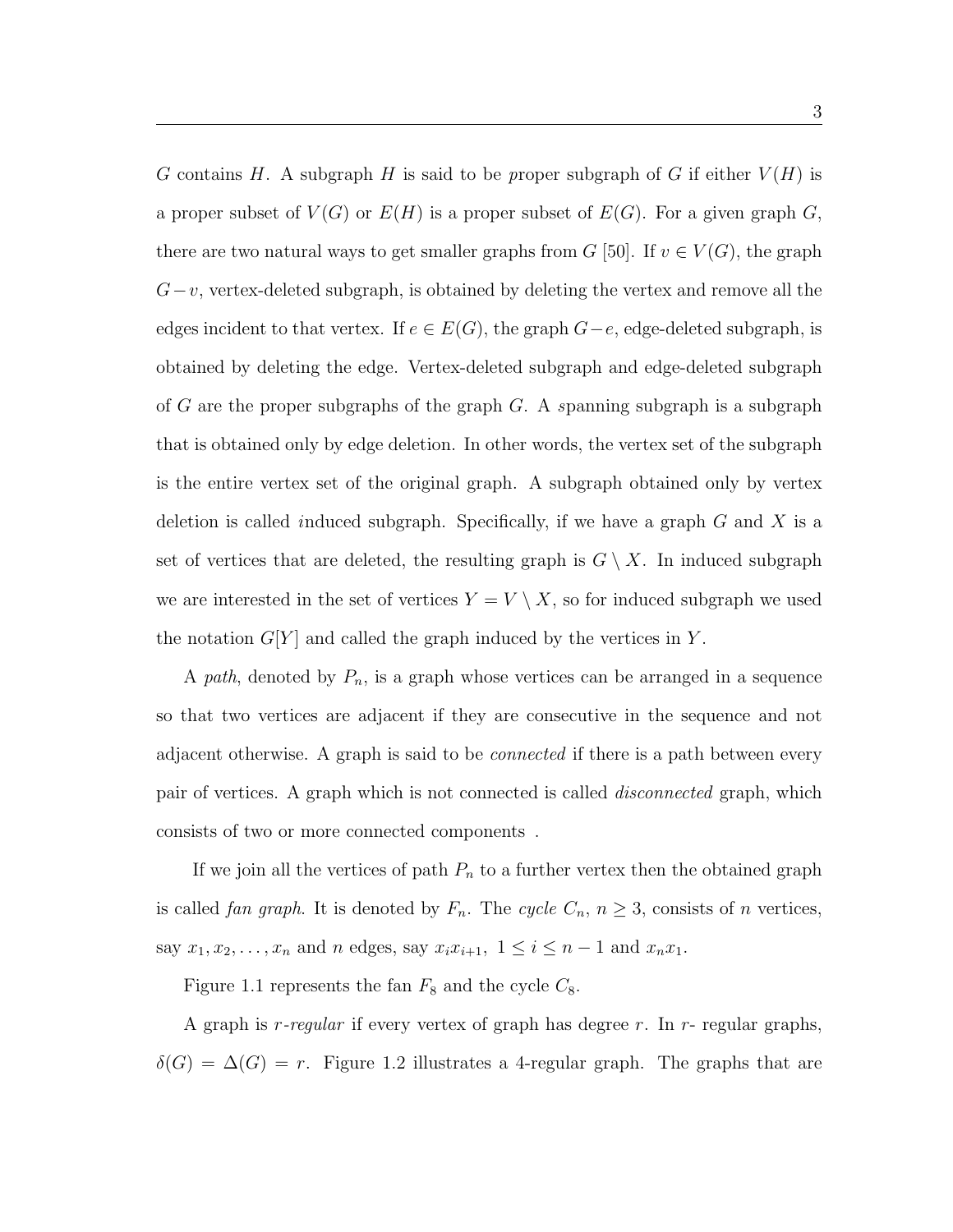G contains H. A subgraph H is said to be *p*roper subgraph of G if either $V(H)$ is a proper subset of $V(G)$ or $E(H)$ is a proper subset of $E(G)$. For a given graph G, there are two natural ways to get smaller graphs from G [50]. If $v \in V(G)$, the graph $G-v$, vertex-deleted subgraph, is obtained by deleting the vertex and remove all the edges incident to that vertex. If $e \in E(G)$, the graph $G-e$, edge-deleted subgraph, is obtained by deleting the edge. Vertex-deleted subgraph and edge-deleted subgraph of G are the proper subgraphs of the graph G. A *s*panning subgraph is a subgraph that is obtained only by edge deletion. In other words, the vertex set of the subgraph is the entire vertex set of the original graph. A subgraph obtained only by vertex deletion is called *i*nduced subgraph. Specifically, if we have a graph G and X is a set of vertices that are deleted, the resulting graph is $G \setminus X$. In induced subgraph we are interested in the set of vertices $Y = V \setminus X$, so for induced subgraph we used the notation $G[Y]$ and called the graph induced by the vertices in Y.

A *path*, denoted by $P_n$, is a graph whose vertices can be arranged in a sequence so that two vertices are adjacent if they are consecutive in the sequence and not adjacent otherwise. A graph is said to be *connected* if there is a path between every pair of vertices. A graph which is not connected is called *disconnected* graph, which consists of two or more connected components .

If we join all the vertices of path $P_n$ to a further vertex then the obtained graph is called *fan graph*. It is denoted by $F_n$. The *cycle* $C_n$, $n \geq 3$, consists of n vertices, say $x_1, x_2, \ldots, x_n$ and n edges, say $x_i x_{i+1}$, $1 \leq i \leq n-1$ and $x_n x_1$.

Figure 1.1 represents the fan $F_8$ and the cycle $C_8$.

A graph is *r-regular* if every vertex of graph has degree r. In r- regular graphs, $\delta(G) = \Delta(G) = r$. Figure 1.2 illustrates a 4-regular graph. The graphs that are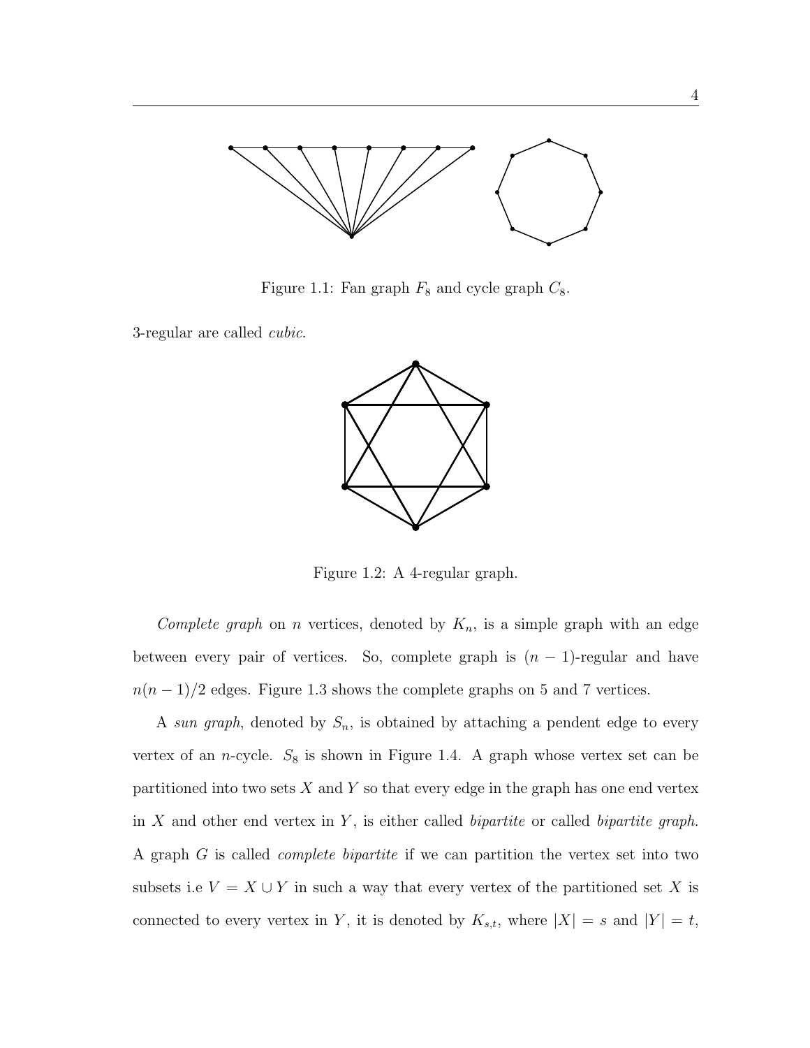Figure 1.1: Fan graph $F_8$ and cycle graph $C_8$.

3-regular are called *cubic*.

Figure 1.2: A 4-regular graph.

*Complete graph* on $n$ vertices, denoted by $K_n$, is a simple graph with an edge between every pair of vertices. So, complete graph is $(n-1)$-regular and have $n(n-1)/2$ edges. Figure 1.3 shows the complete graphs on 5 and 7 vertices.

A *sun graph*, denoted by $S_n$, is obtained by attaching a pendent edge to every vertex of an $n$-cycle. $S_8$ is shown in Figure 1.4. A graph whose vertex set can be partitioned into two sets $X$ and $Y$ so that every edge in the graph has one end vertex in $X$ and other end vertex in $Y$, is either called *bipartite* or called *bipartite graph*. A graph $G$ is called *complete bipartite* if we can partition the vertex set into two subsets i.e $V = X \cup Y$ in such a way that every vertex of the partitioned set $X$ is connected to every vertex in $Y$, it is denoted by $K_{s,t}$, where $|X| = s$ and $|Y| = t$,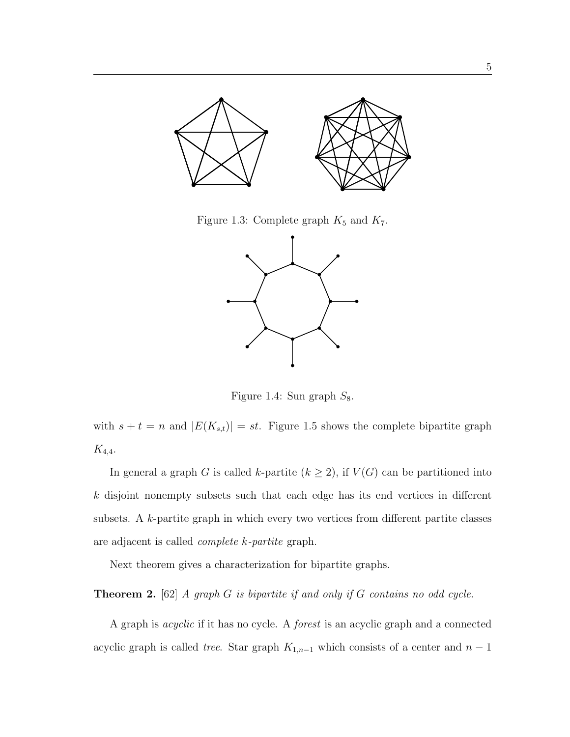Figure 1.3: Complete graph $K_5$ and $K_7$.

Figure 1.4: Sun graph $S_8$.

with $s + t = n$ and $|E(K_{s,t})| = st$. Figure 1.5 shows the complete bipartite graph $K_{4,4}$.

In general a graph $G$ is called $k$-partite ($k \geq 2$), if $V(G)$ can be partitioned into $k$ disjoint nonempty subsets such that each edge has its end vertices in different subsets. A $k$-partite graph in which every two vertices from different partite classes are adjacent is called *complete k-partite* graph.

Next theorem gives a characterization for bipartite graphs.

**Theorem 2.** [62] *A graph $G$ is bipartite if and only if $G$ contains no odd cycle.*

A graph is *acyclic* if it has no cycle. A *forest* is an acyclic graph and a connected acyclic graph is called *tree*. Star graph $K_{1,n-1}$ which consists of a center and $n - 1$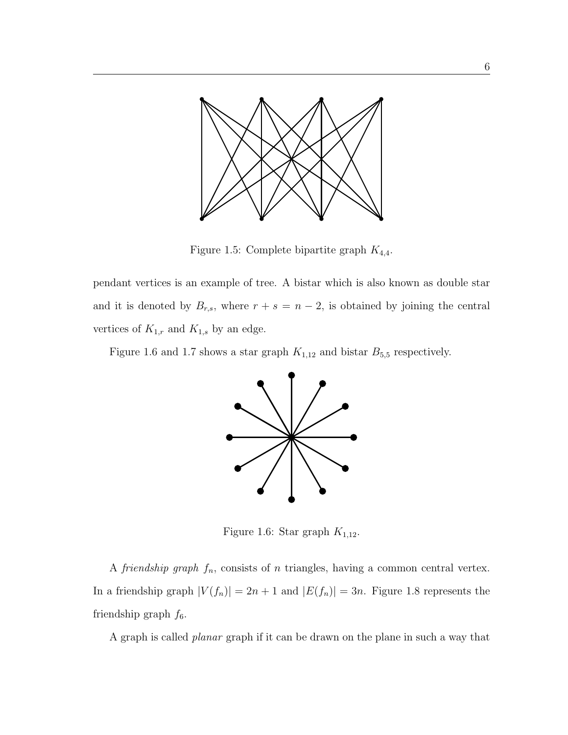Figure 1.5: Complete bipartite graph $K_{4,4}$.

pendant vertices is an example of tree. A bistar which is also known as double star and it is denoted by $B_{r,s}$, where $r + s = n - 2$, is obtained by joining the central vertices of $K_{1,r}$ and $K_{1,s}$ by an edge.

Figure 1.6 and 1.7 shows a star graph $K_{1,12}$ and bistar $B_{5,5}$ respectively.

Figure 1.6: Star graph $K_{1,12}$.

A *friendship graph* $f_n$, consists of $n$ triangles, having a common central vertex. In a friendship graph $|V(f_n)| = 2n + 1$ and $|E(f_n)| = 3n$. Figure 1.8 represents the friendship graph $f_6$.

A graph is called *planar* graph if it can be drawn on the plane in such a way that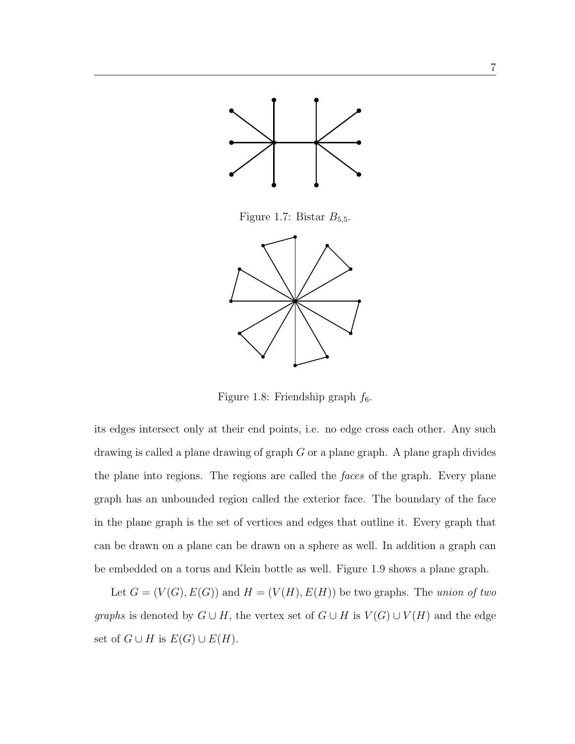Figure 1.7: Bistar $B_{5,5}$.

Figure 1.8: Friendship graph $f_6$.

its edges intersect only at their end points, i.e. no edge cross each other. Any such drawing is called a plane drawing of graph $G$ or a plane graph. A plane graph divides the plane into regions. The regions are called the *faces* of the graph. Every plane graph has an unbounded region called the exterior face. The boundary of the face in the plane graph is the set of vertices and edges that outline it. Every graph that can be drawn on a plane can be drawn on a sphere as well. In addition a graph can be embedded on a torus and Klein bottle as well. Figure 1.9 shows a plane graph.

Let $G = (V(G), E(G))$ and $H = (V(H), E(H))$ be two graphs. The *union of two graphs* is denoted by $G \cup H$, the vertex set of $G \cup H$ is $V(G) \cup V(H)$ and the edge set of $G \cup H$ is $E(G) \cup E(H)$.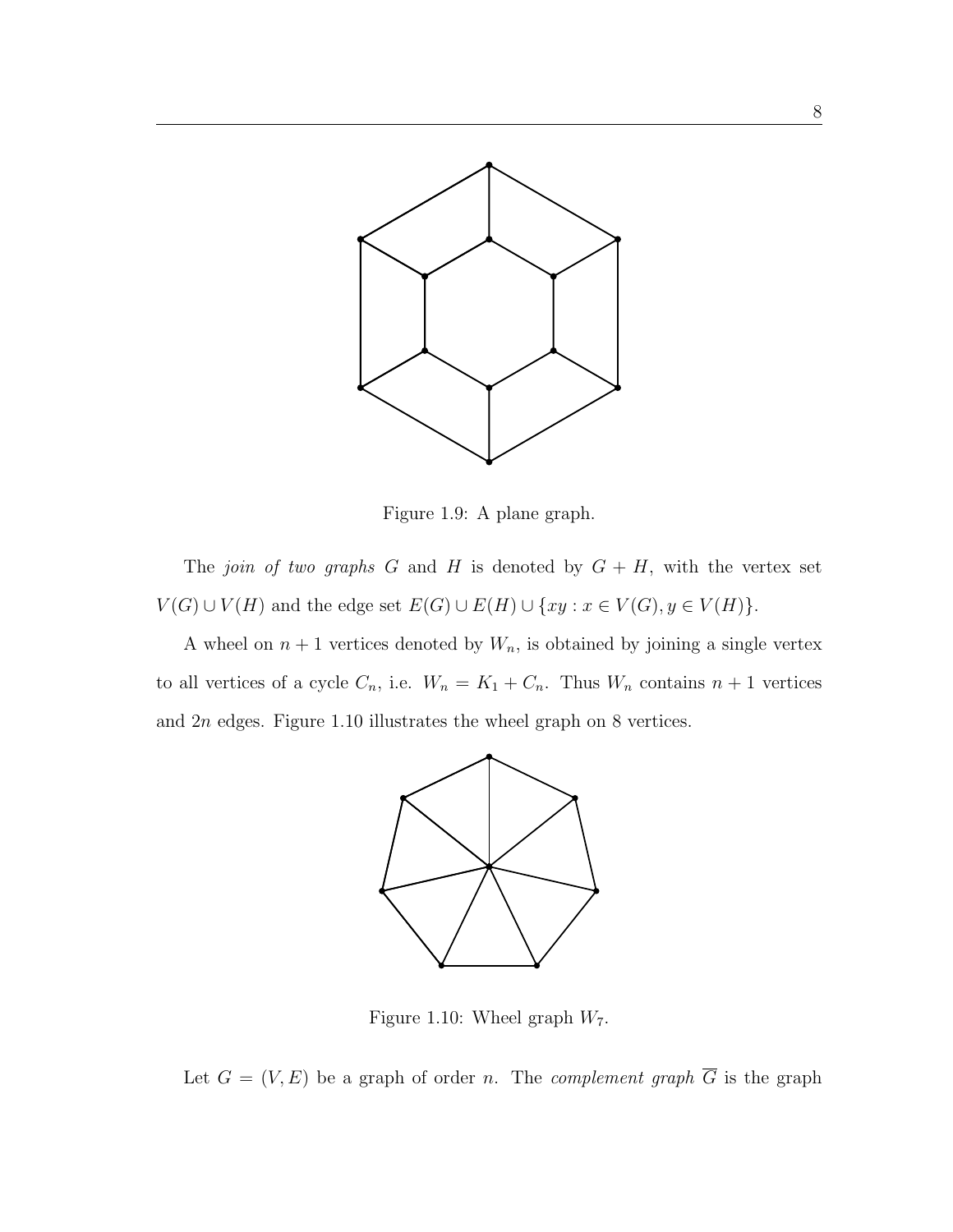Figure 1.9: A plane graph.

The *join of two graphs* $G$ and $H$ is denoted by $G + H$, with the vertex set $V(G) \cup V(H)$ and the edge set $E(G) \cup E(H) \cup \{xy : x \in V(G), y \in V(H)\}$.

A wheel on $n + 1$ vertices denoted by $W_n$, is obtained by joining a single vertex to all vertices of a cycle $C_n$, i.e. $W_n = K_1 + C_n$. Thus $W_n$ contains $n + 1$ vertices and $2n$ edges. Figure 1.10 illustrates the wheel graph on 8 vertices.

Figure 1.10: Wheel graph $W_7$.

Let $G = (V, E)$ be a graph of order $n$. The *complement graph* $\overline{G}$ is the graph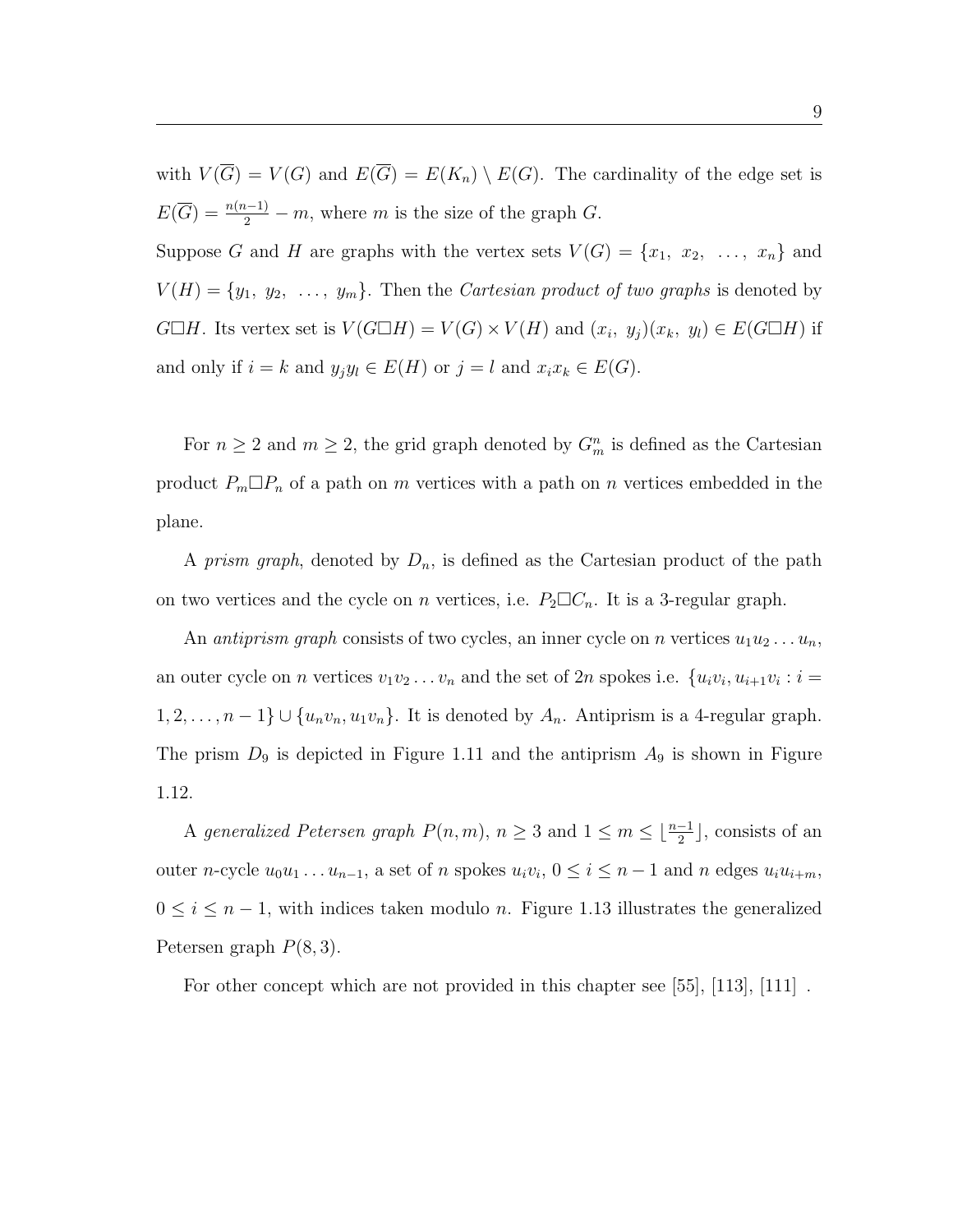with $V(\overline{G}) = V(G)$ and $E(\overline{G}) = E(K_n) \setminus E(G)$. The cardinality of the edge set is $E(\overline{G}) = \frac{n(n-1)}{2} - m$, where $m$ is the size of the graph $G$.
Suppose $G$ and $H$ are graphs with the vertex sets $V(G) = \{x_1,\ x_2,\ \ldots,\ x_n\}$ and $V(H) = \{y_1,\ y_2,\ \ldots,\ y_m\}$. Then the *Cartesian product of two graphs* is denoted by $G \square H$. Its vertex set is $V(G \square H) = V(G) \times V(H)$ and $(x_i,\ y_j)(x_k,\ y_l) \in E(G \square H)$ if and only if $i = k$ and $y_j y_l \in E(H)$ or $j = l$ and $x_i x_k \in E(G)$.

For $n \geq 2$ and $m \geq 2$, the grid graph denoted by $G_m^n$ is defined as the Cartesian product $P_m \square P_n$ of a path on $m$ vertices with a path on $n$ vertices embedded in the plane.

A *prism graph*, denoted by $D_n$, is defined as the Cartesian product of the path on two vertices and the cycle on $n$ vertices, i.e. $P_2 \square C_n$. It is a 3-regular graph.

An *antiprism graph* consists of two cycles, an inner cycle on $n$ vertices $u_1 u_2 \ldots u_n$, an outer cycle on $n$ vertices $v_1 v_2 \ldots v_n$ and the set of $2n$ spokes i.e. $\{u_i v_i, u_{i+1} v_i : i = 1, 2, \ldots, n-1\} \cup \{u_n v_n, u_1 v_n\}$. It is denoted by $A_n$. Antiprism is a 4-regular graph. The prism $D_9$ is depicted in Figure 1.11 and the antiprism $A_9$ is shown in Figure 1.12.

A *generalized Petersen graph* $P(n, m)$, $n \geq 3$ and $1 \leq m \leq \lfloor \frac{n-1}{2} \rfloor$, consists of an outer $n$-cycle $u_0 u_1 \ldots u_{n-1}$, a set of $n$ spokes $u_i v_i$, $0 \leq i \leq n-1$ and $n$ edges $u_i u_{i+m}$, $0 \leq i \leq n-1$, with indices taken modulo $n$. Figure 1.13 illustrates the generalized Petersen graph $P(8, 3)$.

For other concept which are not provided in this chapter see [55], [113], [111] .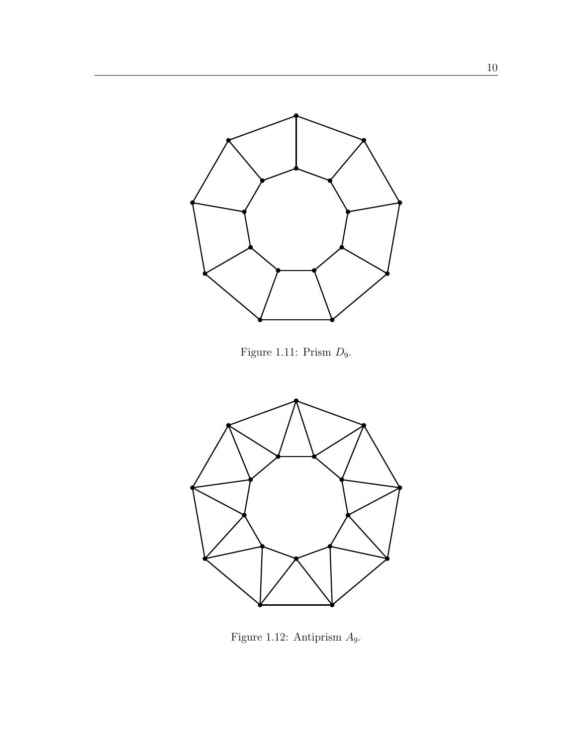Figure 1.11: Prism $D_9$.

Figure 1.12: Antiprism $A_9$.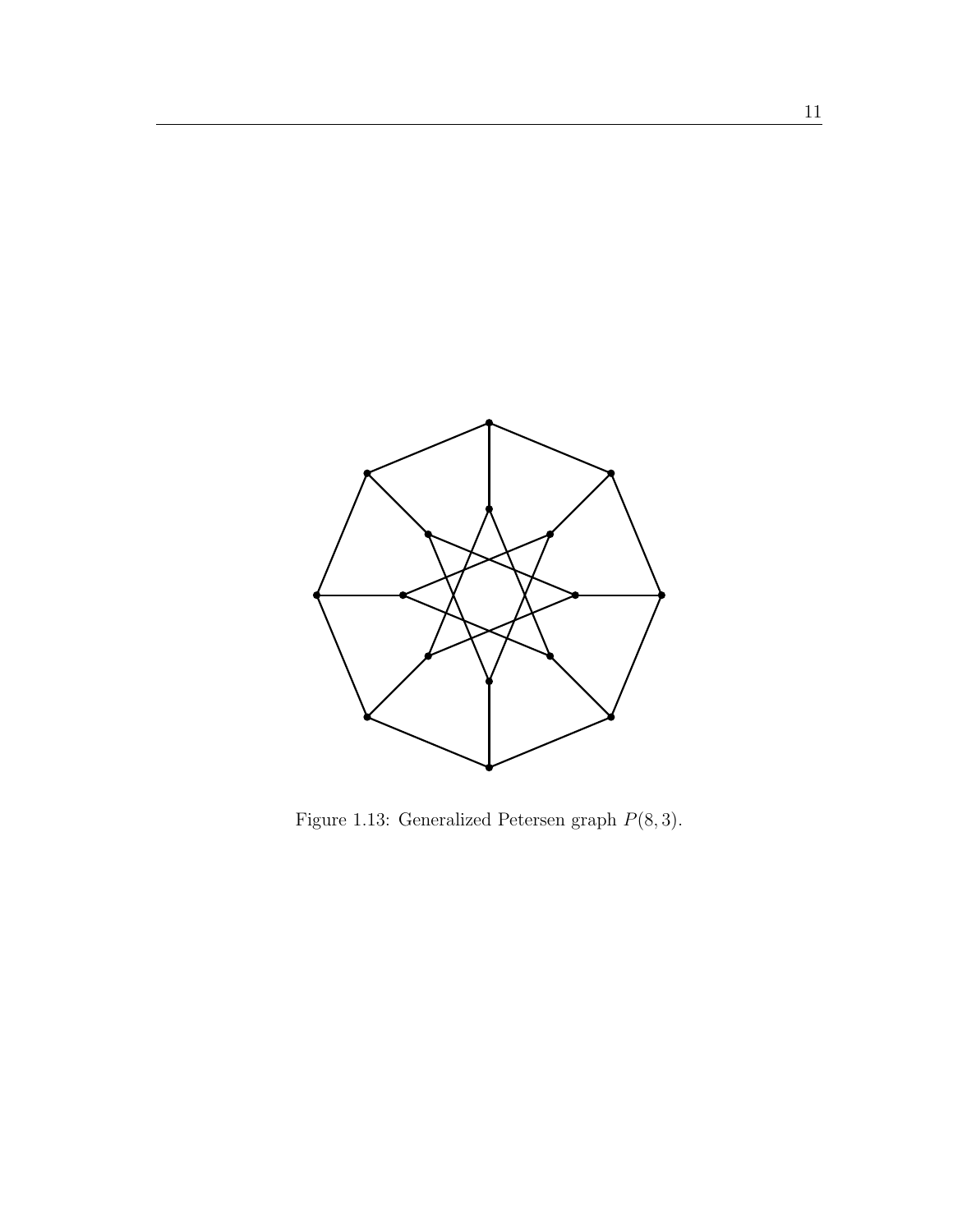Figure 1.13: Generalized Petersen graph $P(8, 3)$.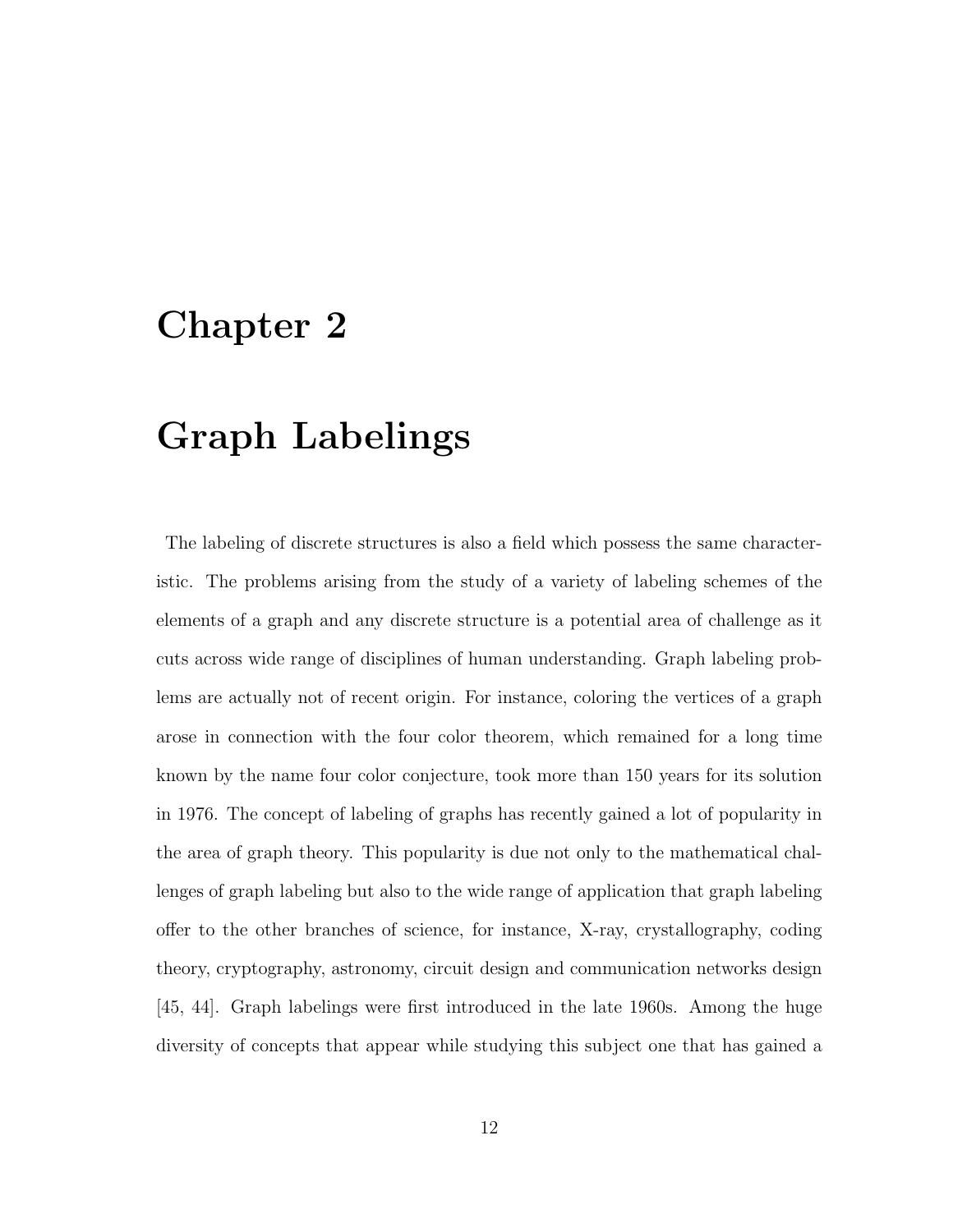# Chapter 2

# Graph Labelings

The labeling of discrete structures is also a field which possess the same characteristic. The problems arising from the study of a variety of labeling schemes of the elements of a graph and any discrete structure is a potential area of challenge as it cuts across wide range of disciplines of human understanding. Graph labeling problems are actually not of recent origin. For instance, coloring the vertices of a graph arose in connection with the four color theorem, which remained for a long time known by the name four color conjecture, took more than 150 years for its solution in 1976. The concept of labeling of graphs has recently gained a lot of popularity in the area of graph theory. This popularity is due not only to the mathematical challenges of graph labeling but also to the wide range of application that graph labeling offer to the other branches of science, for instance, X-ray, crystallogrophy, coding theory, cryptography, astronomy, circuit design and communication networks design [45, 44]. Graph labelings were first introduced in the late 1960s. Among the huge diversity of concepts that appear while studying this subject one that has gained a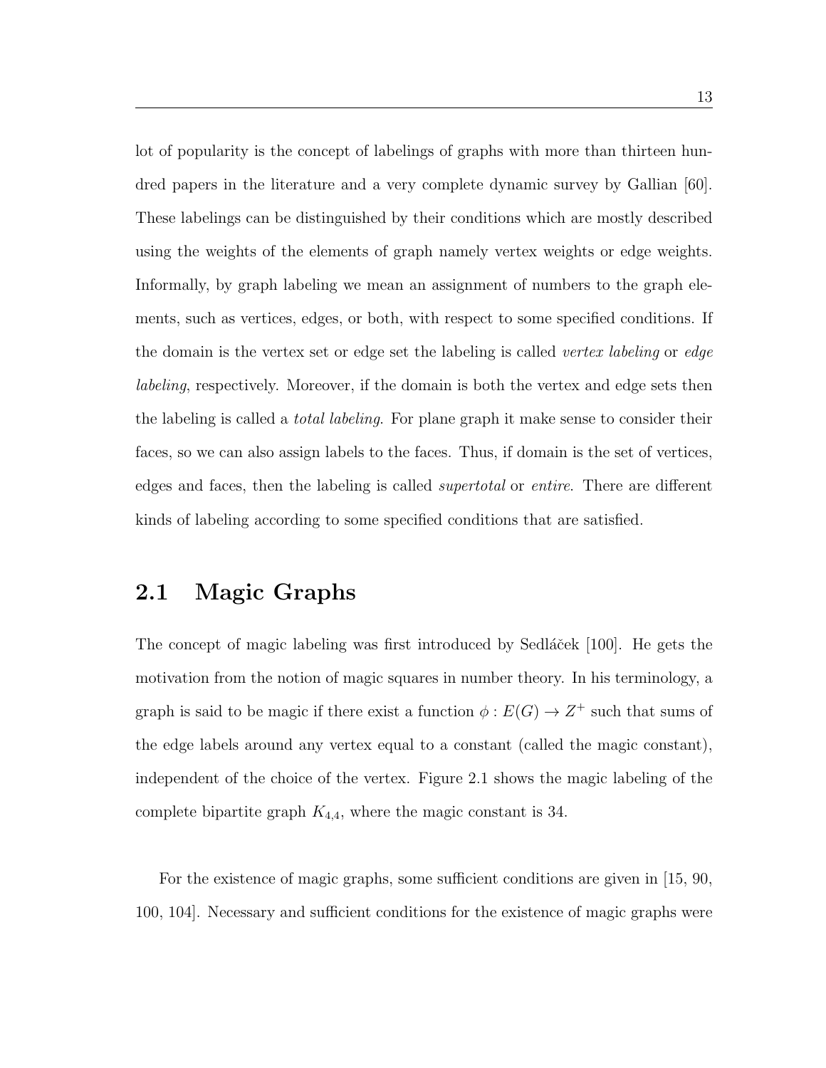lot of popularity is the concept of labelings of graphs with more than thirteen hundred papers in the literature and a very complete dynamic survey by Gallian [60]. These labelings can be distinguished by their conditions which are mostly described using the weights of the elements of graph namely vertex weights or edge weights. Informally, by graph labeling we mean an assignment of numbers to the graph elements, such as vertices, edges, or both, with respect to some specified conditions. If the domain is the vertex set or edge set the labeling is called *vertex labeling* or *edge labeling*, respectively. Moreover, if the domain is both the vertex and edge sets then the labeling is called a *total labeling*. For plane graph it make sense to consider their faces, so we can also assign labels to the faces. Thus, if domain is the set of vertices, edges and faces, then the labeling is called *supertotal* or *entire*. There are different kinds of labeling according to some specified conditions that are satisfied.

## 2.1 Magic Graphs

The concept of magic labeling was first introduced by Sedláček [100]. He gets the motivation from the notion of magic squares in number theory. In his terminology, a graph is said to be magic if there exist a function $\phi : E(G) \rightarrow Z^+$ such that sums of the edge labels around any vertex equal to a constant (called the magic constant), independent of the choice of the vertex. Figure 2.1 shows the magic labeling of the complete bipartite graph $K_{4,4}$, where the magic constant is 34.

For the existence of magic graphs, some sufficient conditions are given in [15, 90, 100, 104]. Necessary and sufficient conditions for the existence of magic graphs were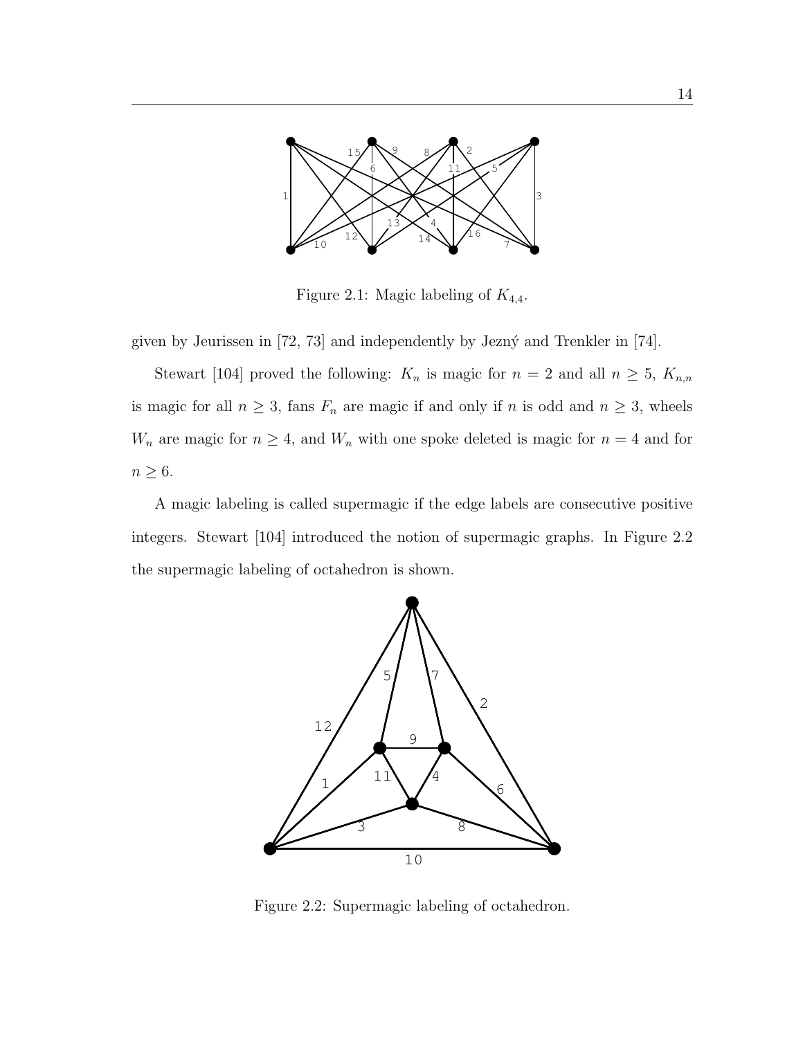Figure 2.1: Magic labeling of $K_{4,4}$.

given by Jeurissen in [72, 73] and independently by Jezný and Trenkler in [74].

Stewart [104] proved the following: $K_n$ is magic for $n = 2$ and all $n \geq 5$, $K_{n,n}$ is magic for all $n \geq 3$, fans $F_n$ are magic if and only if $n$ is odd and $n \geq 3$, wheels $W_n$ are magic for $n \geq 4$, and $W_n$ with one spoke deleted is magic for $n = 4$ and for $n \geq 6$.

A magic labeling is called supermagic if the edge labels are consecutive positive integers. Stewart [104] introduced the notion of supermagic graphs. In Figure 2.2 the supermagic labeling of octahedron is shown.

Figure 2.2: Supermagic labeling of octahedron.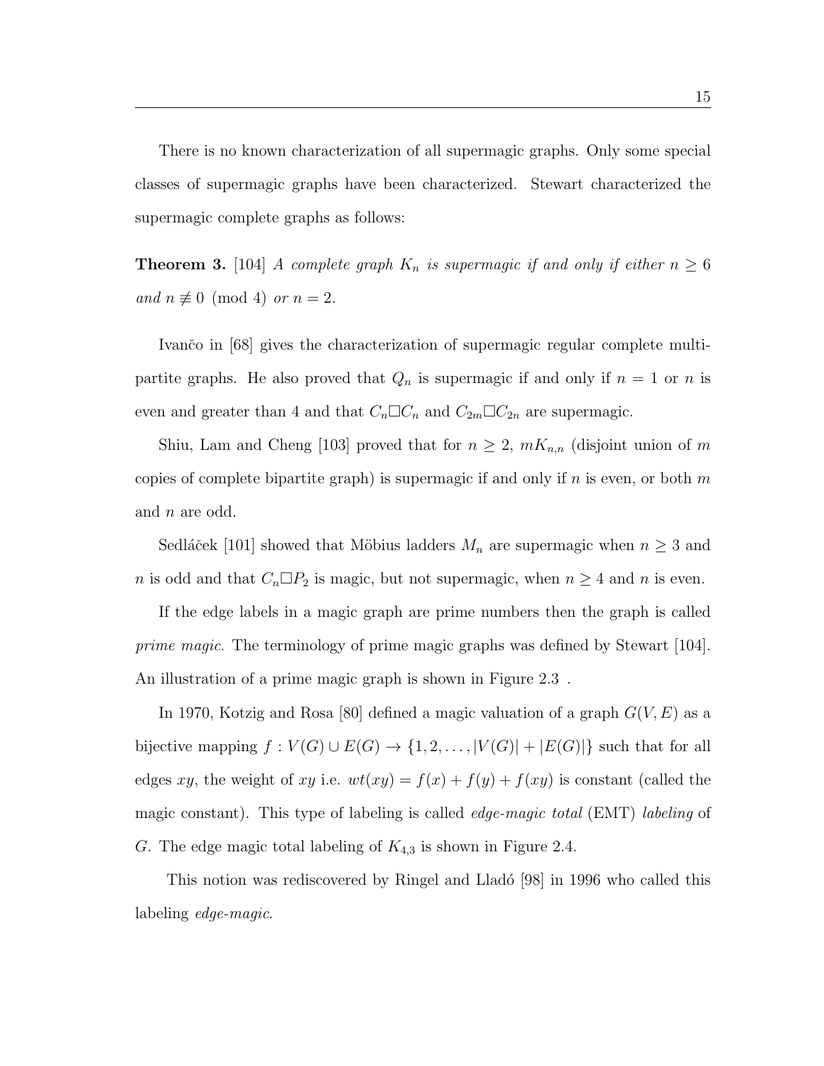There is no known characterization of all supermagic graphs. Only some special classes of supermagic graphs have been characterized. Stewart characterized the supermagic complete graphs as follows:

**Theorem 3.** [104] *A complete graph $K_n$ is supermagic if and only if either $n \geq 6$ and $n \not\equiv 0 \pmod 4$ or $n = 2$.*

Ivančo in [68] gives the characterization of supermagic regular complete multipartite graphs. He also proved that $Q_n$ is supermagic if and only if $n = 1$ or $n$ is even and greater than 4 and that $C_n \square C_n$ and $C_{2m} \square C_{2n}$ are supermagic.

Shiu, Lam and Cheng [103] proved that for $n \geq 2$, $mK_{n,n}$ (disjoint union of $m$ copies of complete bipartite graph) is supermagic if and only if $n$ is even, or both $m$ and $n$ are odd.

Sedláček [101] showed that Möbius ladders $M_n$ are supermagic when $n \geq 3$ and $n$ is odd and that $C_n \square P_2$ is magic, but not supermagic, when $n \geq 4$ and $n$ is even.

If the edge labels in a magic graph are prime numbers then the graph is called *prime magic*. The terminology of prime magic graphs was defined by Stewart [104]. An illustration of a prime magic graph is shown in Figure 2.3 .

In 1970, Kotzig and Rosa [80] defined a magic valuation of a graph $G(V, E)$ as a bijective mapping $f : V(G) \cup E(G) \rightarrow \{1, 2, \ldots, |V(G)| + |E(G)|\}$ such that for all edges $xy$, the weight of $xy$ i.e. $wt(xy) = f(x) + f(y) + f(xy)$ is constant (called the magic constant). This type of labeling is called *edge-magic total* (EMT) *labeling* of $G$. The edge magic total labeling of $K_{4,3}$ is shown in Figure 2.4.

This notion was rediscovered by Ringel and Lladó [98] in 1996 who called this labeling *edge-magic*.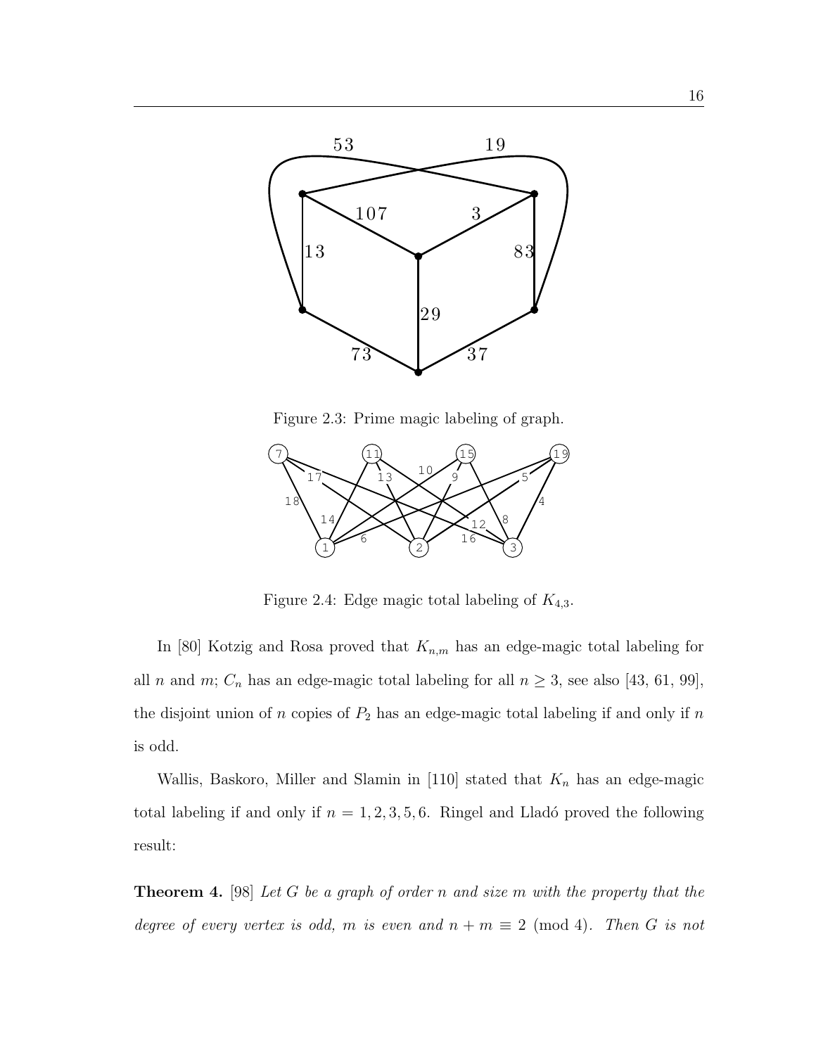Figure 2.3: Prime magic labeling of graph.

Figure 2.4: Edge magic total labeling of $K_{4,3}$.

In [80] Kotzig and Rosa proved that $K_{n,m}$ has an edge-magic total labeling for all $n$ and $m$; $C_n$ has an edge-magic total labeling for all $n \geq 3$, see also [43, 61, 99], the disjoint union of $n$ copies of $P_2$ has an edge-magic total labeling if and only if $n$ is odd.

Wallis, Baskoro, Miller and Slamin in [110] stated that $K_n$ has an edge-magic total labeling if and only if $n = 1, 2, 3, 5, 6$. Ringel and Lladó proved the following result:

**Theorem 4.** [98] *Let $G$ be a graph of order $n$ and size $m$ with the property that the degree of every vertex is odd, $m$ is even and $n + m \equiv 2 \pmod 4$. Then $G$ is not*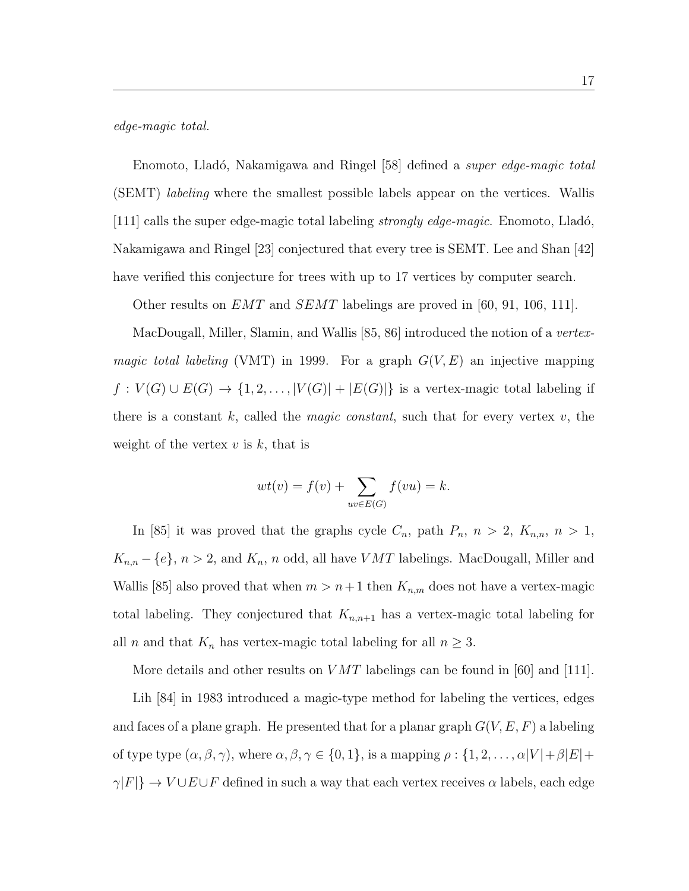*edge-magic total.*

Enomoto, Lladó, Nakamigawa and Ringel [58] defined a *super edge-magic total* (SEMT) *labeling* where the smallest possible labels appear on the vertices. Wallis [111] calls the super edge-magic total labeling *strongly edge-magic*. Enomoto, Lladó, Nakamigawa and Ringel [23] conjectured that every tree is SEMT. Lee and Shan [42] have verified this conjecture for trees with up to 17 vertices by computer search.

Other results on $EMT$ and $SEMT$ labelings are proved in [60, 91, 106, 111].

MacDougall, Miller, Slamin, and Wallis [85, 86] introduced the notion of a *vertex-magic total labeling* (VMT) in 1999. For a graph $G(V, E)$ an injective mapping $f : V(G) \cup E(G) \to \{1, 2, \ldots, |V(G)| + |E(G)|\}$ is a vertex-magic total labeling if there is a constant $k$, called the *magic constant*, such that for every vertex $v$, the weight of the vertex $v$ is $k$, that is

$$wt(v) = f(v) + \sum_{uv \in E(G)} f(vu) = k.$$

In [85] it was proved that the graphs cycle $C_n$, path $P_n$, $n > 2$, $K_{n,n}$, $n > 1$, $K_{n,n} - \{e\}$, $n > 2$, and $K_n$, $n$ odd, all have $VMT$ labelings. MacDougall, Miller and Wallis [85] also proved that when $m > n+1$ then $K_{n,m}$ does not have a vertex-magic total labeling. They conjectured that $K_{n,n+1}$ has a vertex-magic total labeling for all $n$ and that $K_n$ has vertex-magic total labeling for all $n \geq 3$.

More details and other results on $VMT$ labelings can be found in [60] and [111].

Lih [84] in 1983 introduced a magic-type method for labeling the vertices, edges and faces of a plane graph. He presented that for a planar graph $G(V, E, F)$ a labeling of type type $(\alpha, \beta, \gamma)$, where $\alpha, \beta, \gamma \in \{0, 1\}$, is a mapping $\rho : \{1, 2, \ldots, \alpha|V| + \beta|E| + \gamma|F|\} \to V \cup E \cup F$ defined in such a way that each vertex receives $\alpha$ labels, each edge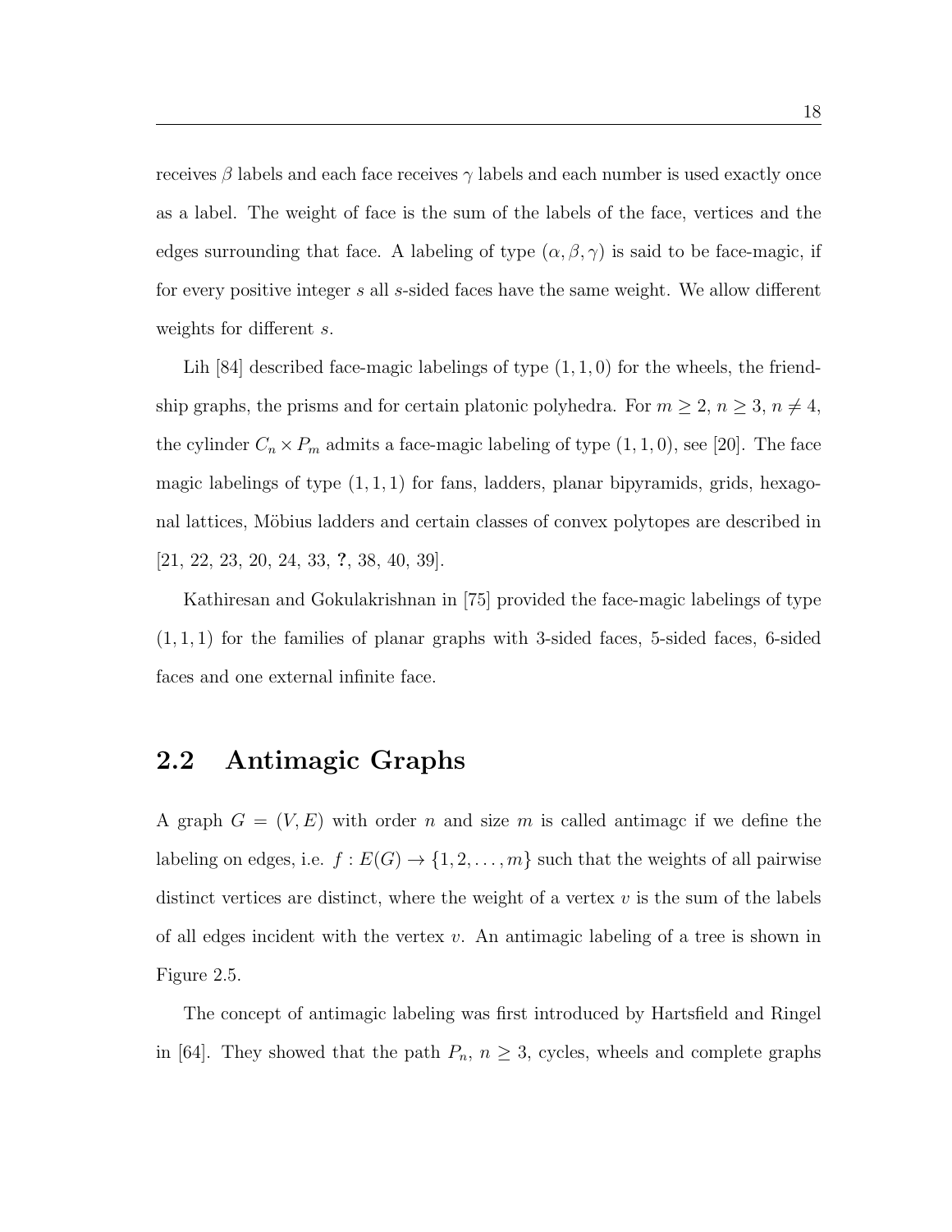receives $\beta$ labels and each face receives $\gamma$ labels and each number is used exactly once as a label. The weight of face is the sum of the labels of the face, vertices and the edges surrounding that face. A labeling of type $(\alpha, \beta, \gamma)$ is said to be face-magic, if for every positive integer $s$ all $s$-sided faces have the same weight. We allow different weights for different $s$.

Lih [84] described face-magic labelings of type $(1, 1, 0)$ for the wheels, the friendship graphs, the prisms and for certain platonic polyhedra. For $m \geq 2$, $n \geq 3$, $n \neq 4$, the cylinder $C_n \times P_m$ admits a face-magic labeling of type $(1, 1, 0)$, see [20]. The face magic labelings of type $(1, 1, 1)$ for fans, ladders, planar bipyramids, grids, hexagonal lattices, Möbius ladders and certain classes of convex polytopes are described in [21, 22, 23, 20, 24, 33, **?**, 38, 40, 39].

Kathiresan and Gokulakrishnan in [75] provided the face-magic labelings of type $(1, 1, 1)$ for the families of planar graphs with 3-sided faces, 5-sided faces, 6-sided faces and one external infinite face.

## 2.2 Antimagic Graphs

A graph $G = (V, E)$ with order $n$ and size $m$ is called antimagc if we define the labeling on edges, i.e. $f : E(G) \rightarrow \{1, 2, \ldots, m\}$ such that the weights of all pairwise distinct vertices are distinct, where the weight of a vertex $v$ is the sum of the labels of all edges incident with the vertex $v$. An antimagic labeling of a tree is shown in Figure 2.5.

The concept of antimagic labeling was first introduced by Hartsfield and Ringel in [64]. They showed that the path $P_n$, $n \geq 3$, cycles, wheels and complete graphs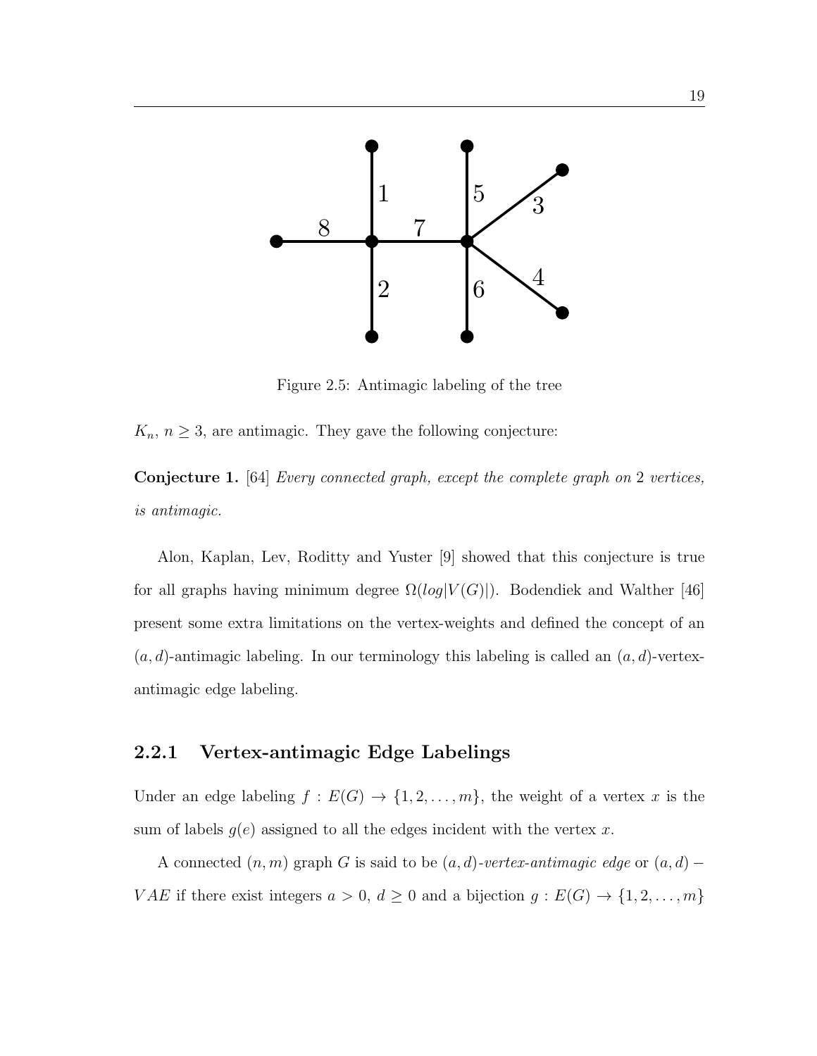Figure 2.5: Antimagic labeling of the tree

$K_n$, $n \geq 3$, are antimagic. They gave the following conjecture:

**Conjecture 1.** [64] *Every connected graph, except the complete graph on* 2 *vertices, is antimagic.*

Alon, Kaplan, Lev, Roditty and Yuster [9] showed that this conjecture is true for all graphs having minimum degree $\Omega(log|V(G)|)$. Bodendiek and Walther [46] present some extra limitations on the vertex-weights and defined the concept of an $(a, d)$-antimagic labeling. In our terminology this labeling is called an $(a, d)$-vertex-antimagic edge labeling.

### 2.2.1 Vertex-antimagic Edge Labelings

Under an edge labeling $f : E(G) \rightarrow \{1, 2, \ldots, m\}$, the weight of a vertex $x$ is the sum of labels $g(e)$ assigned to all the edges incident with the vertex $x$.

A connected $(n, m)$ graph $G$ is said to be $(a, d)$*-vertex-antimagic edge* or $(a, d) - VAE$ if there exist integers $a > 0$, $d \geq 0$ and a bijection $g : E(G) \rightarrow \{1, 2, \ldots, m\}$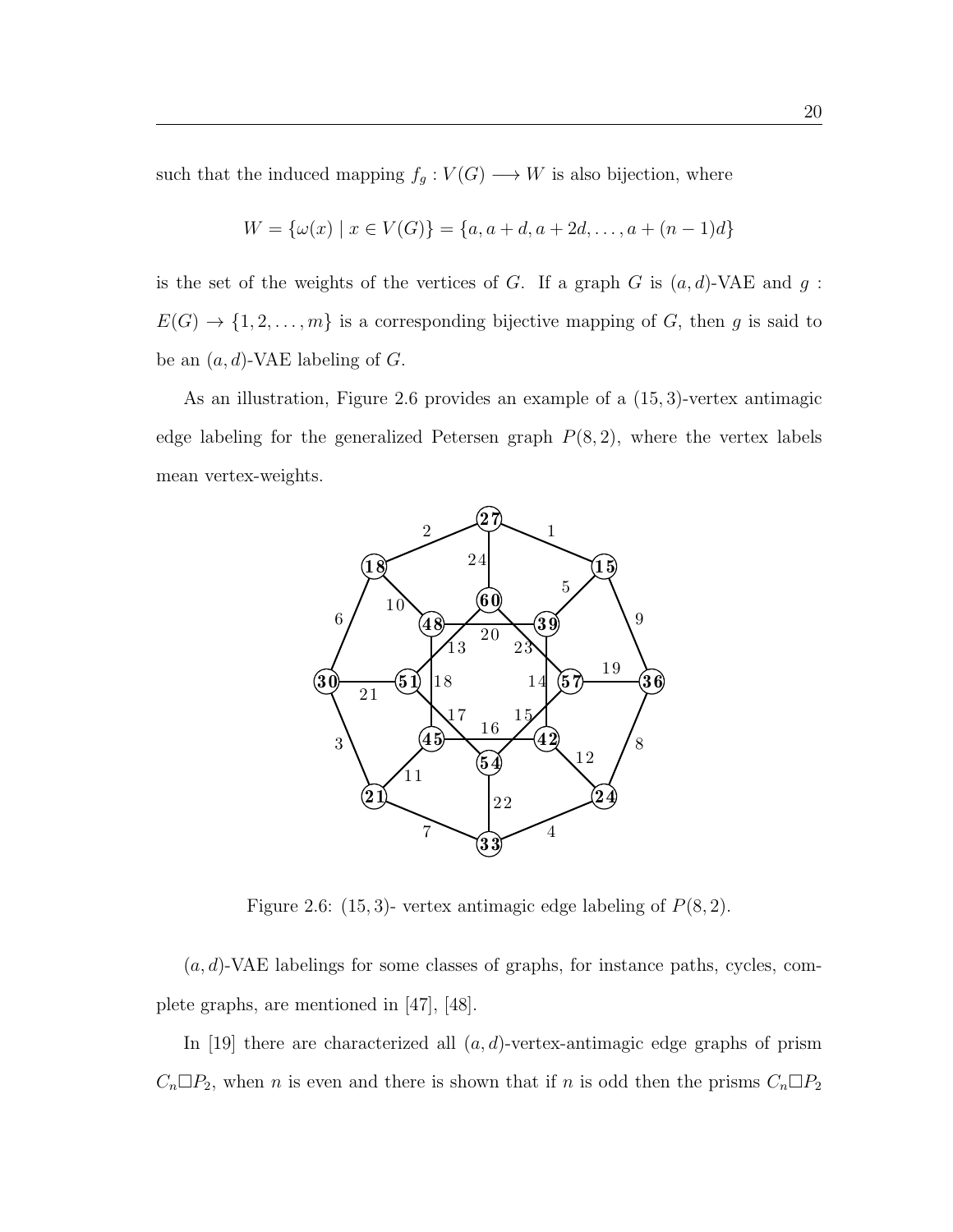such that the induced mapping $f_g : V(G) \longrightarrow W$ is also bijection, where

$$W = \{\omega(x) \mid x \in V(G)\} = \{a, a+d, a+2d, \ldots, a+(n-1)d\}$$

is the set of the weights of the vertices of $G$. If a graph $G$ is $(a, d)$-VAE and $g : E(G) \rightarrow \{1, 2, \ldots, m\}$ is a corresponding bijective mapping of $G$, then $g$ is said to be an $(a, d)$-VAE labeling of $G$.

As an illustration, Figure 2.6 provides an example of a $(15, 3)$-vertex antimagic edge labeling for the generalized Petersen graph $P(8, 2)$, where the vertex labels mean vertex-weights.

Figure 2.6: $(15, 3)$- vertex antimagic edge labeling of $P(8, 2)$.

$(a, d)$-VAE labelings for some classes of graphs, for instance paths, cycles, complete graphs, are mentioned in [47], [48].

In [19] there are characterized all $(a, d)$-vertex-antimagic edge graphs of prism $C_n \square P_2$, when $n$ is even and there is shown that if $n$ is odd then the prisms $C_n \square P_2$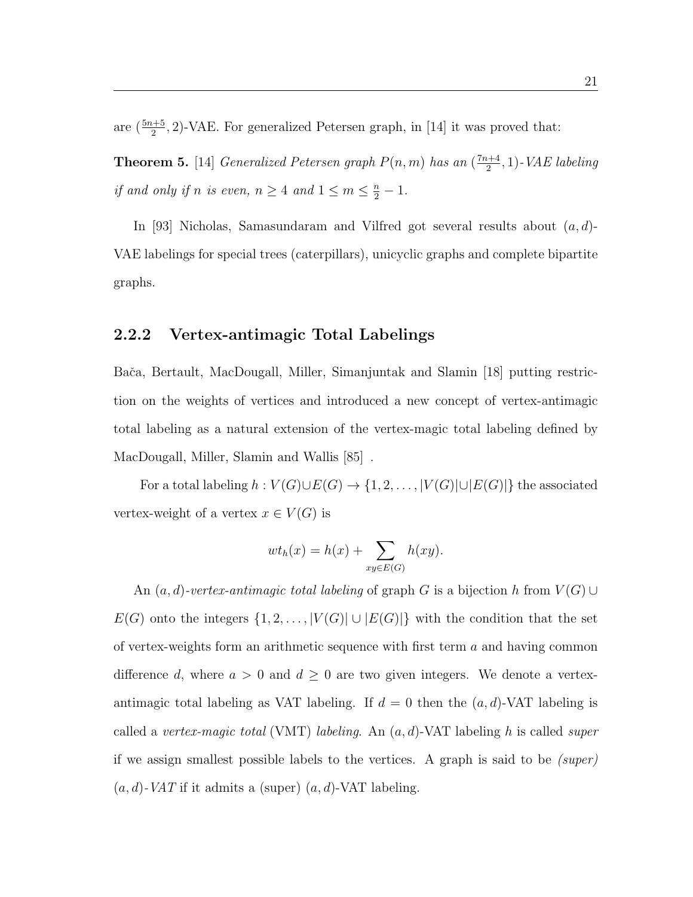are $(\frac{5n+5}{2}, 2)$-VAE. For generalized Petersen graph, in [14] it was proved that:

**Theorem 5.** [14] *Generalized Petersen graph $P(n, m)$ has an $(\frac{7n+4}{2}, 1)$-VAE labeling if and only if $n$ is even, $n \geq 4$ and $1 \leq m \leq \frac{n}{2} - 1$.*

In [93] Nicholas, Samasundaram and Vilfred got several results about $(a, d)$-VAE labelings for special trees (caterpillars), unicyclic graphs and complete bipartite graphs.

### 2.2.2 Vertex-antimagic Total Labelings

Bača, Bertault, MacDougall, Miller, Simanjuntak and Slamin [18] putting restriction on the weights of vertices and introduced a new concept of vertex-antimagic total labeling as a natural extension of the vertex-magic total labeling defined by MacDougall, Miller, Slamin and Wallis [85] .

For a total labeling $h : V(G) \cup E(G) \rightarrow \{1, 2, \ldots, |V(G)| \cup |E(G)|\}$ the associated vertex-weight of a vertex $x \in V(G)$ is

$$wt_h(x) = h(x) + \sum_{xy \in E(G)} h(xy).$$

An $(a, d)$-*vertex-antimagic total labeling* of graph $G$ is a bijection $h$ from $V(G) \cup E(G)$ onto the integers $\{1, 2, \ldots, |V(G)| \cup |E(G)|\}$ with the condition that the set of vertex-weights form an arithmetic sequence with first term $a$ and having common difference $d$, where $a > 0$ and $d \geq 0$ are two given integers. We denote a vertex-antimagic total labeling as VAT labeling. If $d = 0$ then the $(a, d)$-VAT labeling is called a *vertex-magic total* (VMT) *labeling*. An $(a, d)$-VAT labeling $h$ is called *super* if we assign smallest possible labels to the vertices. A graph is said to be *(super)* $(a, d)$-*VAT* if it admits a (super) $(a, d)$-VAT labeling.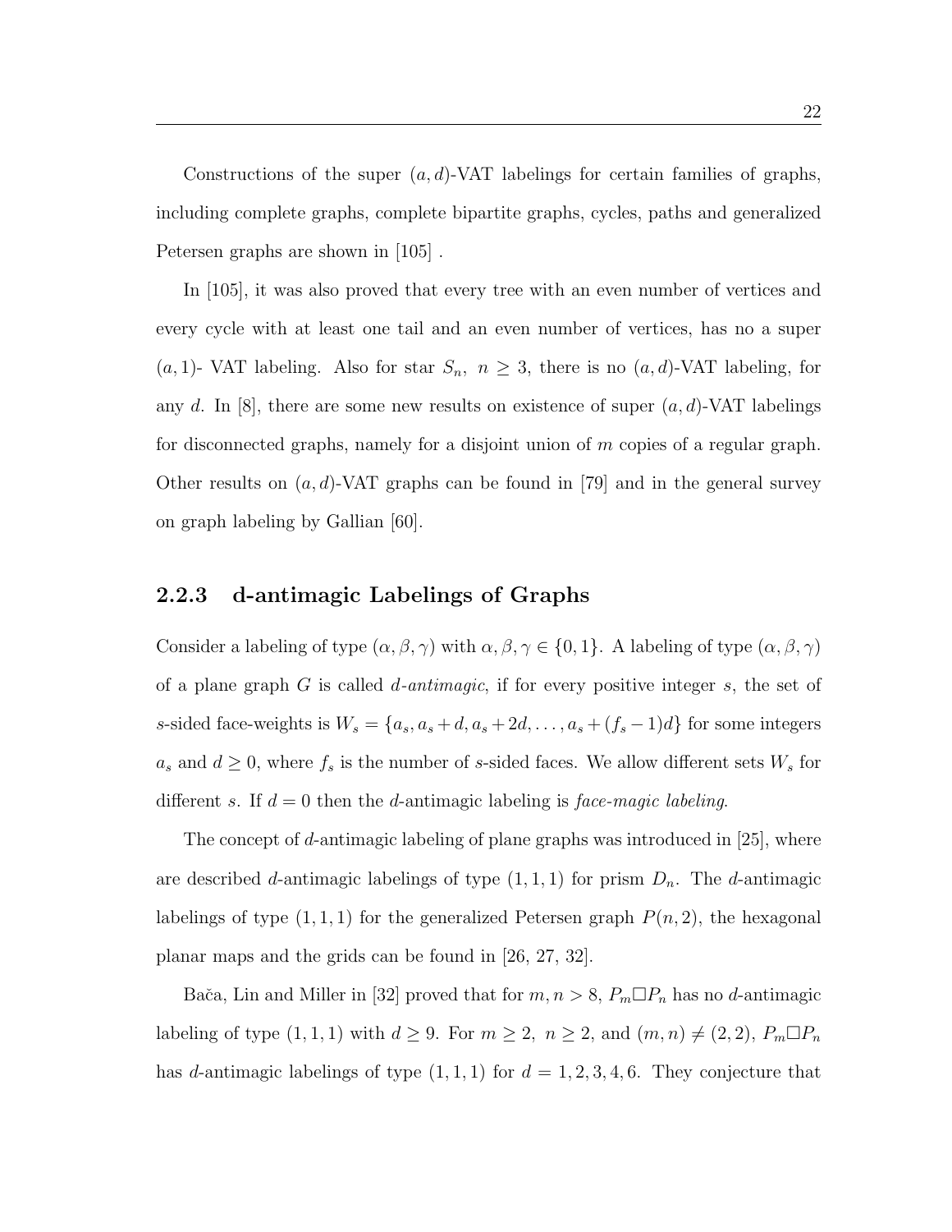Constructions of the super $(a, d)$-VAT labelings for certain families of graphs, including complete graphs, complete bipartite graphs, cycles, paths and generalized Petersen graphs are shown in [105] .

In [105], it was also proved that every tree with an even number of vertices and every cycle with at least one tail and an even number of vertices, has no a super $(a, 1)$- VAT labeling. Also for star $S_n$, $n \geq 3$, there is no $(a, d)$-VAT labeling, for any $d$. In [8], there are some new results on existence of super $(a, d)$-VAT labelings for disconnected graphs, namely for a disjoint union of $m$ copies of a regular graph. Other results on $(a, d)$-VAT graphs can be found in [79] and in the general survey on graph labeling by Gallian [60].

### 2.2.3 d-antimagic Labelings of Graphs

Consider a labeling of type $(\alpha, \beta, \gamma)$ with $\alpha, \beta, \gamma \in \{0, 1\}$. A labeling of type $(\alpha, \beta, \gamma)$ of a plane graph $G$ is called *d-antimagic*, if for every positive integer $s$, the set of $s$-sided face-weights is $W_s = \{a_s, a_s + d, a_s + 2d, \ldots, a_s + (f_s - 1)d\}$ for some integers $a_s$ and $d \geq 0$, where $f_s$ is the number of $s$-sided faces. We allow different sets $W_s$ for different $s$. If $d = 0$ then the $d$-antimagic labeling is *face-magic labeling*.

The concept of $d$-antimagic labeling of plane graphs was introduced in [25], where are described $d$-antimagic labelings of type $(1, 1, 1)$ for prism $D_n$. The $d$-antimagic labelings of type $(1, 1, 1)$ for the generalized Petersen graph $P(n, 2)$, the hexagonal planar maps and the grids can be found in [26, 27, 32].

Bača, Lin and Miller in [32] proved that for $m, n > 8$, $P_m \square P_n$ has no $d$-antimagic labeling of type $(1, 1, 1)$ with $d \geq 9$. For $m \geq 2$, $n \geq 2$, and $(m, n) \neq (2, 2)$, $P_m \square P_n$ has $d$-antimagic labelings of type $(1, 1, 1)$ for $d = 1, 2, 3, 4, 6$. They conjecture that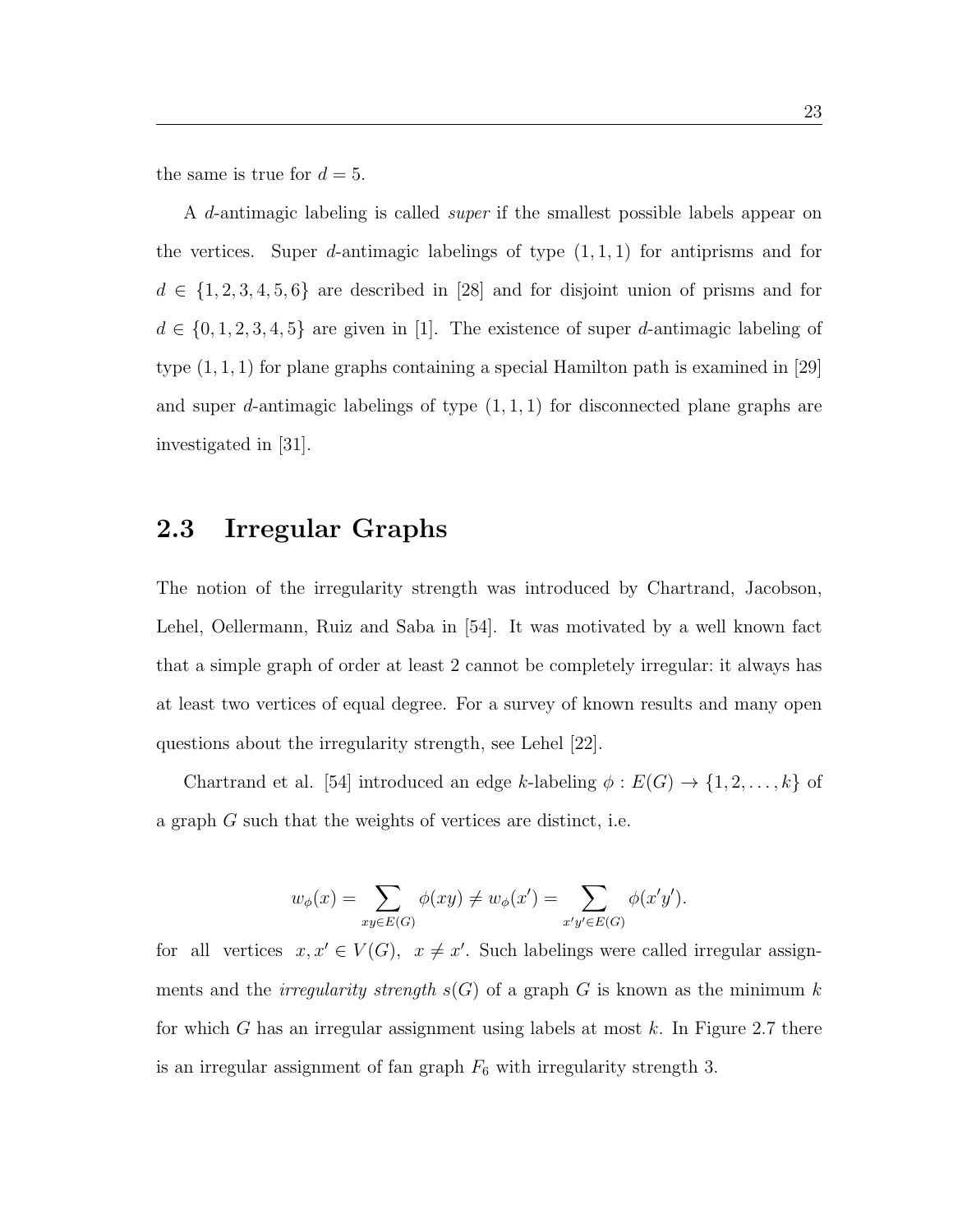the same is true for $d = 5$.

A $d$-antimagic labeling is called *super* if the smallest possible labels appear on the vertices. Super $d$-antimagic labelings of type $(1, 1, 1)$ for antiprisms and for $d \in \{1, 2, 3, 4, 5, 6\}$ are described in [28] and for disjoint union of prisms and for $d \in \{0, 1, 2, 3, 4, 5\}$ are given in [1]. The existence of super $d$-antimagic labeling of type $(1, 1, 1)$ for plane graphs containing a special Hamilton path is examined in [29] and super $d$-antimagic labelings of type $(1, 1, 1)$ for disconnected plane graphs are investigated in [31].

## 2.3 Irregular Graphs

The notion of the irregularity strength was introduced by Chartrand, Jacobson, Lehel, Oellermann, Ruiz and Saba in [54]. It was motivated by a well known fact that a simple graph of order at least 2 cannot be completely irregular: it always has at least two vertices of equal degree. For a survey of known results and many open questions about the irregularity strength, see Lehel [22].

Chartrand et al. [54] introduced an edge $k$-labeling $\phi : E(G) \rightarrow \{1, 2, \ldots, k\}$ of a graph $G$ such that the weights of vertices are distinct, i.e.

$$w_\phi(x) = \sum_{xy \in E(G)} \phi(xy) \neq w_\phi(x') = \sum_{x'y' \in E(G)} \phi(x'y').$$

for all vertices $x, x' \in V(G)$, $x \neq x'$. Such labelings were called irregular assignments and the *irregularity strength* $s(G)$ of a graph $G$ is known as the minimum $k$ for which $G$ has an irregular assignment using labels at most $k$. In Figure 2.7 there is an irregular assignment of fan graph $F_6$ with irregularity strength 3.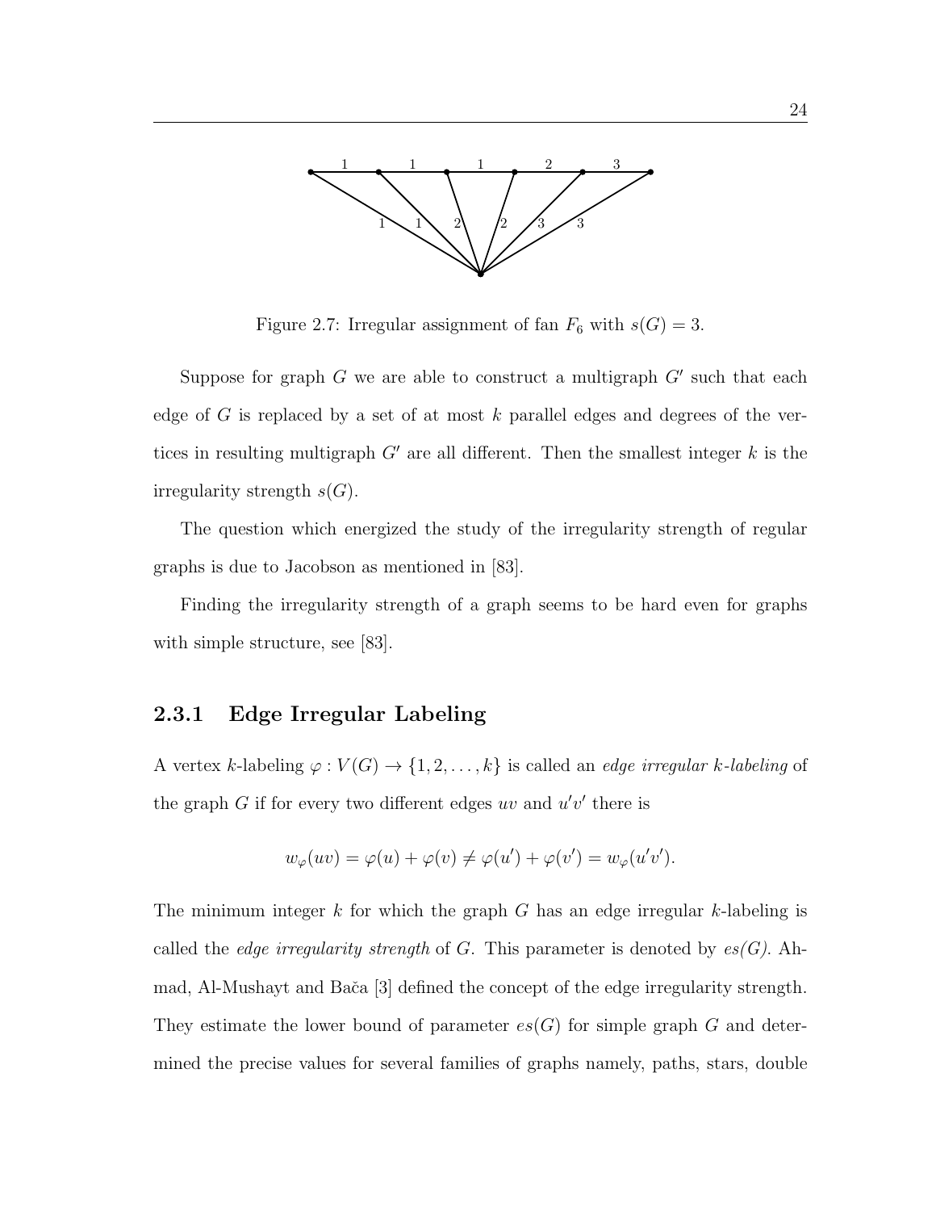Figure 2.7: Irregular assignment of fan $F_6$ with $s(G) = 3$.

Suppose for graph $G$ we are able to construct a multigraph $G'$ such that each edge of $G$ is replaced by a set of at most $k$ parallel edges and degrees of the vertices in resulting multigraph $G'$ are all different. Then the smallest integer $k$ is the irregularity strength $s(G)$.

The question which energized the study of the irregularity strength of regular graphs is due to Jacobson as mentioned in [83].

Finding the irregularity strength of a graph seems to be hard even for graphs with simple structure, see [83].

### 2.3.1 Edge Irregular Labeling

A vertex $k$-labeling $\varphi : V(G) \to \{1, 2, \ldots, k\}$ is called an *edge irregular k-labeling* of the graph $G$ if for every two different edges $uv$ and $u'v'$ there is

$$w_\varphi(uv) = \varphi(u) + \varphi(v) \neq \varphi(u') + \varphi(v') = w_\varphi(u'v').$$

The minimum integer $k$ for which the graph $G$ has an edge irregular $k$-labeling is called the *edge irregularity strength* of $G$. This parameter is denoted by *es(G)*. Ahmad, Al-Mushayt and Bača [3] defined the concept of the edge irregularity strength. They estimate the lower bound of parameter $es(G)$ for simple graph $G$ and determined the precise values for several families of graphs namely, paths, stars, double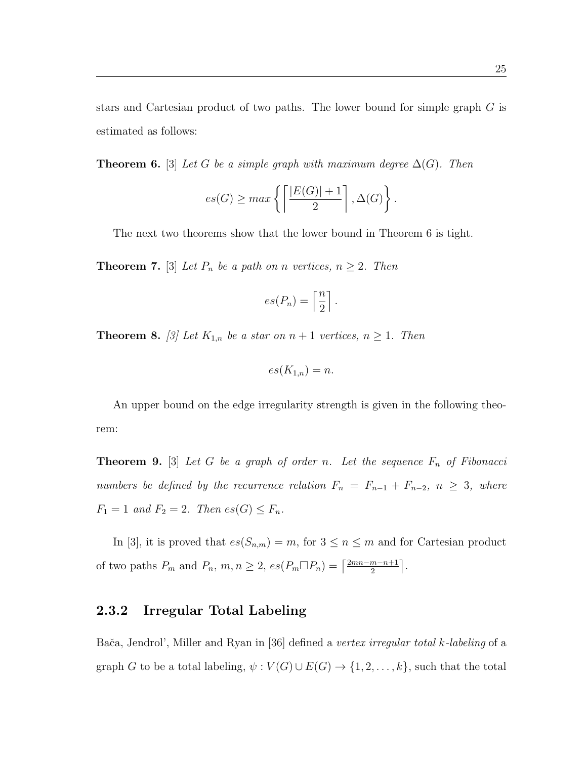stars and Cartesian product of two paths. The lower bound for simple graph $G$ is estimated as follows:

**Theorem 6.** [3] *Let $G$ be a simple graph with maximum degree $\Delta(G)$. Then*

$$es(G) \geq max\left\{ \left\lceil \frac{|E(G)|+1}{2} \right\rceil, \Delta(G) \right\}.$$

The next two theorems show that the lower bound in Theorem 6 is tight.

**Theorem 7.** [3] *Let $P_n$ be a path on $n$ vertices, $n \geq 2$. Then*

$$es(P_n) = \left\lceil \frac{n}{2} \right\rceil.$$

**Theorem 8.** *[3] Let $K_{1,n}$ be a star on $n+1$ vertices, $n \geq 1$. Then*

$$es(K_{1,n}) = n.$$

An upper bound on the edge irregularity strength is given in the following theorem:

**Theorem 9.** [3] *Let $G$ be a graph of order $n$. Let the sequence $F_n$ of Fibonacci numbers be defined by the recurrence relation $F_n = F_{n-1} + F_{n-2}$, $n \geq 3$, where $F_1 = 1$ and $F_2 = 2$. Then $es(G) \leq F_n$.*

In [3], it is proved that $es(S_{n,m}) = m$, for $3 \leq n \leq m$ and for Cartesian product of two paths $P_m$ and $P_n$, $m, n \geq 2$, $es(P_m \Box P_n) = \left\lceil \frac{2mn-m-n+1}{2} \right\rceil$.

### 2.3.2 Irregular Total Labeling

Bača, Jendrol', Miller and Ryan in [36] defined a *vertex irregular total $k$-labeling* of a graph $G$ to be a total labeling, $\psi : V(G) \cup E(G) \to \{1, 2, \ldots, k\}$, such that the total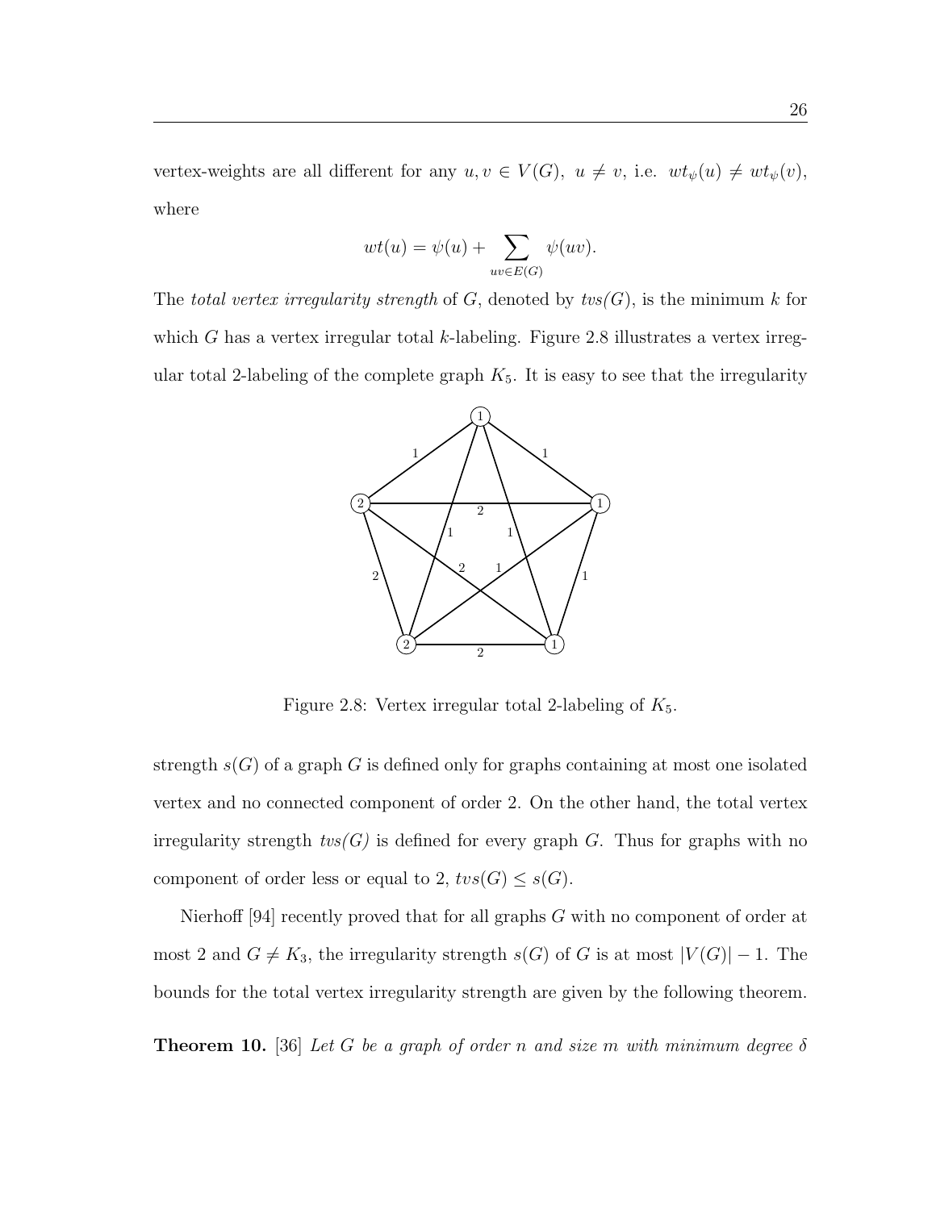vertex-weights are all different for any $u, v \in V(G),\ u \neq v$, i.e. $wt_{\psi}(u) \neq wt_{\psi}(v)$, where

$$wt(u) = \psi(u) + \sum_{uv \in E(G)} \psi(uv).$$

The *total vertex irregularity strength* of $G$, denoted by *tvs*$(G)$, is the minimum $k$ for which $G$ has a vertex irregular total $k$-labeling. Figure 2.8 illustrates a vertex irregular total 2-labeling of the complete graph $K_5$. It is easy to see that the irregularity

Figure 2.8: Vertex irregular total 2-labeling of $K_5$.

strength $s(G)$ of a graph $G$ is defined only for graphs containing at most one isolated vertex and no connected component of order 2. On the other hand, the total vertex irregularity strength *tvs*$(G)$ is defined for every graph $G$. Thus for graphs with no component of order less or equal to 2, $tvs(G) \leq s(G)$.

Nierhoff [94] recently proved that for all graphs $G$ with no component of order at most 2 and $G \neq K_3$, the irregularity strength $s(G)$ of $G$ is at most $|V(G)| - 1$. The bounds for the total vertex irregularity strength are given by the following theorem.

**Theorem 10.** [36] *Let $G$ be a graph of order $n$ and size $m$ with minimum degree $\delta$*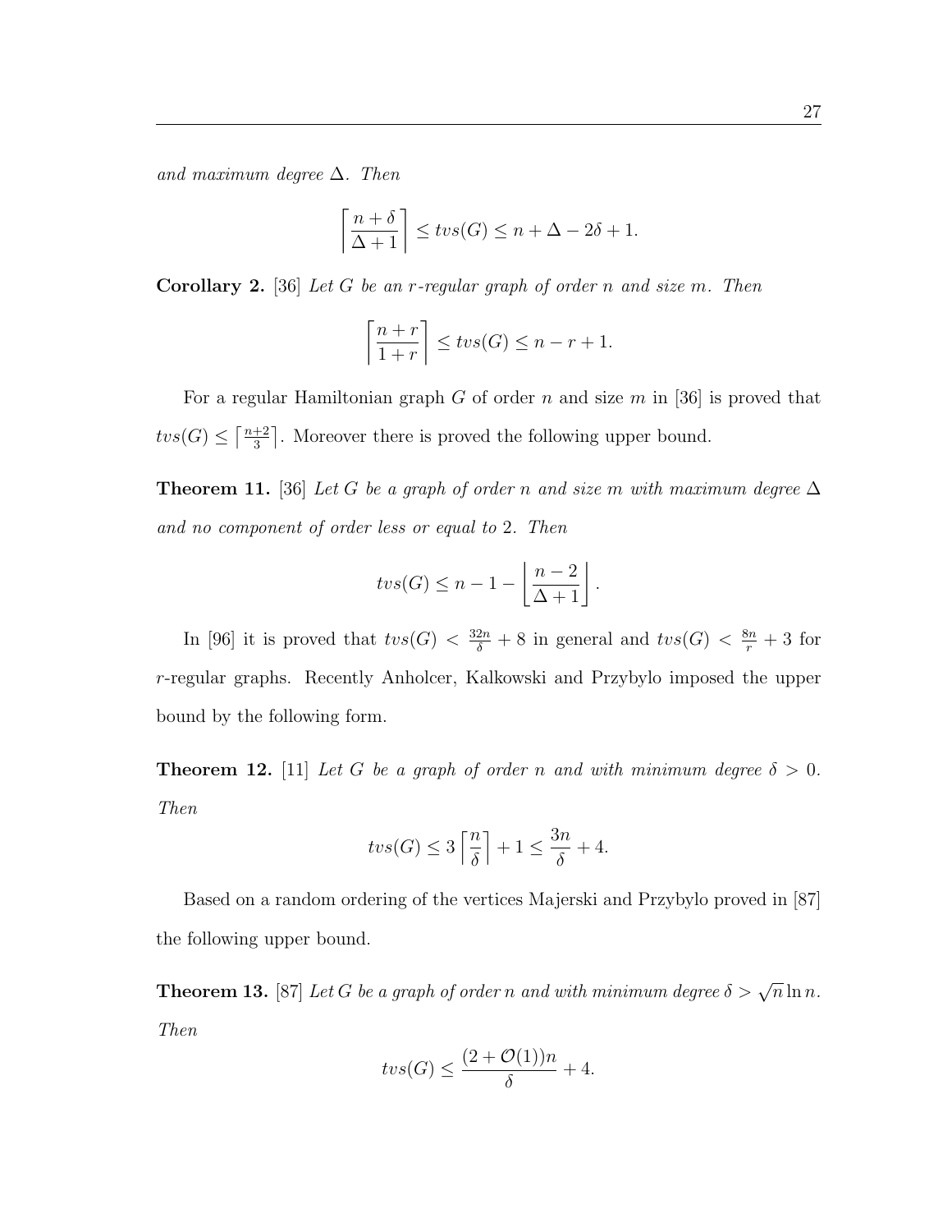*and maximum degree* $\Delta$*. Then*

$$\left\lceil \frac{n+\delta}{\Delta+1} \right\rceil \leq tvs(G) \leq n + \Delta - 2\delta + 1.$$

**Corollary 2.** [36] *Let* $G$ *be an* $r$*-regular graph of order* $n$ *and size* $m$*. Then*

$$\left\lceil \frac{n+r}{1+r} \right\rceil \leq tvs(G) \leq n - r + 1.$$

For a regular Hamiltonian graph $G$ of order $n$ and size $m$ in [36] is proved that $tvs(G) \leq \lceil \frac{n+2}{3} \rceil$. Moreover there is proved the following upper bound.

**Theorem 11.** [36] *Let* $G$ *be a graph of order* $n$ *and size* $m$ *with maximum degree* $\Delta$ *and no component of order less or equal to* 2*. Then*

$$tvs(G) \leq n - 1 - \left\lfloor \frac{n-2}{\Delta+1} \right\rfloor.$$

In [96] it is proved that $tvs(G) < \frac{32n}{\delta} + 8$ in general and $tvs(G) < \frac{8n}{r} + 3$ for $r$-regular graphs. Recently Anholcer, Kalkowski and Przybylo imposed the upper bound by the following form.

**Theorem 12.** [11] *Let* $G$ *be a graph of order* $n$ *and with minimum degree* $\delta > 0$*. Then*

$$tvs(G) \leq 3 \left\lceil \frac{n}{\delta} \right\rceil + 1 \leq \frac{3n}{\delta} + 4.$$

Based on a random ordering of the vertices Majerski and Przybylo proved in [87] the following upper bound.

**Theorem 13.** [87] *Let* $G$ *be a graph of order* $n$ *and with minimum degree* $\delta > \sqrt{n} \ln n$*. Then*

$$tvs(G) \leq \frac{(2 + \mathcal{O}(1))n}{\delta} + 4.$$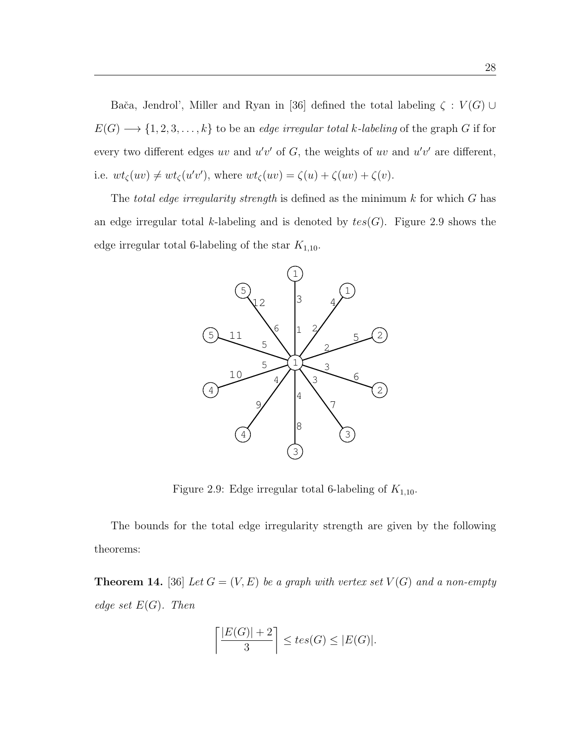Bača, Jendrol', Miller and Ryan in [36] defined the total labeling $\zeta : V(G) \cup E(G) \longrightarrow \{1, 2, 3, \ldots, k\}$ to be an *edge irregular total $k$-labeling* of the graph $G$ if for every two different edges $uv$ and $u'v'$ of $G$, the weights of $uv$ and $u'v'$ are different, i.e. $wt_\zeta(uv) \neq wt_\zeta(u'v')$, where $wt_\zeta(uv) = \zeta(u) + \zeta(uv) + \zeta(v)$.

The *total edge irregularity strength* is defined as the minimum $k$ for which $G$ has an edge irregular total $k$-labeling and is denoted by $tes(G)$. Figure 2.9 shows the edge irregular total 6-labeling of the star $K_{1,10}$.

Figure 2.9: Edge irregular total 6-labeling of $K_{1,10}$.

The bounds for the total edge irregularity strength are given by the following theorems:

**Theorem 14.** [36] *Let $G = (V, E)$ be a graph with vertex set $V(G)$ and a non-empty edge set $E(G)$. Then*

$$\left\lceil \frac{|E(G)| + 2}{3} \right\rceil \leq tes(G) \leq |E(G)|.$$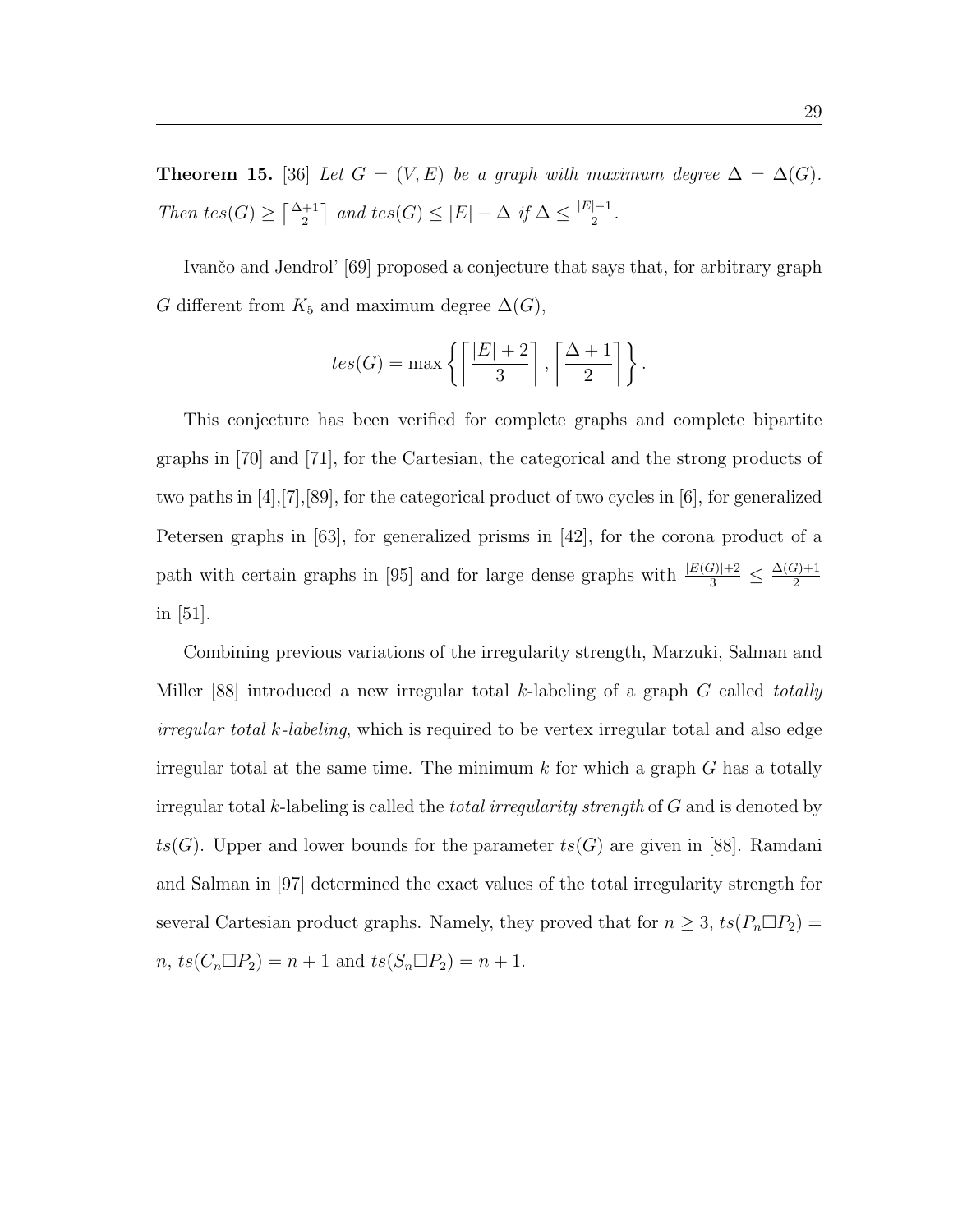**Theorem 15.** [36] *Let $G = (V, E)$ be a graph with maximum degree $\Delta = \Delta(G)$. Then $tes(G) \geq \lceil \frac{\Delta+1}{2} \rceil$ and $tes(G) \leq |E| - \Delta$ if $\Delta \leq \frac{|E|-1}{2}$.*

Ivančo and Jendrol' [69] proposed a conjecture that says that, for arbitrary graph $G$ different from $K_5$ and maximum degree $\Delta(G)$,

$$tes(G) = \max\left\{ \left\lceil \frac{|E|+2}{3} \right\rceil, \left\lceil \frac{\Delta+1}{2} \right\rceil \right\}.$$

This conjecture has been verified for complete graphs and complete bipartite graphs in [70] and [71], for the Cartesian, the categorical and the strong products of two paths in [4],[7],[89], for the categorical product of two cycles in [6], for generalized Petersen graphs in [63], for generalized prisms in [42], for the corona product of a path with certain graphs in [95] and for large dense graphs with $\frac{|E(G)|+2}{3} \leq \frac{\Delta(G)+1}{2}$ in [51].

Combining previous variations of the irregularity strength, Marzuki, Salman and Miller [88] introduced a new irregular total $k$-labeling of a graph $G$ called *totally irregular total $k$-labeling*, which is required to be vertex irregular total and also edge irregular total at the same time. The minimum $k$ for which a graph $G$ has a totally irregular total $k$-labeling is called the *total irregularity strength* of $G$ and is denoted by $ts(G)$. Upper and lower bounds for the parameter $ts(G)$ are given in [88]. Ramdani and Salman in [97] determined the exact values of the total irregularity strength for several Cartesian product graphs. Namely, they proved that for $n \geq 3$, $ts(P_n \square P_2) = n$, $ts(C_n \square P_2) = n + 1$ and $ts(S_n \square P_2) = n + 1$.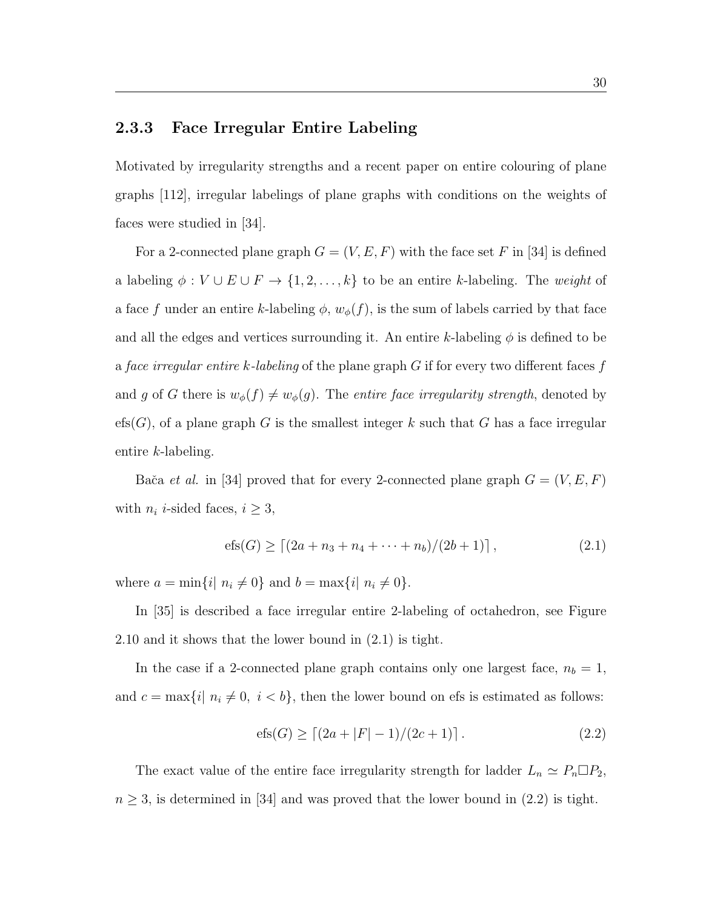### 2.3.3 Face Irregular Entire Labeling

Motivated by irregularity strengths and a recent paper on entire colouring of plane graphs [112], irregular labelings of plane graphs with conditions on the weights of faces were studied in [34].

For a 2-connected plane graph $G = (V, E, F)$ with the face set $F$ in [34] is defined a labeling $\phi : V \cup E \cup F \to \{1, 2, \ldots, k\}$ to be an entire $k$-labeling. The *weight* of a face $f$ under an entire $k$-labeling $\phi$, $w_\phi(f)$, is the sum of labels carried by that face and all the edges and vertices surrounding it. An entire $k$-labeling $\phi$ is defined to be a *face irregular entire $k$-labeling* of the plane graph $G$ if for every two different faces $f$ and $g$ of $G$ there is $w_\phi(f) \neq w_\phi(g)$. The *entire face irregularity strength*, denoted by $\text{efs}(G)$, of a plane graph $G$ is the smallest integer $k$ such that $G$ has a face irregular entire $k$-labeling.

Bača *et al.* in [34] proved that for every 2-connected plane graph $G = (V, E, F)$ with $n_i$ $i$-sided faces, $i \geq 3$,

$$\text{efs}(G) \geq \lceil (2a + n_3 + n_4 + \cdots + n_b)/(2b + 1) \rceil , \tag{2.1}$$

where $a = \min\{i|\ n_i \neq 0\}$ and $b = \max\{i|\ n_i \neq 0\}$.

In [35] is described a face irregular entire 2-labeling of octahedron, see Figure 2.10 and it shows that the lower bound in (2.1) is tight.

In the case if a 2-connected plane graph contains only one largest face, $n_b = 1$, and $c = \max\{i|\ n_i \neq 0,\ i < b\}$, then the lower bound on efs is estimated as follows:

$$\text{efs}(G) \geq \lceil (2a + |F| - 1)/(2c + 1) \rceil . \tag{2.2}$$

The exact value of the entire face irregularity strength for ladder $L_n \simeq P_n \square P_2$, $n \geq 3$, is determined in [34] and was proved that the lower bound in (2.2) is tight.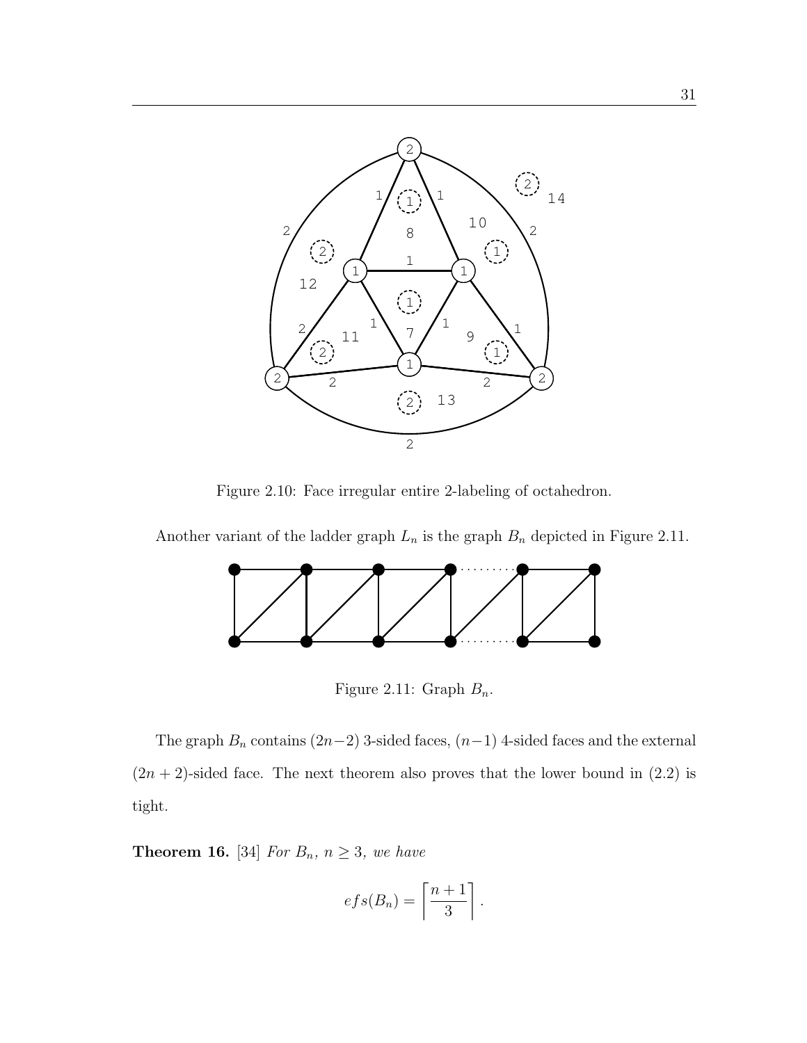Figure 2.10: Face irregular entire 2-labeling of octahedron.

Another variant of the ladder graph $L_n$ is the graph $B_n$ depicted in Figure 2.11.

Figure 2.11: Graph $B_n$.

The graph $B_n$ contains $(2n-2)$ 3-sided faces, $(n-1)$ 4-sided faces and the external $(2n+2)$-sided face. The next theorem also proves that the lower bound in (2.2) is tight.

**Theorem 16.** [34] *For $B_n$, $n \geq 3$, we have*

$$efs(B_n) = \left\lceil \frac{n+1}{3} \right\rceil .$$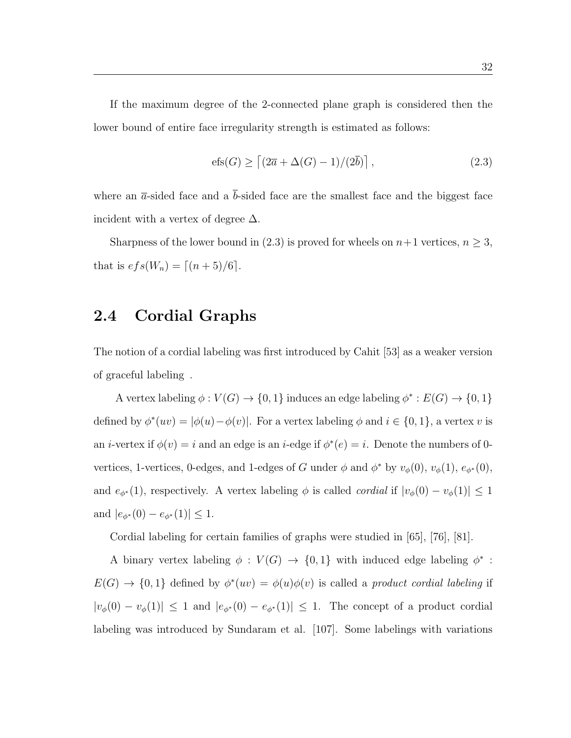If the maximum degree of the 2-connected plane graph is considered then the lower bound of entire face irregularity strength is estimated as follows:

$$\text{efs}(G) \geq \left\lceil (2\overline{a} + \Delta(G) - 1)/(2\overline{b}) \right\rceil, \tag{2.3}$$

where an $\overline{a}$-sided face and a $\overline{b}$-sided face are the smallest face and the biggest face incident with a vertex of degree $\Delta$.

Sharpness of the lower bound in (2.3) is proved for wheels on $n+1$ vertices, $n \geq 3$, that is $efs(W_n) = \lceil (n+5)/6 \rceil$.

## 2.4 Cordial Graphs

The notion of a cordial labeling was first introduced by Cahit [53] as a weaker version of graceful labeling .

A vertex labeling $\phi : V(G) \to \{0, 1\}$ induces an edge labeling $\phi^* : E(G) \to \{0, 1\}$ defined by $\phi^*(uv) = |\phi(u) - \phi(v)|$. For a vertex labeling $\phi$ and $i \in \{0, 1\}$, a vertex $v$ is an $i$-vertex if $\phi(v) = i$ and an edge is an $i$-edge if $\phi^*(e) = i$. Denote the numbers of 0-vertices, 1-vertices, 0-edges, and 1-edges of $G$ under $\phi$ and $\phi^*$ by $v_\phi(0)$, $v_\phi(1)$, $e_{\phi^*}(0)$, and $e_{\phi^*}(1)$, respectively. A vertex labeling $\phi$ is called *cordial* if $|v_\phi(0) - v_\phi(1)| \leq 1$ and $|e_{\phi^*}(0) - e_{\phi^*}(1)| \leq 1$.

Cordial labeling for certain families of graphs were studied in [65], [76], [81].

A binary vertex labeling $\phi : V(G) \to \{0, 1\}$ with induced edge labeling $\phi^* : E(G) \to \{0, 1\}$ defined by $\phi^*(uv) = \phi(u)\phi(v)$ is called a *product cordial labeling* if $|v_\phi(0) - v_\phi(1)| \leq 1$ and $|e_{\phi^*}(0) - e_{\phi^*}(1)| \leq 1$. The concept of a product cordial labeling was introduced by Sundaram et al. [107]. Some labelings with variations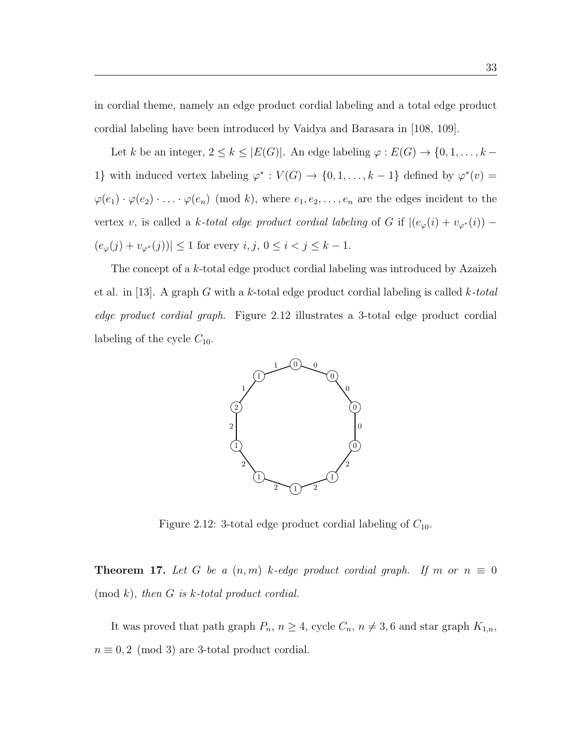in cordial theme, namely an edge product cordial labeling and a total edge product cordial labeling have been introduced by Vaidya and Barasara in [108, 109].

Let $k$ be an integer, $2 \leq k \leq |E(G)|$. An edge labeling $\varphi : E(G) \to \{0, 1, \ldots, k-1\}$ with induced vertex labeling $\varphi^* : V(G) \to \{0, 1, \ldots, k-1\}$ defined by $\varphi^*(v) = \varphi(e_1) \cdot \varphi(e_2) \cdot \ldots \cdot \varphi(e_n) \pmod{k}$, where $e_1, e_2, \ldots, e_n$ are the edges incident to the vertex $v$, is called a *k-total edge product cordial labeling* of $G$ if $|(e_\varphi(i) + v_{\varphi^*}(i)) - (e_\varphi(j) + v_{\varphi^*}(j))| \leq 1$ for every $i, j$, $0 \leq i < j \leq k-1$.

The concept of a $k$-total edge product cordial labeling was introduced by Azaizeh et al. in [13]. A graph $G$ with a $k$-total edge product cordial labeling is called *k-total edge product cordial graph.* Figure 2.12 illustrates a 3-total edge product cordial labeling of the cycle $C_{10}$.

Figure 2.12: 3-total edge product cordial labeling of $C_{10}$.

**Theorem 17.** *Let $G$ be a $(n, m)$ $k$-edge product cordial graph. If $m$ or $n \equiv 0 \pmod{k}$, then $G$ is $k$-total product cordial.*

It was proved that path graph $P_n$, $n \geq 4$, cycle $C_n$, $n \neq 3, 6$ and star graph $K_{1,n}$, $n \equiv 0, 2 \pmod{3}$ are 3-total product cordial.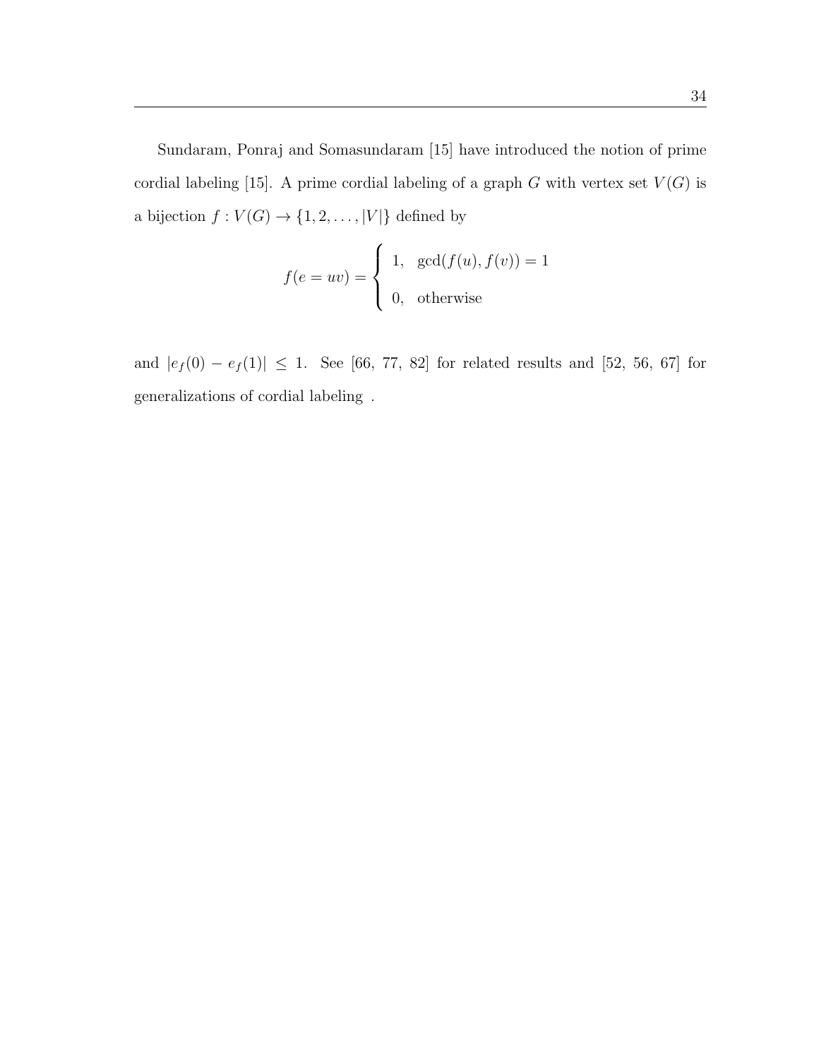Sundaram, Ponraj and Somasundaram [15] have introduced the notion of prime cordial labeling [15]. A prime cordial labeling of a graph $G$ with vertex set $V(G)$ is a bijection $f : V(G) \to \{1, 2, \ldots, |V|\}$ defined by

$$f(e = uv) = \begin{cases} 1, & \gcd(f(u), f(v)) = 1 \\ 0, & \text{otherwise} \end{cases}$$

and $|e_f(0) - e_f(1)| \leq 1$. See [66, 77, 82] for related results and [52, 56, 67] for generalizations of cordial labeling .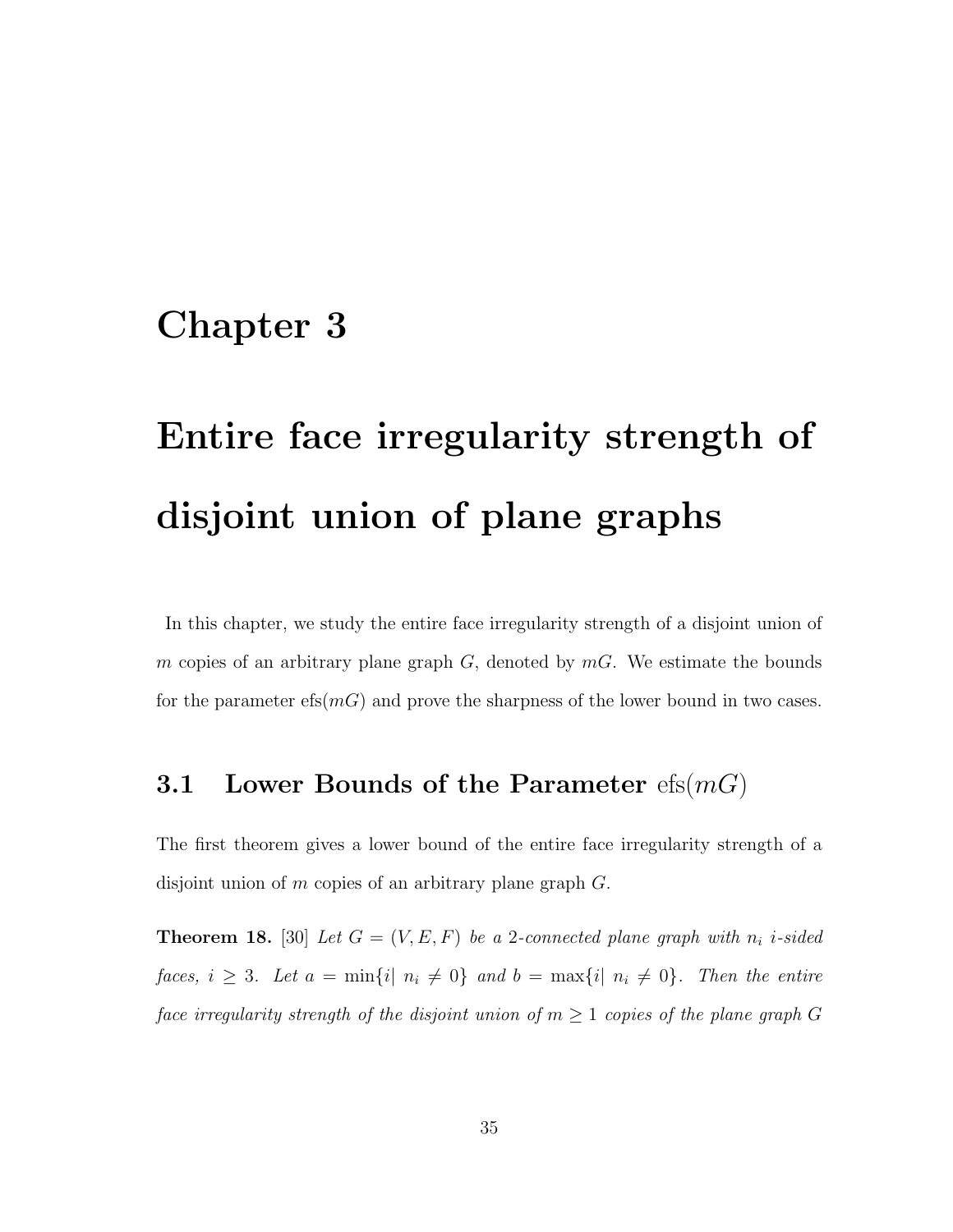# Chapter 3

# Entire face irregularity strength of disjoint union of plane graphs

In this chapter, we study the entire face irregularity strength of a disjoint union of $m$ copies of an arbitrary plane graph $G$, denoted by $mG$. We estimate the bounds for the parameter $\text{efs}(mG)$ and prove the sharpness of the lower bound in two cases.

## 3.1 Lower Bounds of the Parameter $\text{efs}(mG)$

The first theorem gives a lower bound of the entire face irregularity strength of a disjoint union of $m$ copies of an arbitrary plane graph $G$.

**Theorem 18.** [30] *Let $G = (V, E, F)$ be a 2-connected plane graph with $n_i$ $i$-sided faces, $i \geq 3$. Let $a = \min\{i|\ n_i \neq 0\}$ and $b = \max\{i|\ n_i \neq 0\}$. Then the entire face irregularity strength of the disjoint union of $m \geq 1$ copies of the plane graph $G$*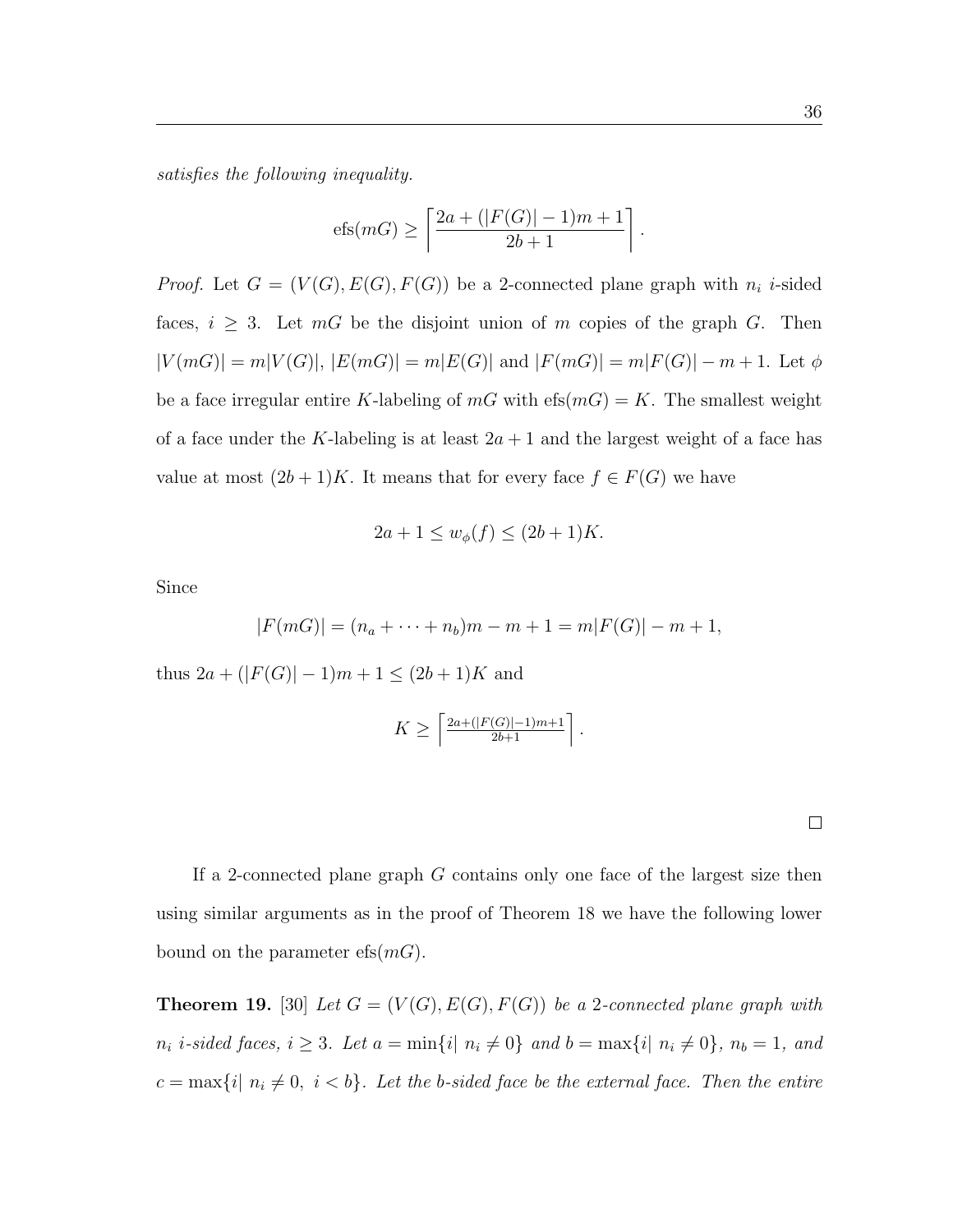*satisfies the following inequality.*

$$\text{efs}(mG) \geq \left\lceil \frac{2a + (|F(G)| - 1)m + 1}{2b + 1} \right\rceil.$$

*Proof.* Let $G = (V(G), E(G), F(G))$ be a 2-connected plane graph with $n_i$ $i$-sided faces, $i \geq 3$. Let $mG$ be the disjoint union of $m$ copies of the graph $G$. Then $|V(mG)| = m|V(G)|$, $|E(mG)| = m|E(G)|$ and $|F(mG)| = m|F(G)| - m + 1$. Let $\phi$ be a face irregular entire $K$-labeling of $mG$ with $\text{efs}(mG) = K$. The smallest weight of a face under the $K$-labeling is at least $2a + 1$ and the largest weight of a face has value at most $(2b + 1)K$. It means that for every face $f \in F(G)$ we have

$$2a + 1 \leq w_\phi(f) \leq (2b + 1)K.$$

Since

$$|F(mG)| = (n_a + \cdots + n_b)m - m + 1 = m|F(G)| - m + 1,$$

thus $2a + (|F(G)| - 1)m + 1 \leq (2b + 1)K$ and

$$K \geq \left\lceil \frac{2a+(|F(G)|-1)m+1}{2b+1} \right\rceil.$$

□

If a 2-connected plane graph $G$ contains only one face of the largest size then using similar arguments as in the proof of Theorem 18 we have the following lower bound on the parameter $\text{efs}(mG)$.

**Theorem 19.** [30] *Let $G = (V(G), E(G), F(G))$ be a 2-connected plane graph with $n_i$ $i$-sided faces, $i \geq 3$. Let $a = \min\{i|\ n_i \neq 0\}$ and $b = \max\{i|\ n_i \neq 0\}$, $n_b = 1$, and $c = \max\{i|\ n_i \neq 0,\ i < b\}$. Let the $b$-sided face be the external face. Then the entire*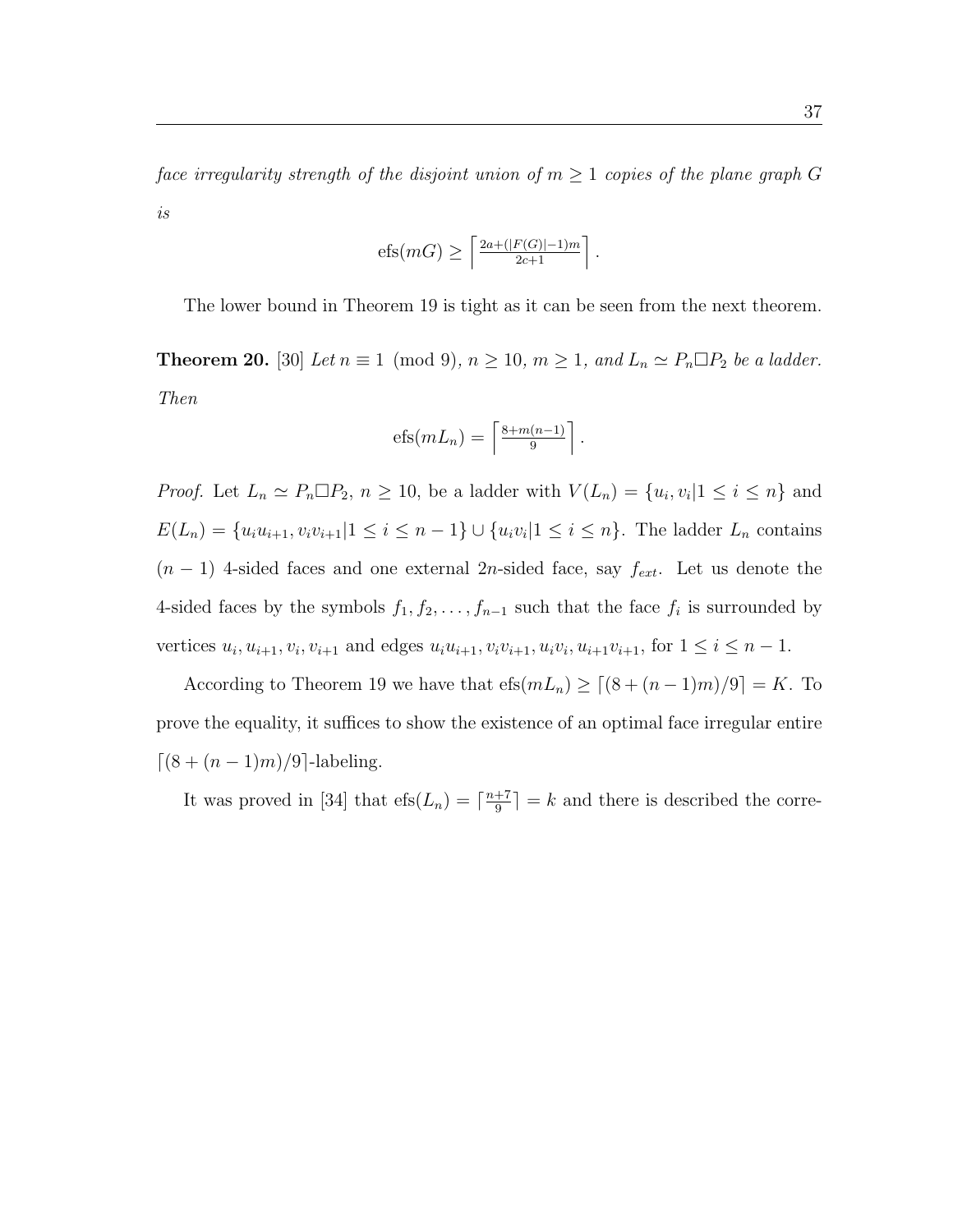*face irregularity strength of the disjoint union of $m \geq 1$ copies of the plane graph $G$ is*

$$\text{efs}(mG) \geq \left\lceil \tfrac{2a+(|F(G)|-1)m}{2c+1} \right\rceil.$$

The lower bound in Theorem 19 is tight as it can be seen from the next theorem.

**Theorem 20.** [30] *Let $n \equiv 1 \pmod 9$, $n \geq 10$, $m \geq 1$, and $L_n \simeq P_n \square P_2$ be a ladder. Then*

$$\text{efs}(mL_n) = \left\lceil \tfrac{8+m(n-1)}{9} \right\rceil.$$

*Proof.* Let $L_n \simeq P_n \square P_2$, $n \geq 10$, be a ladder with $V(L_n) = \{u_i, v_i | 1 \leq i \leq n\}$ and $E(L_n) = \{u_i u_{i+1}, v_i v_{i+1} | 1 \leq i \leq n-1\} \cup \{u_i v_i | 1 \leq i \leq n\}$. The ladder $L_n$ contains $(n-1)$ 4-sided faces and one external $2n$-sided face, say $f_{ext}$. Let us denote the 4-sided faces by the symbols $f_1, f_2, \ldots, f_{n-1}$ such that the face $f_i$ is surrounded by vertices $u_i, u_{i+1}, v_i, v_{i+1}$ and edges $u_i u_{i+1}, v_i v_{i+1}, u_i v_i, u_{i+1} v_{i+1}$, for $1 \leq i \leq n-1$.

According to Theorem 19 we have that $\text{efs}(mL_n) \geq \lceil (8 + (n-1)m)/9 \rceil = K$. To prove the equality, it suffices to show the existence of an optimal face irregular entire $\lceil (8 + (n-1)m)/9 \rceil$-labeling.

It was proved in [34] that $\text{efs}(L_n) = \lceil \frac{n+7}{9} \rceil = k$ and there is described the corre-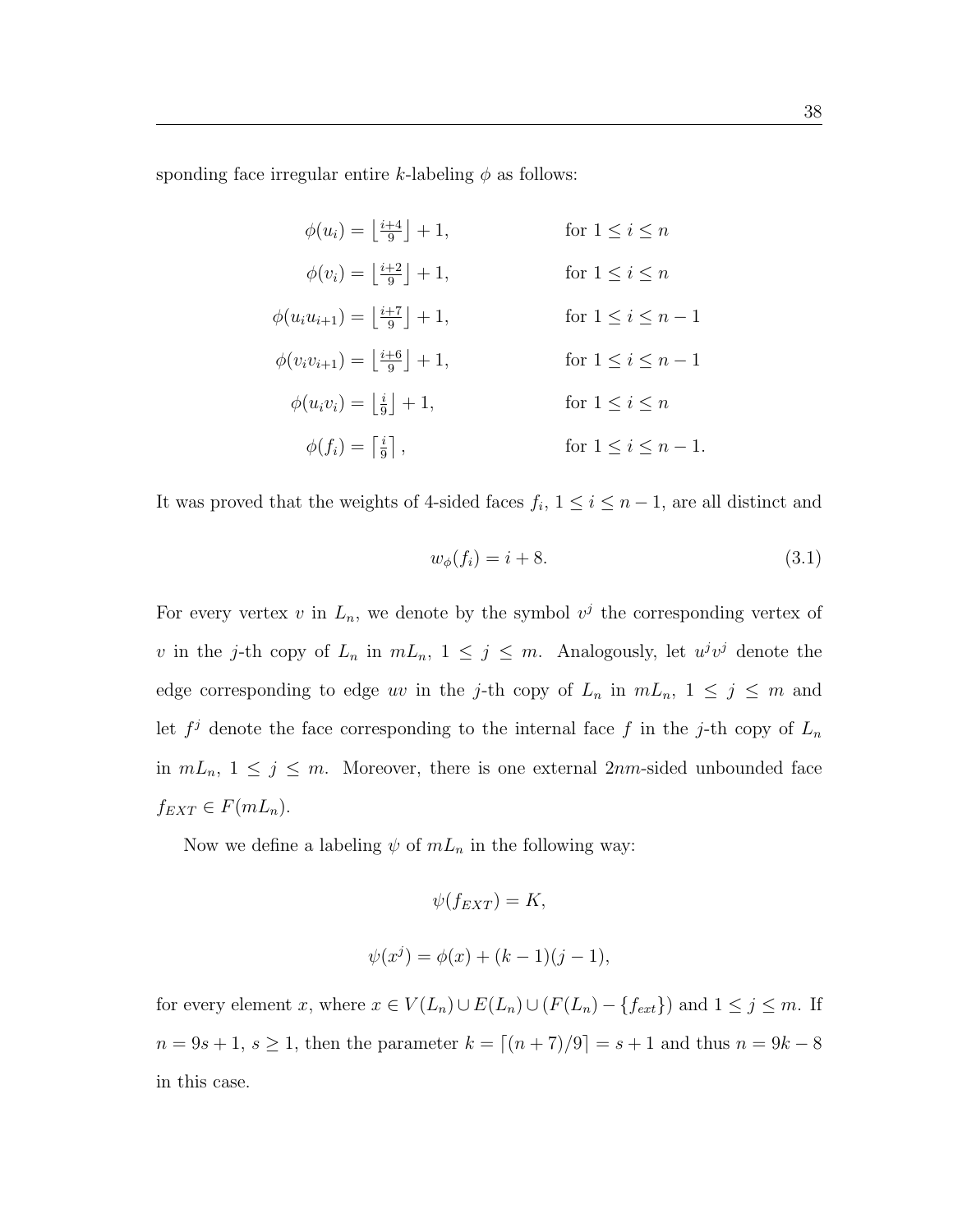sponding face irregular entire $k$-labeling $\phi$ as follows:

$$
\begin{aligned}
\phi(u_i) &= \left\lfloor \tfrac{i+4}{9} \right\rfloor + 1, && \text{for } 1 \le i \le n \\
\phi(v_i) &= \left\lfloor \tfrac{i+2}{9} \right\rfloor + 1, && \text{for } 1 \le i \le n \\
\phi(u_i u_{i+1}) &= \left\lfloor \tfrac{i+7}{9} \right\rfloor + 1, && \text{for } 1 \le i \le n-1 \\
\phi(v_i v_{i+1}) &= \left\lfloor \tfrac{i+6}{9} \right\rfloor + 1, && \text{for } 1 \le i \le n-1 \\
\phi(u_i v_i) &= \left\lfloor \tfrac{i}{9} \right\rfloor + 1, && \text{for } 1 \le i \le n \\
\phi(f_i) &= \left\lceil \tfrac{i}{9} \right\rceil, && \text{for } 1 \le i \le n-1.
\end{aligned}
$$

It was proved that the weights of 4-sided faces $f_i$, $1 \le i \le n-1$, are all distinct and

$$w_\phi(f_i) = i + 8. \tag{3.1}$$

For every vertex $v$ in $L_n$, we denote by the symbol $v^j$ the corresponding vertex of $v$ in the $j$-th copy of $L_n$ in $mL_n$, $1 \le j \le m$. Analogously, let $u^j v^j$ denote the edge corresponding to edge $uv$ in the $j$-th copy of $L_n$ in $mL_n$, $1 \le j \le m$ and let $f^j$ denote the face corresponding to the internal face $f$ in the $j$-th copy of $L_n$ in $mL_n$, $1 \le j \le m$. Moreover, there is one external $2nm$-sided unbounded face $f_{EXT} \in F(mL_n)$.

Now we define a labeling $\psi$ of $mL_n$ in the following way:

$$\psi(f_{EXT}) = K,$$

$$\psi(x^j) = \phi(x) + (k-1)(j-1),$$

for every element $x$, where $x \in V(L_n) \cup E(L_n) \cup (F(L_n) - \{f_{ext}\})$ and $1 \le j \le m$. If $n = 9s+1$, $s \ge 1$, then the parameter $k = \lceil (n+7)/9 \rceil = s+1$ and thus $n = 9k-8$ in this case.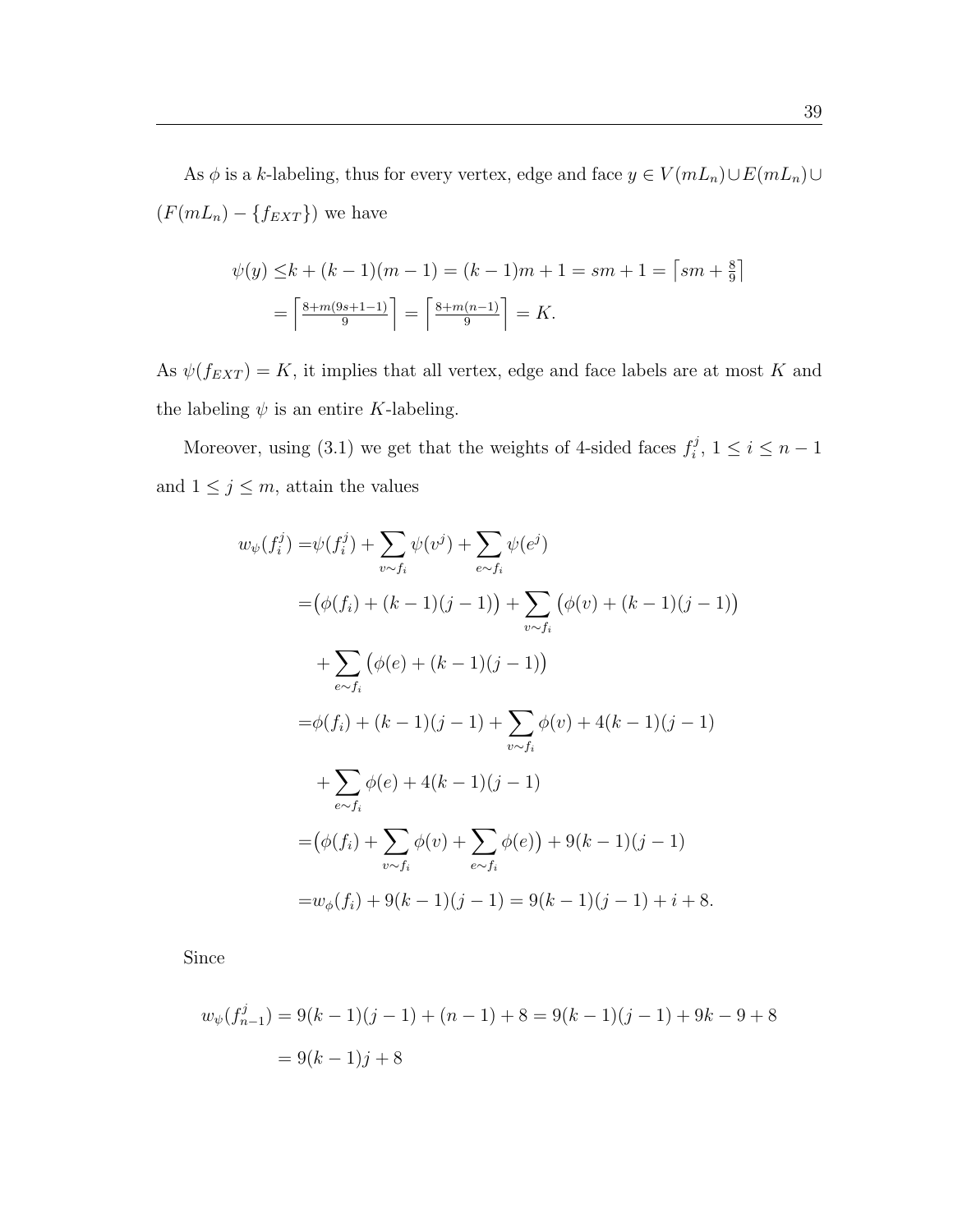As $\phi$ is a $k$-labeling, thus for every vertex, edge and face $y \in V(mL_n) \cup E(mL_n) \cup (F(mL_n) - \{f_{EXT}\})$ we have

$$\begin{aligned}
\psi(y) \leq & k + (k-1)(m-1) = (k-1)m + 1 = sm + 1 = \left\lceil sm + \tfrac{8}{9} \right\rceil \\
= & \left\lceil \tfrac{8 + m(9s+1-1)}{9} \right\rceil = \left\lceil \tfrac{8 + m(n-1)}{9} \right\rceil = K.
\end{aligned}$$

As $\psi(f_{EXT}) = K$, it implies that all vertex, edge and face labels are at most $K$ and the labeling $\psi$ is an entire $K$-labeling.

Moreover, using (3.1) we get that the weights of 4-sided faces $f_i^j$, $1 \leq i \leq n-1$ and $1 \leq j \leq m$, attain the values

$$\begin{aligned}
w_\psi(f_i^j) = & \psi(f_i^j) + \sum_{v \sim f_i} \psi(v^j) + \sum_{e \sim f_i} \psi(e^j) \\
= & \big(\phi(f_i) + (k-1)(j-1)\big) + \sum_{v \sim f_i} \big(\phi(v) + (k-1)(j-1)\big) \\
& + \sum_{e \sim f_i} \big(\phi(e) + (k-1)(j-1)\big) \\
= & \phi(f_i) + (k-1)(j-1) + \sum_{v \sim f_i} \phi(v) + 4(k-1)(j-1) \\
& + \sum_{e \sim f_i} \phi(e) + 4(k-1)(j-1) \\
= & \big(\phi(f_i) + \sum_{v \sim f_i} \phi(v) + \sum_{e \sim f_i} \phi(e)\big) + 9(k-1)(j-1) \\
= & w_\phi(f_i) + 9(k-1)(j-1) = 9(k-1)(j-1) + i + 8.
\end{aligned}$$

Since

$$\begin{aligned}
w_\psi(f_{n-1}^j) &= 9(k-1)(j-1) + (n-1) + 8 = 9(k-1)(j-1) + 9k - 9 + 8 \\
&= 9(k-1)j + 8
\end{aligned}$$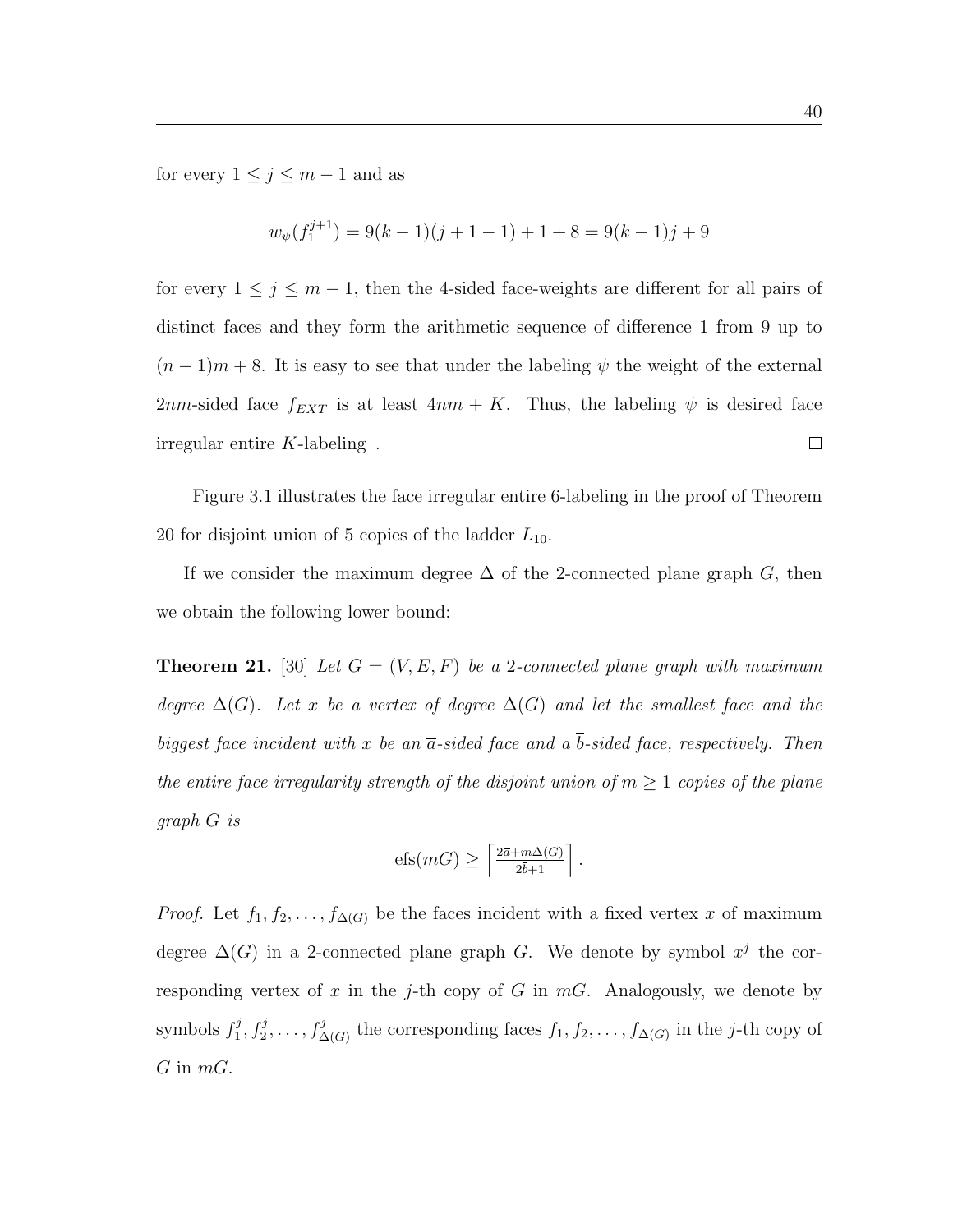for every $1 \leq j \leq m-1$ and as

$$w_\psi(f_1^{j+1}) = 9(k-1)(j+1-1) + 1 + 8 = 9(k-1)j + 9$$

for every $1 \leq j \leq m-1$, then the 4-sided face-weights are different for all pairs of distinct faces and they form the arithmetic sequence of difference 1 from 9 up to $(n-1)m+8$. It is easy to see that under the labeling $\psi$ the weight of the external $2nm$-sided face $f_{EXT}$ is at least $4nm + K$. Thus, the labeling $\psi$ is desired face irregular entire $K$-labeling . $\square$

Figure 3.1 illustrates the face irregular entire 6-labeling in the proof of Theorem 20 for disjoint union of 5 copies of the ladder $L_{10}$.

If we consider the maximum degree $\Delta$ of the 2-connected plane graph $G$, then we obtain the following lower bound:

**Theorem 21.** [30] *Let $G = (V, E, F)$ be a 2-connected plane graph with maximum degree $\Delta(G)$. Let $x$ be a vertex of degree $\Delta(G)$ and let the smallest face and the biggest face incident with $x$ be an $\overline{a}$-sided face and a $\overline{b}$-sided face, respectively. Then the entire face irregularity strength of the disjoint union of $m \geq 1$ copies of the plane graph $G$ is*

$$\text{efs}(mG) \geq \left\lceil \frac{2\overline{a} + m\Delta(G)}{2\overline{b}+1} \right\rceil.$$

*Proof.* Let $f_1, f_2, \ldots, f_{\Delta(G)}$ be the faces incident with a fixed vertex $x$ of maximum degree $\Delta(G)$ in a 2-connected plane graph $G$. We denote by symbol $x^j$ the corresponding vertex of $x$ in the $j$-th copy of $G$ in $mG$. Analogously, we denote by symbols $f_1^j, f_2^j, \ldots, f_{\Delta(G)}^j$ the corresponding faces $f_1, f_2, \ldots, f_{\Delta(G)}$ in the $j$-th copy of $G$ in $mG$.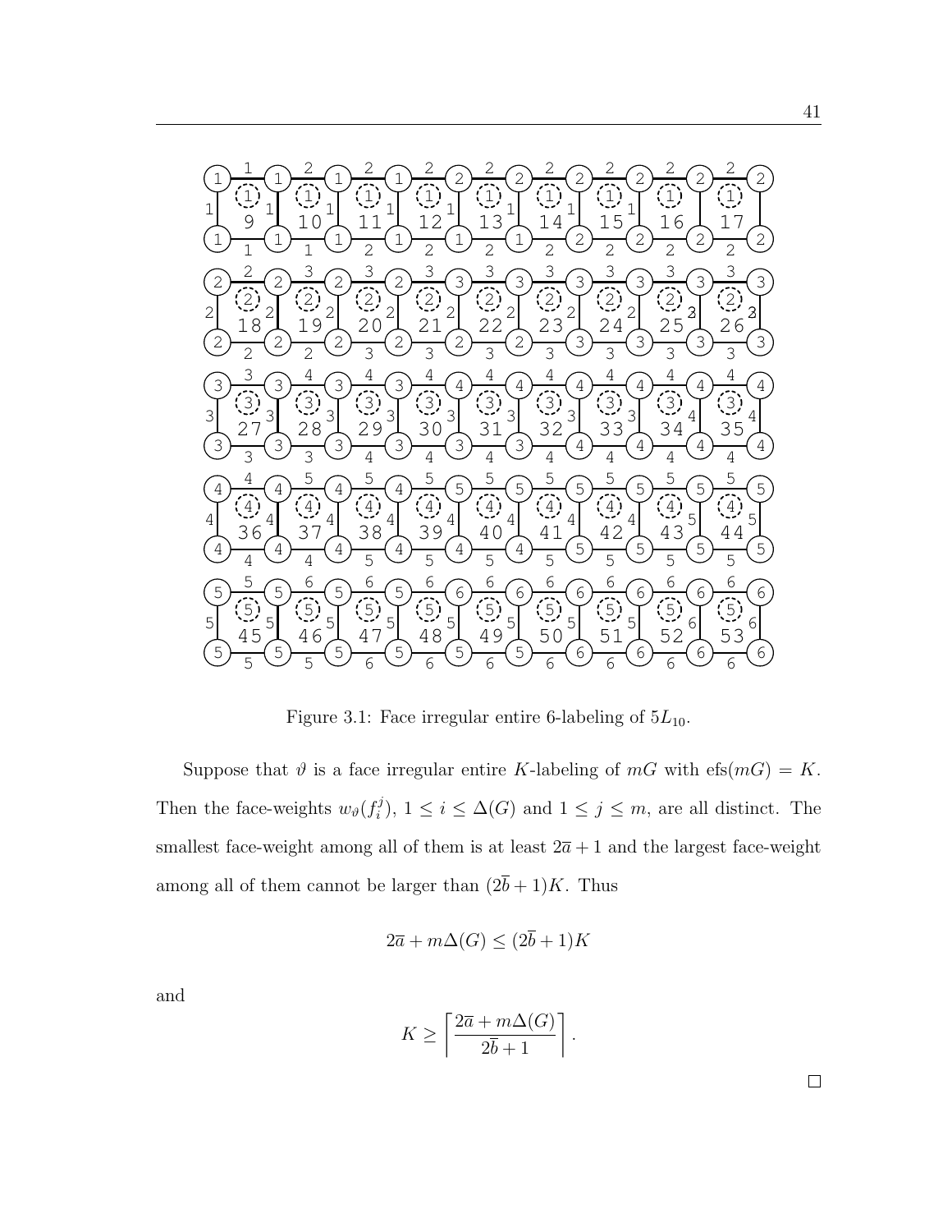Figure 3.1: Face irregular entire 6-labeling of $5L_{10}$.

Suppose that $\vartheta$ is a face irregular entire $K$-labeling of $mG$ with $\text{efs}(mG) = K$. Then the face-weights $w_\vartheta(f_i^j)$, $1 \leq i \leq \Delta(G)$ and $1 \leq j \leq m$, are all distinct. The smallest face-weight among all of them is at least $2\overline{a} + 1$ and the largest face-weight among all of them cannot be larger than $(2\overline{b} + 1)K$. Thus

$$2\overline{a} + m\Delta(G) \leq (2\overline{b} + 1)K$$

and

$$K \geq \left\lceil \frac{2\overline{a} + m\Delta(G)}{2\overline{b} + 1} \right\rceil.$$

□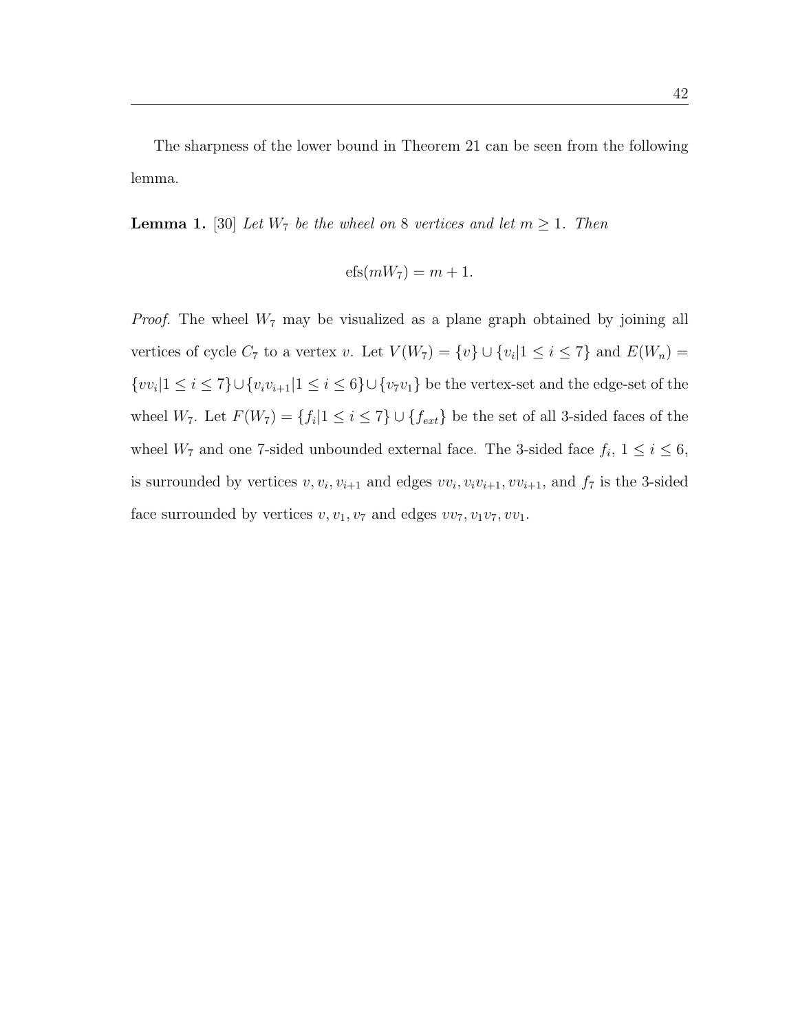The sharpness of the lower bound in Theorem 21 can be seen from the following lemma.

**Lemma 1.** [30] *Let $W_7$ be the wheel on 8 vertices and let $m \geq 1$. Then*

$$\text{efs}(mW_7) = m + 1.$$

*Proof.* The wheel $W_7$ may be visualized as a plane graph obtained by joining all vertices of cycle $C_7$ to a vertex $v$. Let $V(W_7) = \{v\} \cup \{v_i | 1 \leq i \leq 7\}$ and $E(W_n) = \{vv_i | 1 \leq i \leq 7\} \cup \{v_i v_{i+1} | 1 \leq i \leq 6\} \cup \{v_7 v_1\}$ be the vertex-set and the edge-set of the wheel $W_7$. Let $F(W_7) = \{f_i | 1 \leq i \leq 7\} \cup \{f_{ext}\}$ be the set of all 3-sided faces of the wheel $W_7$ and one 7-sided unbounded external face. The 3-sided face $f_i$, $1 \leq i \leq 6$, is surrounded by vertices $v, v_i, v_{i+1}$ and edges $vv_i, v_i v_{i+1}, vv_{i+1}$, and $f_7$ is the 3-sided face surrounded by vertices $v, v_1, v_7$ and edges $vv_7, v_1 v_7, vv_1$.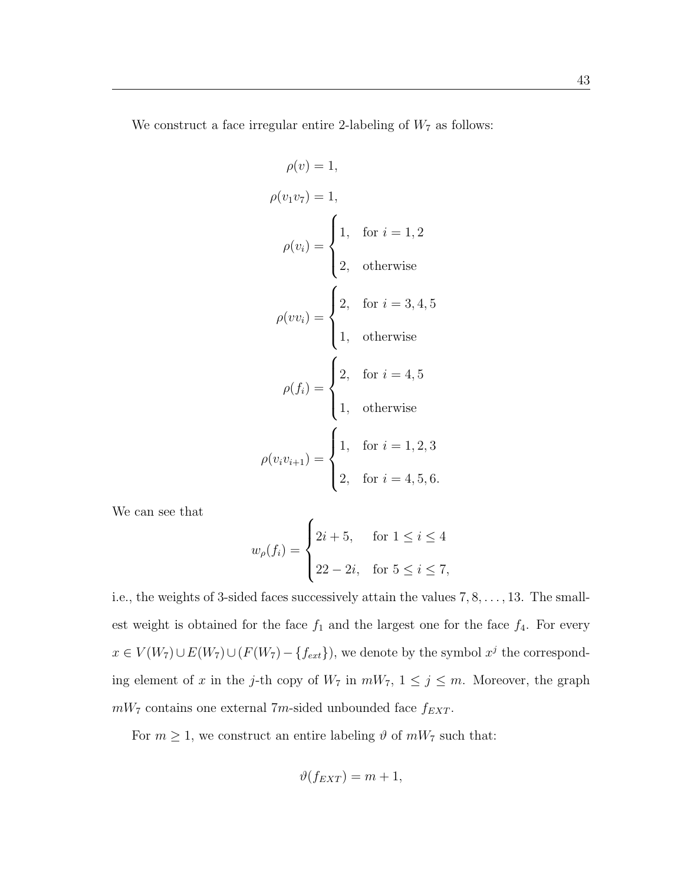We construct a face irregular entire 2-labeling of $W_7$ as follows:

$$\rho(v) = 1,$$

$$\rho(v_1 v_7) = 1,$$

$$\rho(v_i) = \begin{cases} 1, & \text{for } i = 1, 2 \\ 2, & \text{otherwise} \end{cases}$$

$$\rho(vv_i) = \begin{cases} 2, & \text{for } i = 3, 4, 5 \\ 1, & \text{otherwise} \end{cases}$$

$$\rho(f_i) = \begin{cases} 2, & \text{for } i = 4, 5 \\ 1, & \text{otherwise} \end{cases}$$

$$\rho(v_i v_{i+1}) = \begin{cases} 1, & \text{for } i = 1, 2, 3 \\ 2, & \text{for } i = 4, 5, 6. \end{cases}$$

We can see that

$$w_\rho(f_i) = \begin{cases} 2i + 5, & \text{for } 1 \le i \le 4 \\ 22 - 2i, & \text{for } 5 \le i \le 7, \end{cases}$$

i.e., the weights of 3-sided faces successively attain the values $7, 8, \ldots, 13$. The smallest weight is obtained for the face $f_1$ and the largest one for the face $f_4$. For every $x \in V(W_7) \cup E(W_7) \cup (F(W_7) - \{f_{ext}\})$, we denote by the symbol $x^j$ the corresponding element of $x$ in the $j$-th copy of $W_7$ in $mW_7$, $1 \le j \le m$. Moreover, the graph $mW_7$ contains one external $7m$-sided unbounded face $f_{EXT}$.

For $m \ge 1$, we construct an entire labeling $\vartheta$ of $mW_7$ such that:

$$\vartheta(f_{EXT}) = m + 1,$$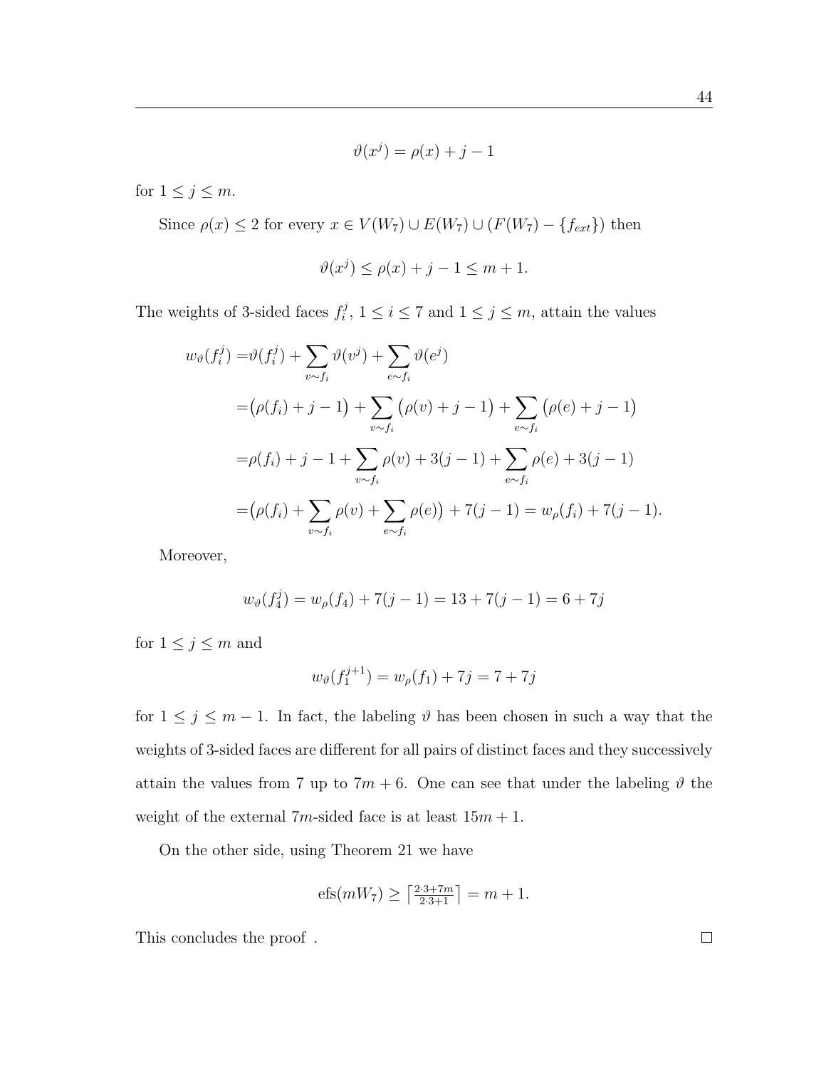$$\vartheta(x^j) = \rho(x) + j - 1$$

for $1 \leq j \leq m$.

Since $\rho(x) \leq 2$ for every $x \in V(W_7) \cup E(W_7) \cup (F(W_7) - \{f_{ext}\})$ then

$$\vartheta(x^j) \leq \rho(x) + j - 1 \leq m + 1.$$

The weights of 3-sided faces $f_i^j$, $1 \leq i \leq 7$ and $1 \leq j \leq m$, attain the values

$$\begin{aligned}
w_\vartheta(f_i^j) =& \vartheta(f_i^j) + \sum_{v \sim f_i} \vartheta(v^j) + \sum_{e \sim f_i} \vartheta(e^j) \\
=& \big(\rho(f_i) + j - 1\big) + \sum_{v \sim f_i} \big(\rho(v) + j - 1\big) + \sum_{e \sim f_i} \big(\rho(e) + j - 1\big) \\
=& \rho(f_i) + j - 1 + \sum_{v \sim f_i} \rho(v) + 3(j-1) + \sum_{e \sim f_i} \rho(e) + 3(j-1) \\
=& \big(\rho(f_i) + \sum_{v \sim f_i} \rho(v) + \sum_{e \sim f_i} \rho(e)\big) + 7(j-1) = w_\rho(f_i) + 7(j-1).
\end{aligned}$$

Moreover,

$$w_\vartheta(f_4^j) = w_\rho(f_4) + 7(j-1) = 13 + 7(j-1) = 6 + 7j$$

for $1 \leq j \leq m$ and

$$w_\vartheta(f_1^{j+1}) = w_\rho(f_1) + 7j = 7 + 7j$$

for $1 \leq j \leq m-1$. In fact, the labeling $\vartheta$ has been chosen in such a way that the weights of 3-sided faces are different for all pairs of distinct faces and they successively attain the values from 7 up to $7m + 6$. One can see that under the labeling $\vartheta$ the weight of the external $7m$-sided face is at least $15m + 1$.

On the other side, using Theorem 21 we have

$$\text{efs}(mW_7) \geq \left\lceil \tfrac{2 \cdot 3 + 7m}{2 \cdot 3 + 1} \right\rceil = m + 1.$$

This concludes the proof . $\square$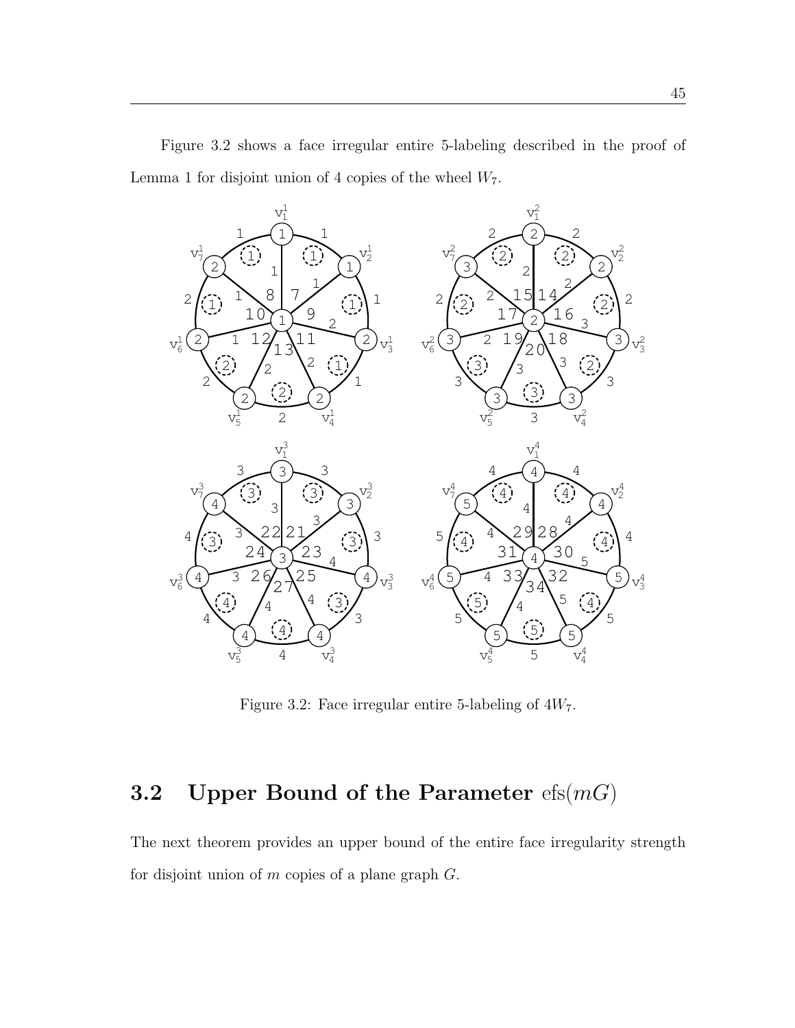Figure 3.2 shows a face irregular entire 5-labeling described in the proof of Lemma 1 for disjoint union of 4 copies of the wheel $W_7$.

Figure 3.2: Face irregular entire 5-labeling of $4W_7$.

## 3.2 Upper Bound of the Parameter $\mathrm{efs}(mG)$

The next theorem provides an upper bound of the entire face irregularity strength for disjoint union of $m$ copies of a plane graph $G$.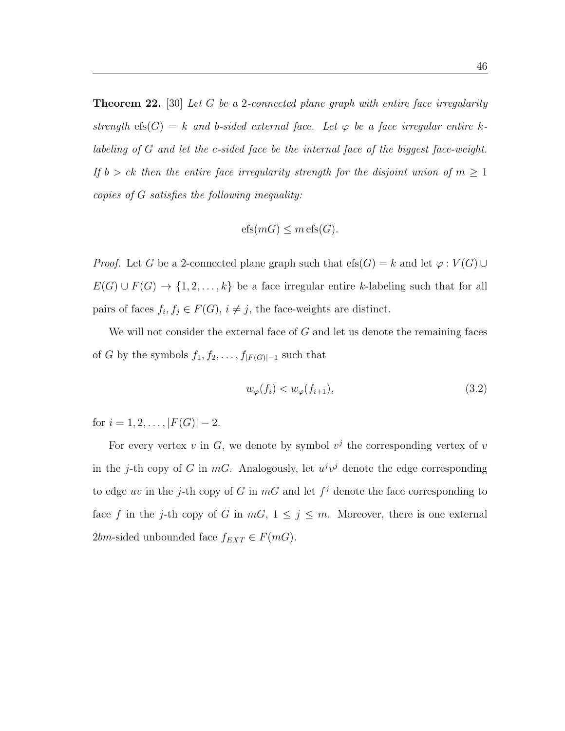**Theorem 22.** [30] *Let $G$ be a 2-connected plane graph with entire face irregularity strength $\operatorname{efs}(G) = k$ and $b$-sided external face. Let $\varphi$ be a face irregular entire $k$-labeling of $G$ and let the $c$-sided face be the internal face of the biggest face-weight. If $b > ck$ then the entire face irregularity strength for the disjoint union of $m \geq 1$ copies of $G$ satisfies the following inequality:*

$$\operatorname{efs}(mG) \leq m \operatorname{efs}(G).$$

*Proof.* Let $G$ be a 2-connected plane graph such that $\operatorname{efs}(G) = k$ and let $\varphi : V(G) \cup E(G) \cup F(G) \to \{1, 2, \ldots, k\}$ be a face irregular entire $k$-labeling such that for all pairs of faces $f_i, f_j \in F(G)$, $i \neq j$, the face-weights are distinct.

We will not consider the external face of $G$ and let us denote the remaining faces of $G$ by the symbols $f_1, f_2, \ldots, f_{|F(G)|-1}$ such that

$$w_\varphi(f_i) < w_\varphi(f_{i+1}), \tag{3.2}$$

for $i = 1, 2, \ldots, |F(G)| - 2$.

For every vertex $v$ in $G$, we denote by symbol $v^j$ the corresponding vertex of $v$ in the $j$-th copy of $G$ in $mG$. Analogously, let $u^j v^j$ denote the edge corresponding to edge $uv$ in the $j$-th copy of $G$ in $mG$ and let $f^j$ denote the face corresponding to face $f$ in the $j$-th copy of $G$ in $mG$, $1 \leq j \leq m$. Moreover, there is one external $2bm$-sided unbounded face $f_{EXT} \in F(mG)$.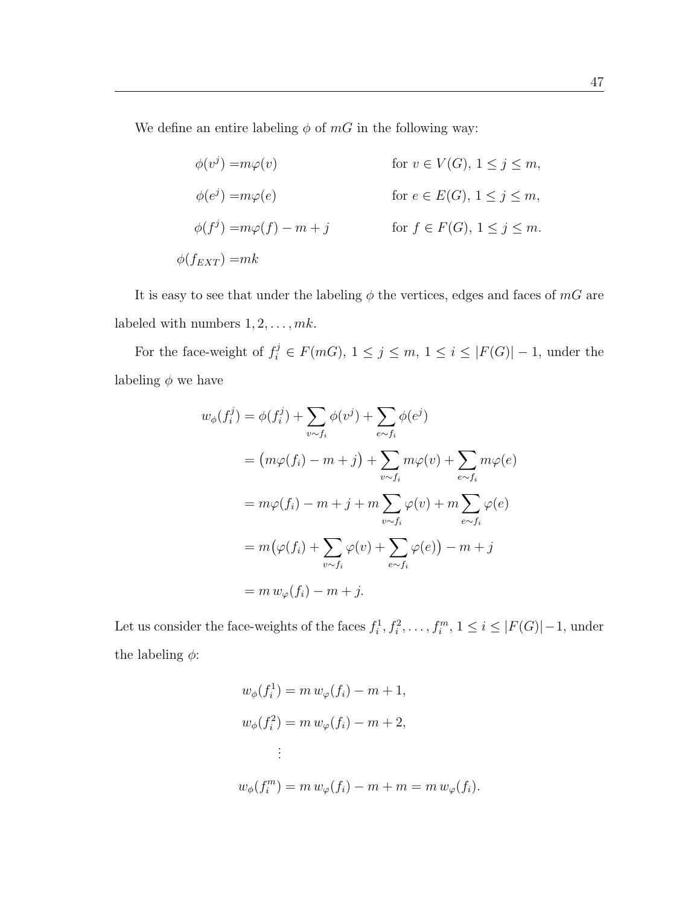We define an entire labeling $\phi$ of $mG$ in the following way:

$$\begin{aligned}
\phi(v^j) &= m\varphi(v) && \text{for } v \in V(G),\ 1 \leq j \leq m,\\
\phi(e^j) &= m\varphi(e) && \text{for } e \in E(G),\ 1 \leq j \leq m,\\
\phi(f^j) &= m\varphi(f) - m + j && \text{for } f \in F(G),\ 1 \leq j \leq m.\\
\phi(f_{EXT}) &= mk
\end{aligned}$$

It is easy to see that under the labeling $\phi$ the vertices, edges and faces of $mG$ are labeled with numbers $1, 2, \ldots, mk$.

For the face-weight of $f_i^j \in F(mG)$, $1 \leq j \leq m$, $1 \leq i \leq |F(G)| - 1$, under the labeling $\phi$ we have

$$\begin{aligned}
w_\phi(f_i^j) &= \phi(f_i^j) + \sum_{v \sim f_i} \phi(v^j) + \sum_{e \sim f_i} \phi(e^j)\\
&= \big(m\varphi(f_i) - m + j\big) + \sum_{v \sim f_i} m\varphi(v) + \sum_{e \sim f_i} m\varphi(e)\\
&= m\varphi(f_i) - m + j + m\sum_{v \sim f_i} \varphi(v) + m\sum_{e \sim f_i} \varphi(e)\\
&= m\big(\varphi(f_i) + \sum_{v \sim f_i} \varphi(v) + \sum_{e \sim f_i} \varphi(e)\big) - m + j\\
&= m\, w_\varphi(f_i) - m + j.
\end{aligned}$$

Let us consider the face-weights of the faces $f_i^1, f_i^2, \ldots, f_i^m$, $1 \leq i \leq |F(G)| - 1$, under the labeling $\phi$:

$$\begin{aligned}
w_\phi(f_i^1) &= m\, w_\varphi(f_i) - m + 1,\\
w_\phi(f_i^2) &= m\, w_\varphi(f_i) - m + 2,\\
&\ \ \vdots\\
w_\phi(f_i^m) &= m\, w_\varphi(f_i) - m + m = m\, w_\varphi(f_i).
\end{aligned}$$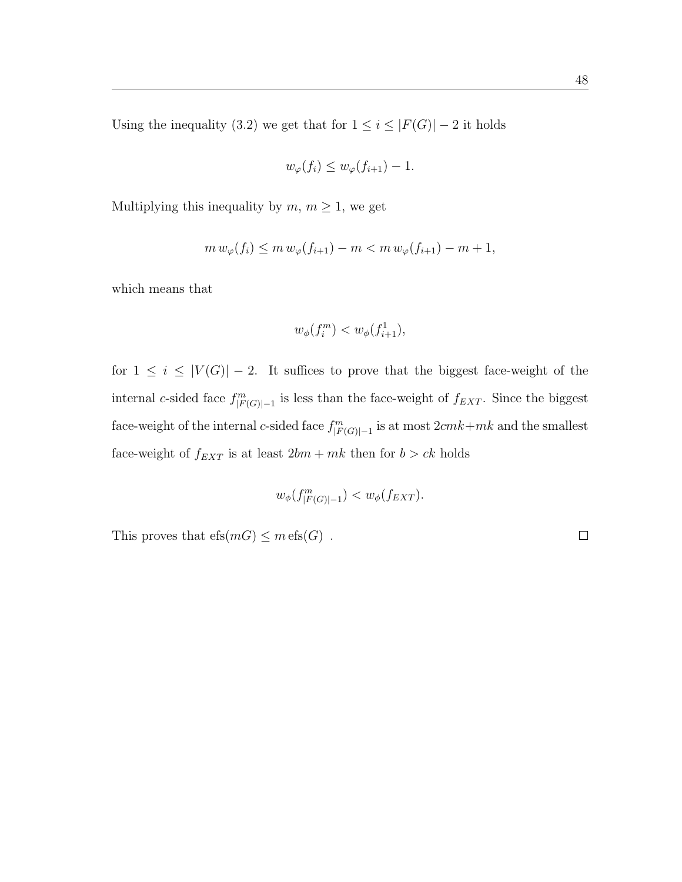Using the inequality (3.2) we get that for $1 \leq i \leq |F(G)| - 2$ it holds

$$w_\varphi(f_i) \leq w_\varphi(f_{i+1}) - 1.$$

Multiplying this inequality by $m$, $m \geq 1$, we get

$$m\, w_\varphi(f_i) \leq m\, w_\varphi(f_{i+1}) - m < m\, w_\varphi(f_{i+1}) - m + 1,$$

which means that

$$w_\phi(f_i^m) < w_\phi(f_{i+1}^1),$$

for $1 \leq i \leq |V(G)| - 2$. It suffices to prove that the biggest face-weight of the internal $c$-sided face $f^m_{|F(G)|-1}$ is less than the face-weight of $f_{EXT}$. Since the biggest face-weight of the internal $c$-sided face $f^m_{|F(G)|-1}$ is at most $2cmk + mk$ and the smallest face-weight of $f_{EXT}$ is at least $2bm + mk$ then for $b > ck$ holds

$$w_\phi(f^m_{|F(G)|-1}) < w_\phi(f_{EXT}).$$

This proves that $\text{efs}(mG) \leq m\, \text{efs}(G)$ . □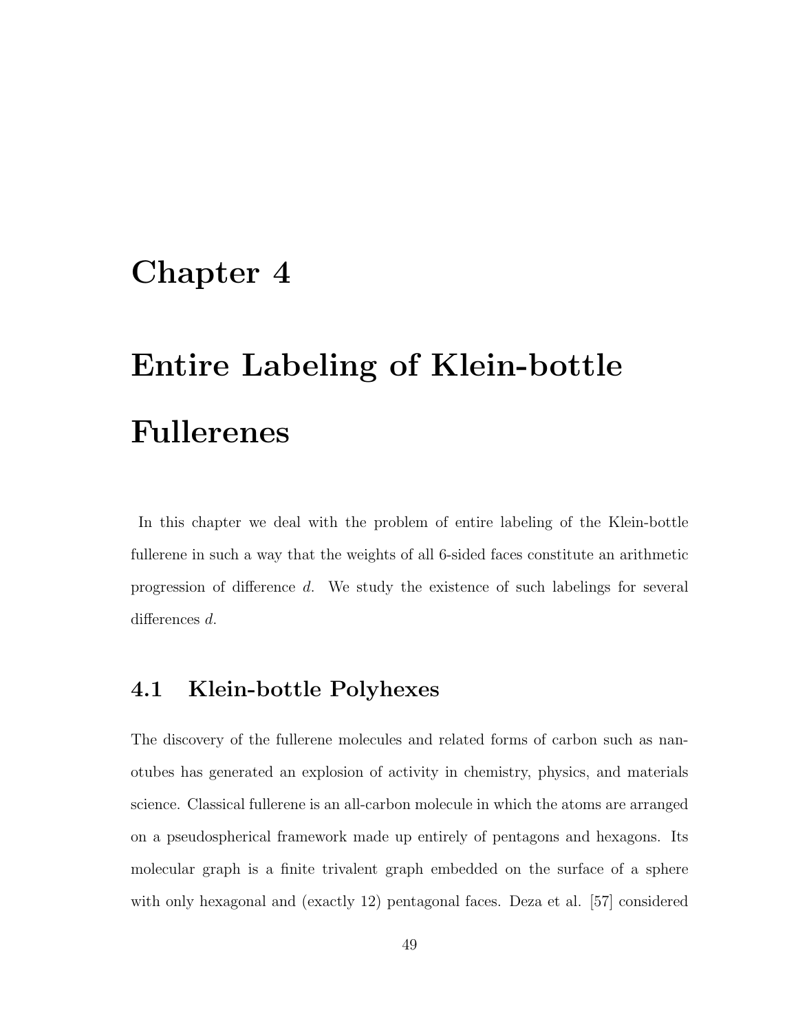# Chapter 4

# Entire Labeling of Klein-bottle Fullerenes

In this chapter we deal with the problem of entire labeling of the Klein-bottle fullerene in such a way that the weights of all 6-sided faces constitute an arithmetic progression of difference $d$. We study the existence of such labelings for several differences $d$.

## 4.1 Klein-bottle Polyhexes

The discovery of the fullerene molecules and related forms of carbon such as nanotubes has generated an explosion of activity in chemistry, physics, and materials science. Classical fullerene is an all-carbon molecule in which the atoms are arranged on a pseudospherical framework made up entirely of pentagons and hexagons. Its molecular graph is a finite trivalent graph embedded on the surface of a sphere with only hexagonal and (exactly 12) pentagonal faces. Deza et al. [57] considered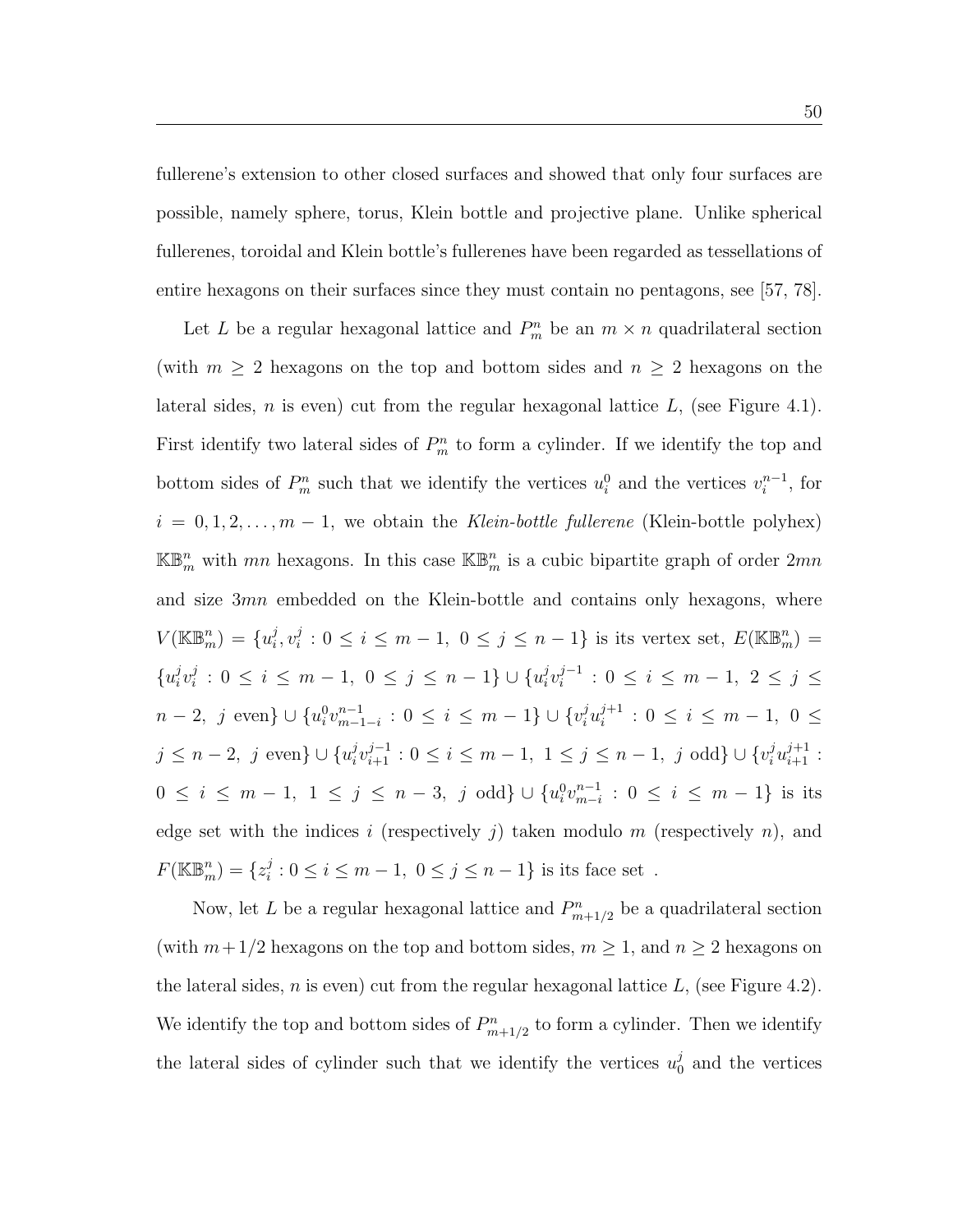fullerene's extension to other closed surfaces and showed that only four surfaces are possible, namely sphere, torus, Klein bottle and projective plane. Unlike spherical fullerenes, toroidal and Klein bottle's fullerenes have been regarded as tessellations of entire hexagons on their surfaces since they must contain no pentagons, see [57, 78].

Let $L$ be a regular hexagonal lattice and $P_m^n$ be an $m \times n$ quadrilateral section (with $m \geq 2$ hexagons on the top and bottom sides and $n \geq 2$ hexagons on the lateral sides, $n$ is even) cut from the regular hexagonal lattice $L$, (see Figure 4.1). First identify two lateral sides of $P_m^n$ to form a cylinder. If we identify the top and bottom sides of $P_m^n$ such that we identify the vertices $u_i^0$ and the vertices $v_i^{n-1}$, for $i = 0, 1, 2, \ldots, m-1$, we obtain the *Klein-bottle fullerene* (Klein-bottle polyhex) $\mathbb{KB}_m^n$ with $mn$ hexagons. In this case $\mathbb{KB}_m^n$ is a cubic bipartite graph of order $2mn$ and size $3mn$ embedded on the Klein-bottle and contains only hexagons, where $V(\mathbb{KB}_m^n) = \{u_i^j, v_i^j : 0 \leq i \leq m-1,\ 0 \leq j \leq n-1\}$ is its vertex set, $E(\mathbb{KB}_m^n) = \{u_i^j v_i^j : 0 \leq i \leq m-1,\ 0 \leq j \leq n-1\} \cup \{u_i^j v_i^{j-1} : 0 \leq i \leq m-1,\ 2 \leq j \leq n-2,\ j \text{ even}\} \cup \{u_i^0 v_{m-1-i}^{n-1} : 0 \leq i \leq m-1\} \cup \{v_i^j u_i^{j+1} : 0 \leq i \leq m-1,\ 0 \leq j \leq n-2,\ j \text{ even}\} \cup \{u_i^j v_{i+1}^{j-1} : 0 \leq i \leq m-1,\ 1 \leq j \leq n-1,\ j \text{ odd}\} \cup \{v_i^j u_{i+1}^{j+1} : 0 \leq i \leq m-1,\ 1 \leq j \leq n-3,\ j \text{ odd}\} \cup \{u_i^0 v_{m-i}^{n-1} : 0 \leq i \leq m-1\}$ is its edge set with the indices $i$ (respectively $j$) taken modulo $m$ (respectively $n$), and $F(\mathbb{KB}_m^n) = \{z_i^j : 0 \leq i \leq m-1,\ 0 \leq j \leq n-1\}$ is its face set .

Now, let $L$ be a regular hexagonal lattice and $P_{m+1/2}^n$ be a quadrilateral section (with $m+1/2$ hexagons on the top and bottom sides, $m \geq 1$, and $n \geq 2$ hexagons on the lateral sides, $n$ is even) cut from the regular hexagonal lattice $L$, (see Figure 4.2). We identify the top and bottom sides of $P_{m+1/2}^n$ to form a cylinder. Then we identify the lateral sides of cylinder such that we identify the vertices $u_0^j$ and the vertices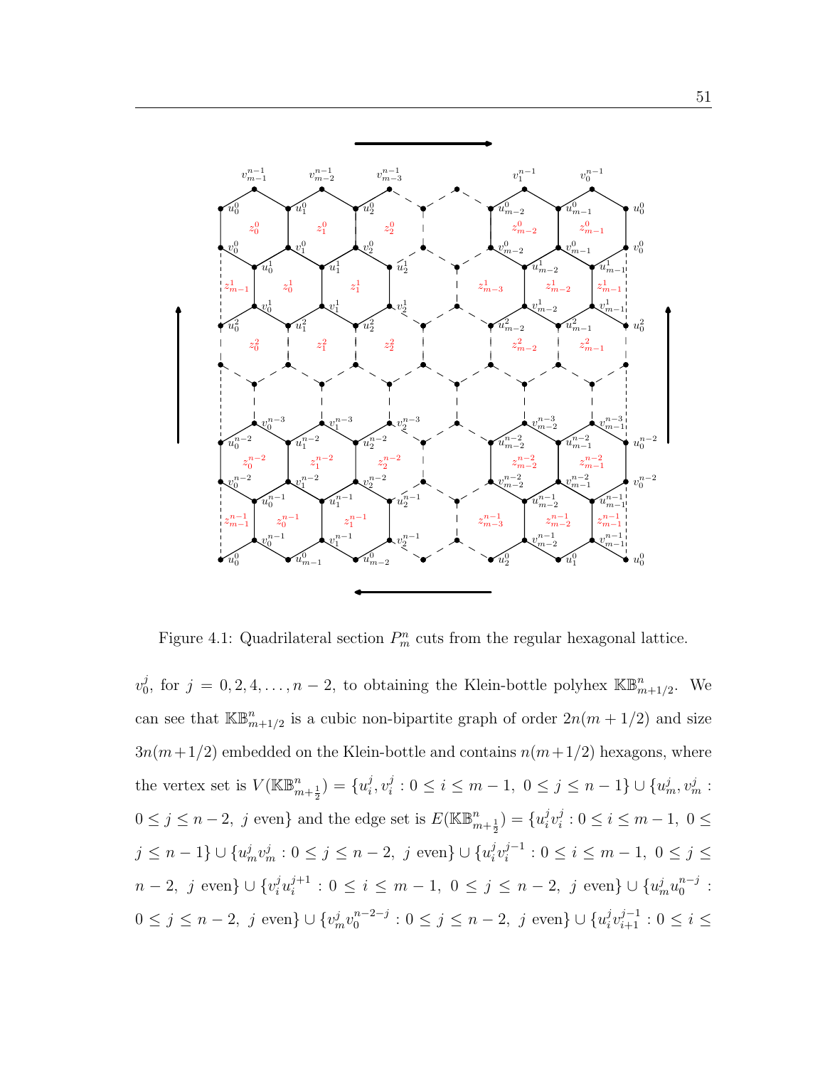Figure 4.1: Quadrilateral section $P_m^n$ cuts from the regular hexagonal lattice.

$v_0^j$, for $j = 0, 2, 4, \ldots, n-2$, to obtaining the Klein-bottle polyhex $\mathbb{KB}_{m+1/2}^n$. We can see that $\mathbb{KB}_{m+1/2}^n$ is a cubic non-bipartite graph of order $2n(m+1/2)$ and size $3n(m+1/2)$ embedded on the Klein-bottle and contains $n(m+1/2)$ hexagons, where the vertex set is $V(\mathbb{KB}_{m+\frac{1}{2}}^n) = \{u_i^j, v_i^j : 0 \leq i \leq m-1,\ 0 \leq j \leq n-1\} \cup \{u_m^j, v_m^j : 0 \leq j \leq n-2,\ j \text{ even}\}$ and the edge set is $E(\mathbb{KB}_{m+\frac{1}{2}}^n) = \{u_i^j v_i^j : 0 \leq i \leq m-1,\ 0 \leq j \leq n-1\} \cup \{u_m^j v_m^j : 0 \leq j \leq n-2,\ j \text{ even}\} \cup \{u_i^j v_i^{j-1} : 0 \leq i \leq m-1,\ 0 \leq j \leq n-2,\ j \text{ even}\} \cup \{v_i^j u_i^{j+1} : 0 \leq i \leq m-1,\ 0 \leq j \leq n-2,\ j \text{ even}\} \cup \{u_m^j u_0^{n-j} : 0 \leq j \leq n-2,\ j \text{ even}\} \cup \{v_m^j v_0^{n-2-j} : 0 \leq j \leq n-2,\ j \text{ even}\} \cup \{u_i^j v_{i+1}^{j-1} : 0 \leq i \leq$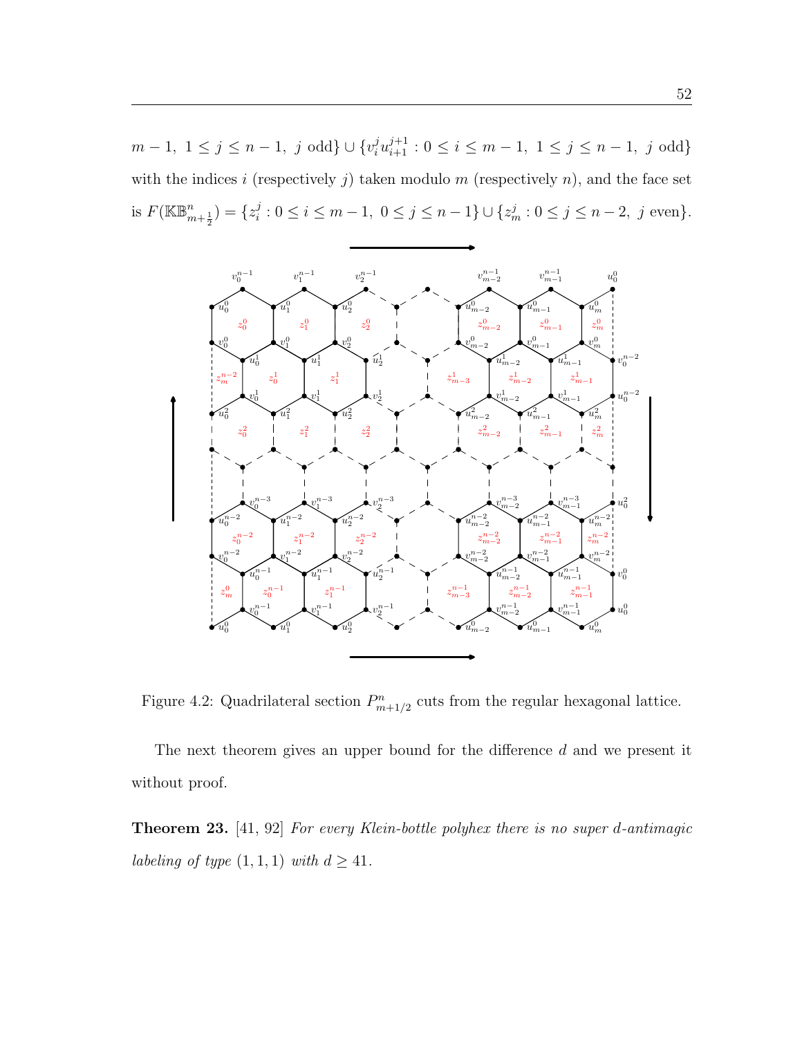$m-1,\ 1 \le j \le n-1,\ j$ odd$\} \cup \{v_i^j u_{i+1}^{j+1} : 0 \le i \le m-1,\ 1 \le j \le n-1,\ j$ odd$\}$ with the indices $i$ (respectively $j$) taken modulo $m$ (respectively $n$), and the face set is $F(\mathbb{KB}^n_{m+\frac{1}{2}}) = \{z_i^j : 0 \le i \le m-1,\ 0 \le j \le n-1\} \cup \{z_m^j : 0 \le j \le n-2,\ j$ even$\}$.

Figure 4.2: Quadrilateral section $P^n_{m+1/2}$ cuts from the regular hexagonal lattice.

The next theorem gives an upper bound for the difference $d$ and we present it without proof.

**Theorem 23.** [41, 92] *For every Klein-bottle polyhex there is no super $d$-antimagic labeling of type $(1, 1, 1)$ with $d \ge 41$.*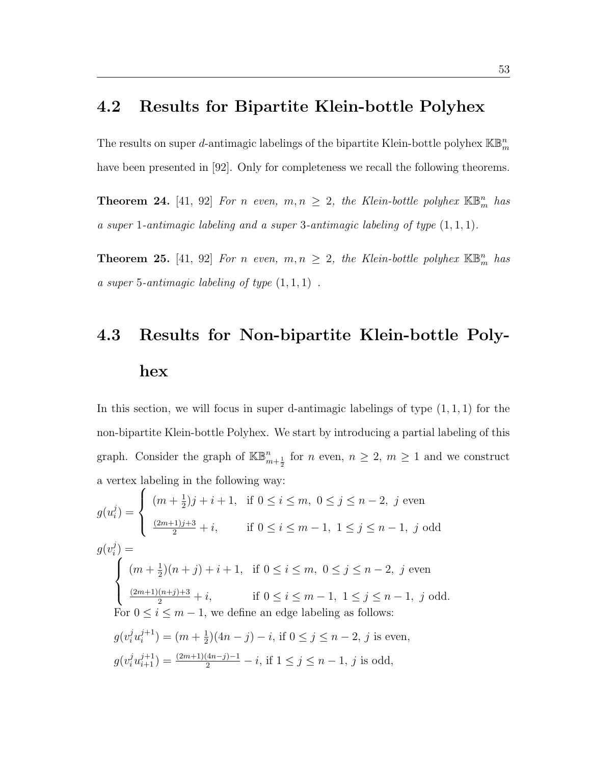## 4.2 Results for Bipartite Klein-bottle Polyhex

The results on super $d$-antimagic labelings of the bipartite Klein-bottle polyhex $\mathbb{KB}_m^n$ have been presented in [92]. Only for completeness we recall the following theorems.

**Theorem 24.** [41, 92] *For $n$ even, $m, n \geq 2$, the Klein-bottle polyhex $\mathbb{KB}_m^n$ has a super 1-antimagic labeling and a super 3-antimagic labeling of type $(1,1,1)$.*

**Theorem 25.** [41, 92] *For $n$ even, $m, n \geq 2$, the Klein-bottle polyhex $\mathbb{KB}_m^n$ has a super 5-antimagic labeling of type $(1,1,1)$ .*

## 4.3 Results for Non-bipartite Klein-bottle Polyhex

In this section, we will focus in super d-antimagic labelings of type $(1,1,1)$ for the non-bipartite Klein-bottle Polyhex. We start by introducing a partial labeling of this graph. Consider the graph of $\mathbb{KB}_{m+\frac{1}{2}}^n$ for $n$ even, $n \geq 2$, $m \geq 1$ and we construct a vertex labeling in the following way:

$$g(u_i^j) = \begin{cases} (m+\frac{1}{2})j + i + 1, & \text{if } 0 \leq i \leq m,\ 0 \leq j \leq n-2,\ j \text{ even} \\ \frac{(2m+1)j+3}{2} + i, & \text{if } 0 \leq i \leq m-1,\ 1 \leq j \leq n-1,\ j \text{ odd} \end{cases}$$

$$g(v_i^j) = \begin{cases} (m+\frac{1}{2})(n+j) + i + 1, & \text{if } 0 \leq i \leq m,\ 0 \leq j \leq n-2,\ j \text{ even} \\ \frac{(2m+1)(n+j)+3}{2} + i, & \text{if } 0 \leq i \leq m-1,\ 1 \leq j \leq n-1,\ j \text{ odd.} \end{cases}$$

For $0 \leq i \leq m-1$, we define an edge labeling as follows:

$g(v_i^j u_i^{j+1}) = (m+\frac{1}{2})(4n-j) - i$, if $0 \leq j \leq n-2$, $j$ is even,

$g(v_i^j u_{i+1}^{j+1}) = \frac{(2m+1)(4n-j)-1}{2} - i$, if $1 \leq j \leq n-1$, $j$ is odd,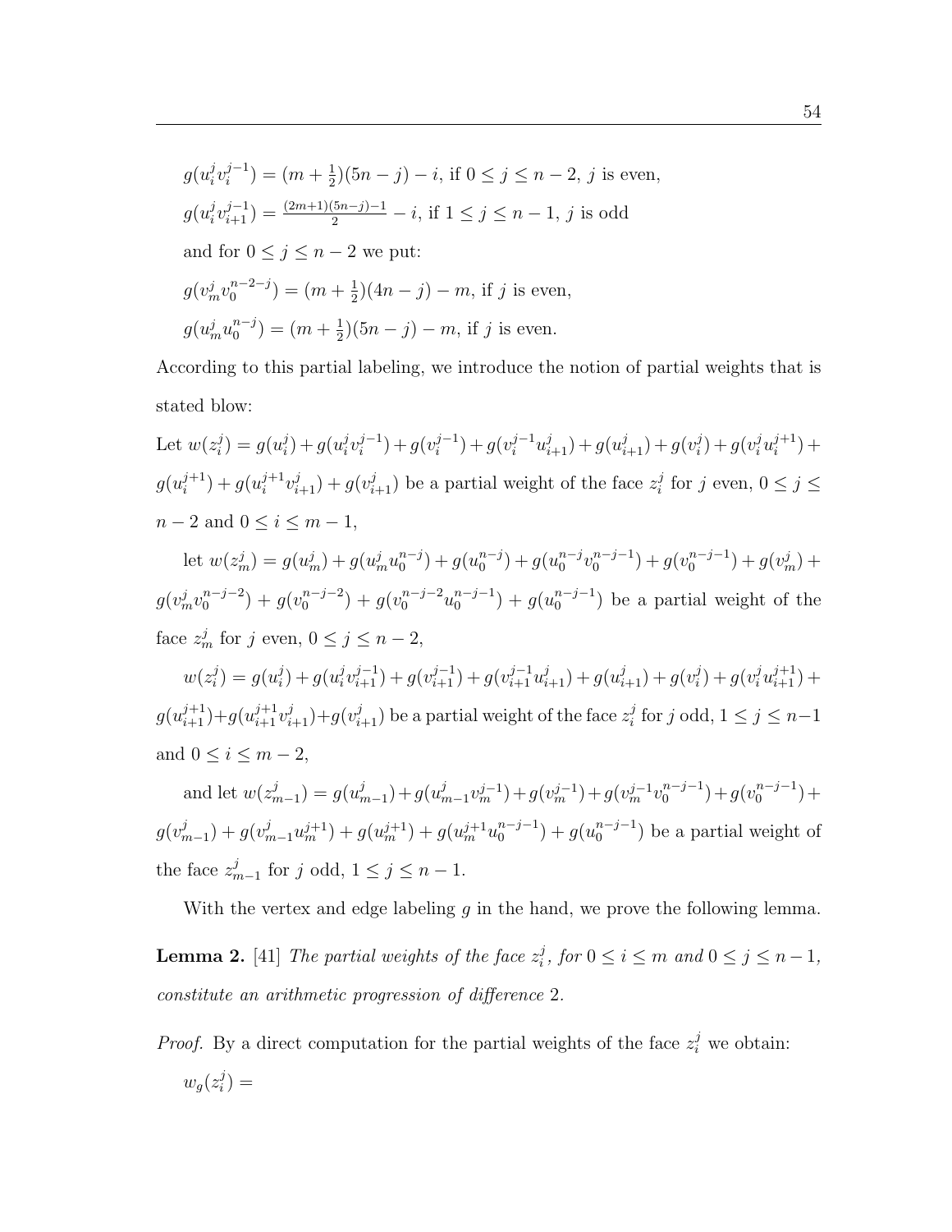$g(u_i^j v_i^{j-1}) = (m + \frac{1}{2})(5n - j) - i$, if $0 \leq j \leq n-2$, $j$ is even,

$g(u_i^j v_{i+1}^{j-1}) = \frac{(2m+1)(5n-j)-1}{2} - i$, if $1 \leq j \leq n-1$, $j$ is odd

and for $0 \leq j \leq n-2$ we put:

$g(v_m^j v_0^{n-2-j}) = (m + \frac{1}{2})(4n - j) - m$, if $j$ is even,

$g(u_m^j u_0^{n-j}) = (m + \frac{1}{2})(5n - j) - m$, if $j$ is even.

According to this partial labeling, we introduce the notion of partial weights that is stated blow:

Let $w(z_i^j) = g(u_i^j) + g(u_i^j v_i^{j-1}) + g(v_i^{j-1}) + g(v_i^{j-1} u_{i+1}^j) + g(u_{i+1}^j) + g(v_i^j) + g(v_i^j u_i^{j+1}) + g(u_i^{j+1}) + g(u_i^{j+1} v_{i+1}^j) + g(v_{i+1}^j)$ be a partial weight of the face $z_i^j$ for $j$ even, $0 \leq j \leq n-2$ and $0 \leq i \leq m-1$,

let $w(z_m^j) = g(u_m^j) + g(u_m^j u_0^{n-j}) + g(u_0^{n-j}) + g(u_0^{n-j} v_0^{n-j-1}) + g(v_0^{n-j-1}) + g(v_m^j) + g(v_m^j v_0^{n-j-2}) + g(v_0^{n-j-2}) + g(v_0^{n-j-2} u_0^{n-j-1}) + g(u_0^{n-j-1})$ be a partial weight of the face $z_m^j$ for $j$ even, $0 \leq j \leq n-2$,

$w(z_i^j) = g(u_i^j) + g(u_i^j v_{i+1}^{j-1}) + g(v_{i+1}^{j-1}) + g(v_{i+1}^{j-1} u_{i+1}^j) + g(u_{i+1}^j) + g(v_i^j) + g(v_i^j u_{i+1}^{j+1}) + g(u_{i+1}^{j+1}) + g(u_{i+1}^{j+1} v_{i+1}^j) + g(v_{i+1}^j)$ be a partial weight of the face $z_i^j$ for $j$ odd, $1 \leq j \leq n-1$ and $0 \leq i \leq m-2$,

and let $w(z_{m-1}^j) = g(u_{m-1}^j) + g(u_{m-1}^j v_m^{j-1}) + g(v_m^{j-1}) + g(v_m^{j-1} v_0^{n-j-1}) + g(v_0^{n-j-1}) + g(v_{m-1}^j) + g(v_{m-1}^j u_m^{j+1}) + g(u_m^{j+1}) + g(u_m^{j+1} u_0^{n-j-1}) + g(u_0^{n-j-1})$ be a partial weight of the face $z_{m-1}^j$ for $j$ odd, $1 \leq j \leq n-1$.

With the vertex and edge labeling $g$ in the hand, we prove the following lemma.

**Lemma 2.** [41] *The partial weights of the face $z_i^j$, for $0 \leq i \leq m$ and $0 \leq j \leq n-1$, constitute an arithmetic progression of difference 2.*

*Proof.* By a direct computation for the partial weights of the face $z_i^j$ we obtain:

$w_g(z_i^j) =$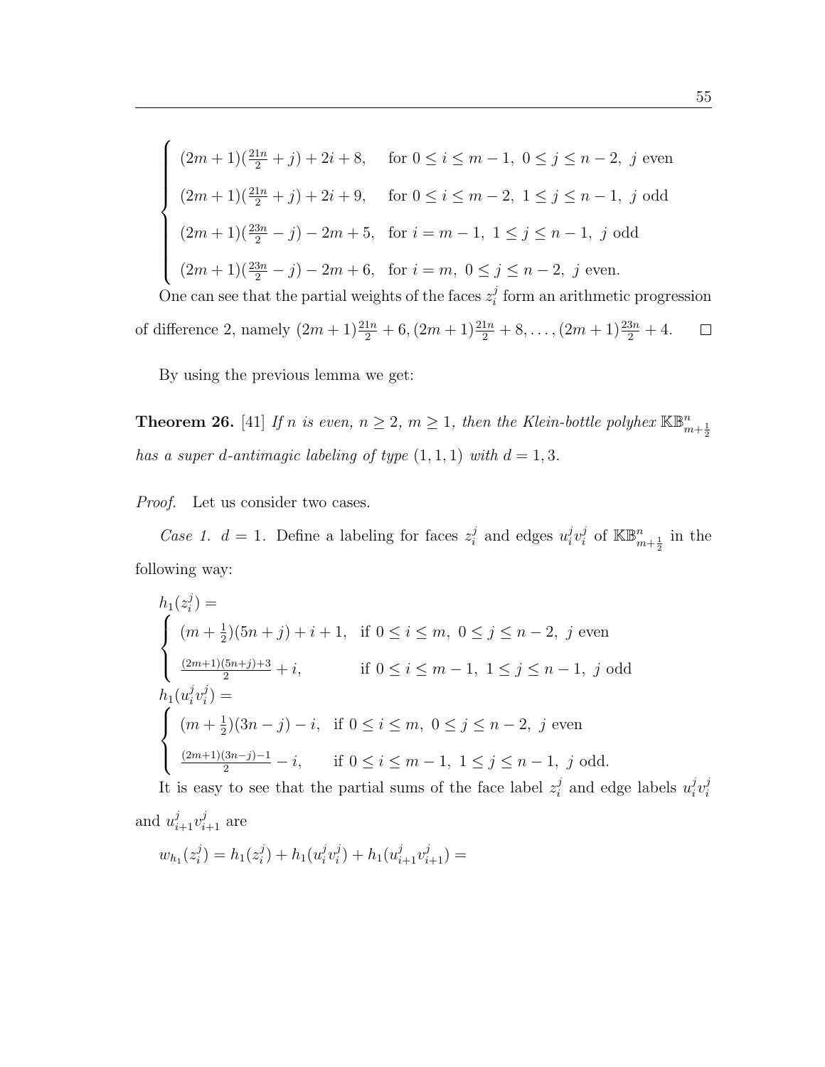$$
\begin{cases}
(2m+1)(\frac{21n}{2}+j)+2i+8, & \text{for } 0 \le i \le m-1,\ 0 \le j \le n-2,\ j \text{ even} \\
(2m+1)(\frac{21n}{2}+j)+2i+9, & \text{for } 0 \le i \le m-2,\ 1 \le j \le n-1,\ j \text{ odd} \\
(2m+1)(\frac{23n}{2}-j)-2m+5, & \text{for } i = m-1,\ 1 \le j \le n-1,\ j \text{ odd} \\
(2m+1)(\frac{23n}{2}-j)-2m+6, & \text{for } i = m,\ 0 \le j \le n-2,\ j \text{ even.}
\end{cases}
$$

One can see that the partial weights of the faces $z_i^j$ form an arithmetic progression of difference 2, namely $(2m+1)\frac{21n}{2}+6, (2m+1)\frac{21n}{2}+8, \ldots, (2m+1)\frac{23n}{2}+4$. □

By using the previous lemma we get:

**Theorem 26.** [41] *If $n$ is even, $n \ge 2$, $m \ge 1$, then the Klein-bottle polyhex $\mathbb{KB}^n_{m+\frac{1}{2}}$ has a super $d$-antimagic labeling of type $(1,1,1)$ with $d = 1, 3$.*

*Proof.* Let us consider two cases.

*Case 1.* $d = 1$. Define a labeling for faces $z_i^j$ and edges $u_i^j v_i^j$ of $\mathbb{KB}^n_{m+\frac{1}{2}}$ in the following way:

$$
h_1(z_i^j) = \begin{cases}
(m+\frac{1}{2})(5n+j)+i+1, & \text{if } 0 \le i \le m,\ 0 \le j \le n-2,\ j \text{ even} \\
\frac{(2m+1)(5n+j)+3}{2}+i, & \text{if } 0 \le i \le m-1,\ 1 \le j \le n-1,\ j \text{ odd}
\end{cases}
$$

$$
h_1(u_i^j v_i^j) = \begin{cases}
(m+\frac{1}{2})(3n-j)-i, & \text{if } 0 \le i \le m,\ 0 \le j \le n-2,\ j \text{ even} \\
\frac{(2m+1)(3n-j)-1}{2}-i, & \text{if } 0 \le i \le m-1,\ 1 \le j \le n-1,\ j \text{ odd.}
\end{cases}
$$

It is easy to see that the partial sums of the face label $z_i^j$ and edge labels $u_i^j v_i^j$ and $u_{i+1}^j v_{i+1}^j$ are

$$
w_{h_1}(z_i^j) = h_1(z_i^j) + h_1(u_i^j v_i^j) + h_1(u_{i+1}^j v_{i+1}^j) =
$$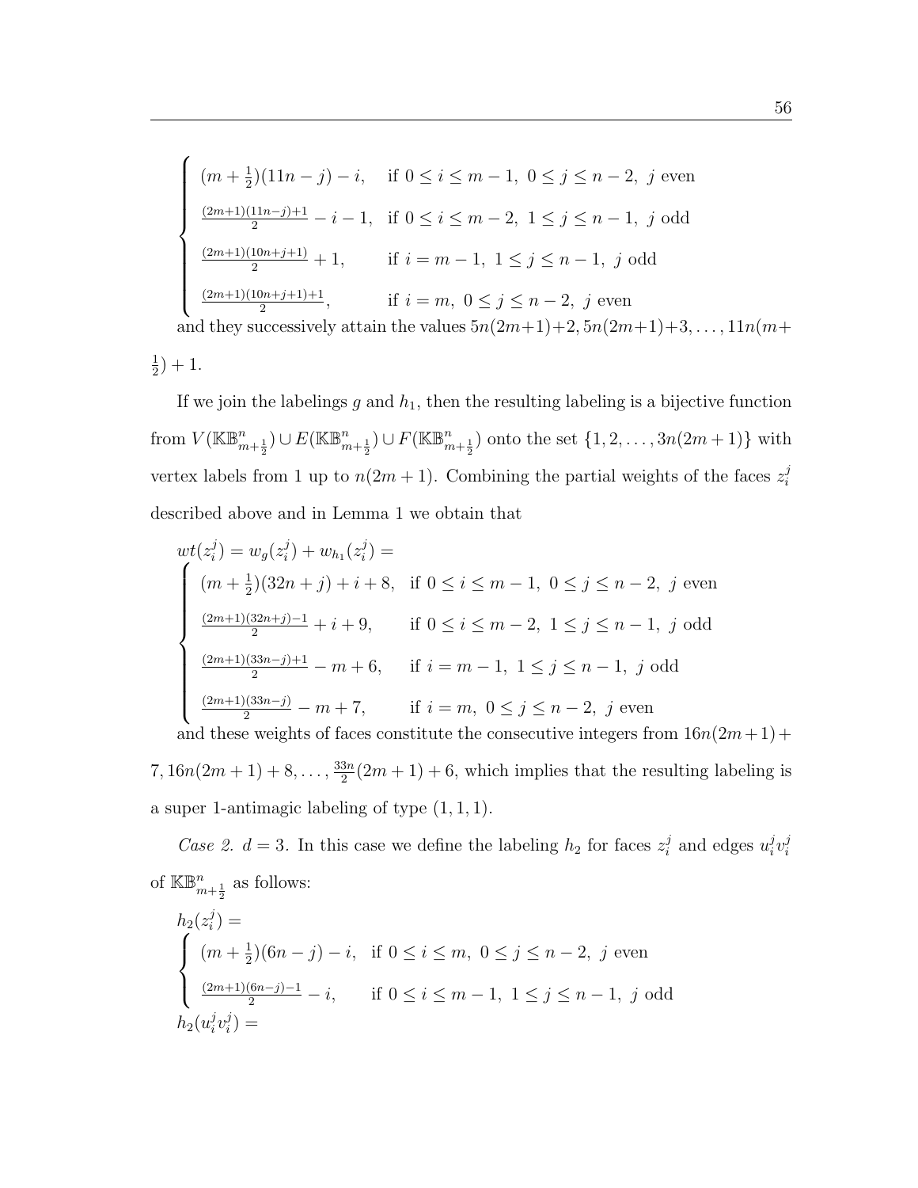$$\begin{cases} (m+\frac{1}{2})(11n-j)-i, & \text{if } 0 \le i \le m-1,\ 0 \le j \le n-2,\ j \text{ even} \\ \frac{(2m+1)(11n-j)+1}{2}-i-1, & \text{if } 0 \le i \le m-2,\ 1 \le j \le n-1,\ j \text{ odd} \\ \frac{(2m+1)(10n+j+1)}{2}+1, & \text{if } i=m-1,\ 1 \le j \le n-1,\ j \text{ odd} \\ \frac{(2m+1)(10n+j+1)+1}{2}, & \text{if } i=m,\ 0 \le j \le n-2,\ j \text{ even} \end{cases}$$

and they successively attain the values $5n(2m+1)+2, 5n(2m+1)+3, \ldots, 11n(m+\frac{1}{2})+1$.

If we join the labelings $g$ and $h_1$, then the resulting labeling is a bijective function from $V(\mathbb{KB}^n_{m+\frac{1}{2}}) \cup E(\mathbb{KB}^n_{m+\frac{1}{2}}) \cup F(\mathbb{KB}^n_{m+\frac{1}{2}})$ onto the set $\{1, 2, \ldots, 3n(2m+1)\}$ with vertex labels from 1 up to $n(2m+1)$. Combining the partial weights of the faces $z_i^j$ described above and in Lemma 1 we obtain that

$$wt(z_i^j) = w_g(z_i^j) + w_{h_1}(z_i^j) =$$
$$\begin{cases} (m+\frac{1}{2})(32n+j)+i+8, & \text{if } 0 \le i \le m-1,\ 0 \le j \le n-2,\ j \text{ even} \\ \frac{(2m+1)(32n+j)-1}{2}+i+9, & \text{if } 0 \le i \le m-2,\ 1 \le j \le n-1,\ j \text{ odd} \\ \frac{(2m+1)(33n-j)+1}{2}-m+6, & \text{if } i=m-1,\ 1 \le j \le n-1,\ j \text{ odd} \\ \frac{(2m+1)(33n-j)}{2}-m+7, & \text{if } i=m,\ 0 \le j \le n-2,\ j \text{ even} \end{cases}$$

and these weights of faces constitute the consecutive integers from $16n(2m+1)+7, 16n(2m+1)+8, \ldots, \frac{33n}{2}(2m+1)+6$, which implies that the resulting labeling is a super 1-antimagic labeling of type $(1,1,1)$.

*Case 2.* $d = 3$. In this case we define the labeling $h_2$ for faces $z_i^j$ and edges $u_i^j v_i^j$ of $\mathbb{KB}^n_{m+\frac{1}{2}}$ as follows:

$$h_2(z_i^j) =$$
$$\begin{cases} (m+\frac{1}{2})(6n-j)-i, & \text{if } 0 \le i \le m,\ 0 \le j \le n-2,\ j \text{ even} \\ \frac{(2m+1)(6n-j)-1}{2}-i, & \text{if } 0 \le i \le m-1,\ 1 \le j \le n-1,\ j \text{ odd} \end{cases}$$

$$h_2(u_i^j v_i^j) =$$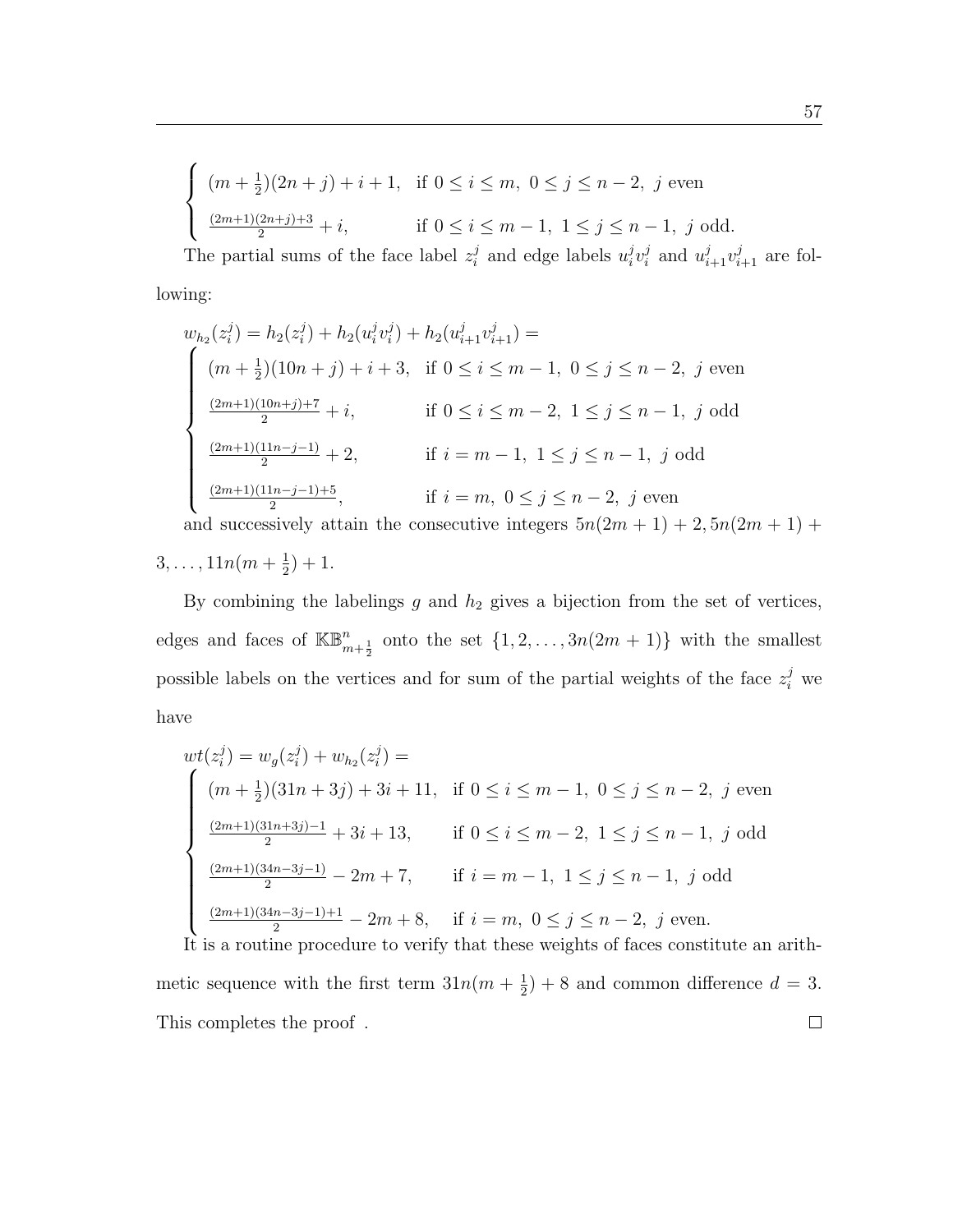$$\begin{cases} (m+\frac{1}{2})(2n+j)+i+1, & \text{if } 0\le i\le m,\ 0\le j\le n-2,\ j \text{ even} \\ \frac{(2m+1)(2n+j)+3}{2}+i, & \text{if } 0\le i\le m-1,\ 1\le j\le n-1,\ j \text{ odd.} \end{cases}$$

The partial sums of the face label $z_i^j$ and edge labels $u_i^j v_i^j$ and $u_{i+1}^j v_{i+1}^j$ are following:

$$w_{h_2}(z_i^j) = h_2(z_i^j) + h_2(u_i^j v_i^j) + h_2(u_{i+1}^j v_{i+1}^j) =$$

$$\begin{cases} (m+\frac{1}{2})(10n+j)+i+3, & \text{if } 0\le i\le m-1,\ 0\le j\le n-2,\ j \text{ even} \\ \frac{(2m+1)(10n+j)+7}{2}+i, & \text{if } 0\le i\le m-2,\ 1\le j\le n-1,\ j \text{ odd} \\ \frac{(2m+1)(11n-j-1)}{2}+2, & \text{if } i=m-1,\ 1\le j\le n-1,\ j \text{ odd} \\ \frac{(2m+1)(11n-j-1)+5}{2}, & \text{if } i=m,\ 0\le j\le n-2,\ j \text{ even} \end{cases}$$

and successively attain the consecutive integers $5n(2m+1)+2, 5n(2m+1)+3, \ldots, 11n(m+\frac{1}{2})+1$.

By combining the labelings $g$ and $h_2$ gives a bijection from the set of vertices, edges and faces of $\mathbb{KB}^n_{m+\frac{1}{2}}$ onto the set $\{1, 2, \ldots, 3n(2m+1)\}$ with the smallest possible labels on the vertices and for sum of the partial weights of the face $z_i^j$ we have

$$wt(z_i^j) = w_g(z_i^j) + w_{h_2}(z_i^j) =$$

$$\begin{cases} (m+\frac{1}{2})(31n+3j)+3i+11, & \text{if } 0\le i\le m-1,\ 0\le j\le n-2,\ j \text{ even} \\ \frac{(2m+1)(31n+3j)-1}{2}+3i+13, & \text{if } 0\le i\le m-2,\ 1\le j\le n-1,\ j \text{ odd} \\ \frac{(2m+1)(34n-3j-1)}{2}-2m+7, & \text{if } i=m-1,\ 1\le j\le n-1,\ j \text{ odd} \\ \frac{(2m+1)(34n-3j-1)+1}{2}-2m+8, & \text{if } i=m,\ 0\le j\le n-2,\ j \text{ even.} \end{cases}$$

It is a routine procedure to verify that these weights of faces constitute an arithmetic sequence with the first term $31n(m+\frac{1}{2})+8$ and common difference $d=3$. This completes the proof . $\square$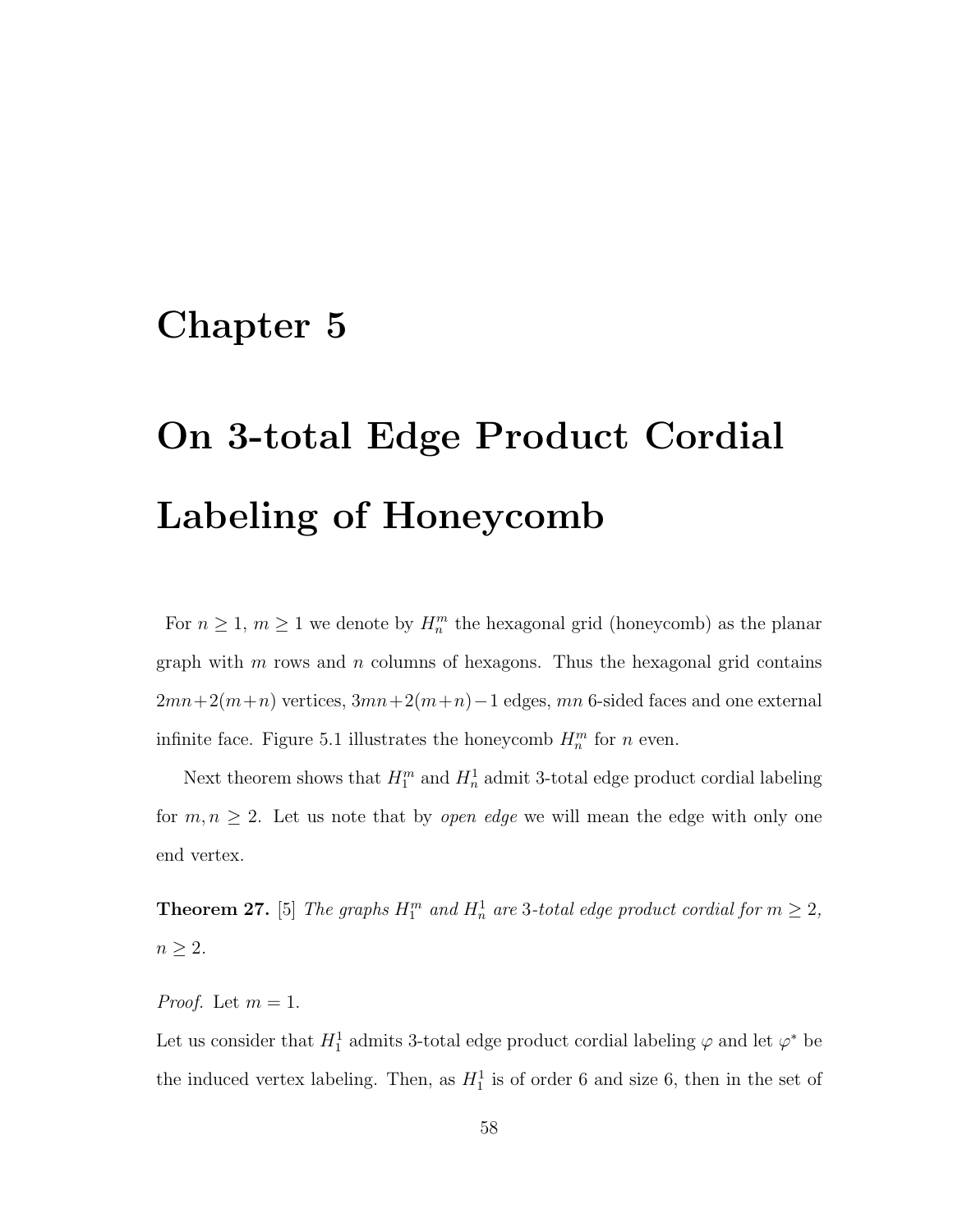# Chapter 5

# On 3-total Edge Product Cordial Labeling of Honeycomb

For $n \geq 1$, $m \geq 1$ we denote by $H_n^m$ the hexagonal grid (honeycomb) as the planar graph with $m$ rows and $n$ columns of hexagons. Thus the hexagonal grid contains $2mn+2(m+n)$ vertices, $3mn+2(m+n)-1$ edges, $mn$ 6-sided faces and one external infinite face. Figure 5.1 illustrates the honeycomb $H_n^m$ for $n$ even.

Next theorem shows that $H_1^m$ and $H_n^1$ admit 3-total edge product cordial labeling for $m, n \geq 2$. Let us note that by *open edge* we will mean the edge with only one end vertex.

**Theorem 27.** [5] *The graphs $H_1^m$ and $H_n^1$ are 3-total edge product cordial for $m \geq 2$, $n \geq 2$.*

*Proof.* Let $m = 1$.
Let us consider that $H_1^1$ admits 3-total edge product cordial labeling $\varphi$ and let $\varphi^*$ be the induced vertex labeling. Then, as $H_1^1$ is of order 6 and size 6, then in the set of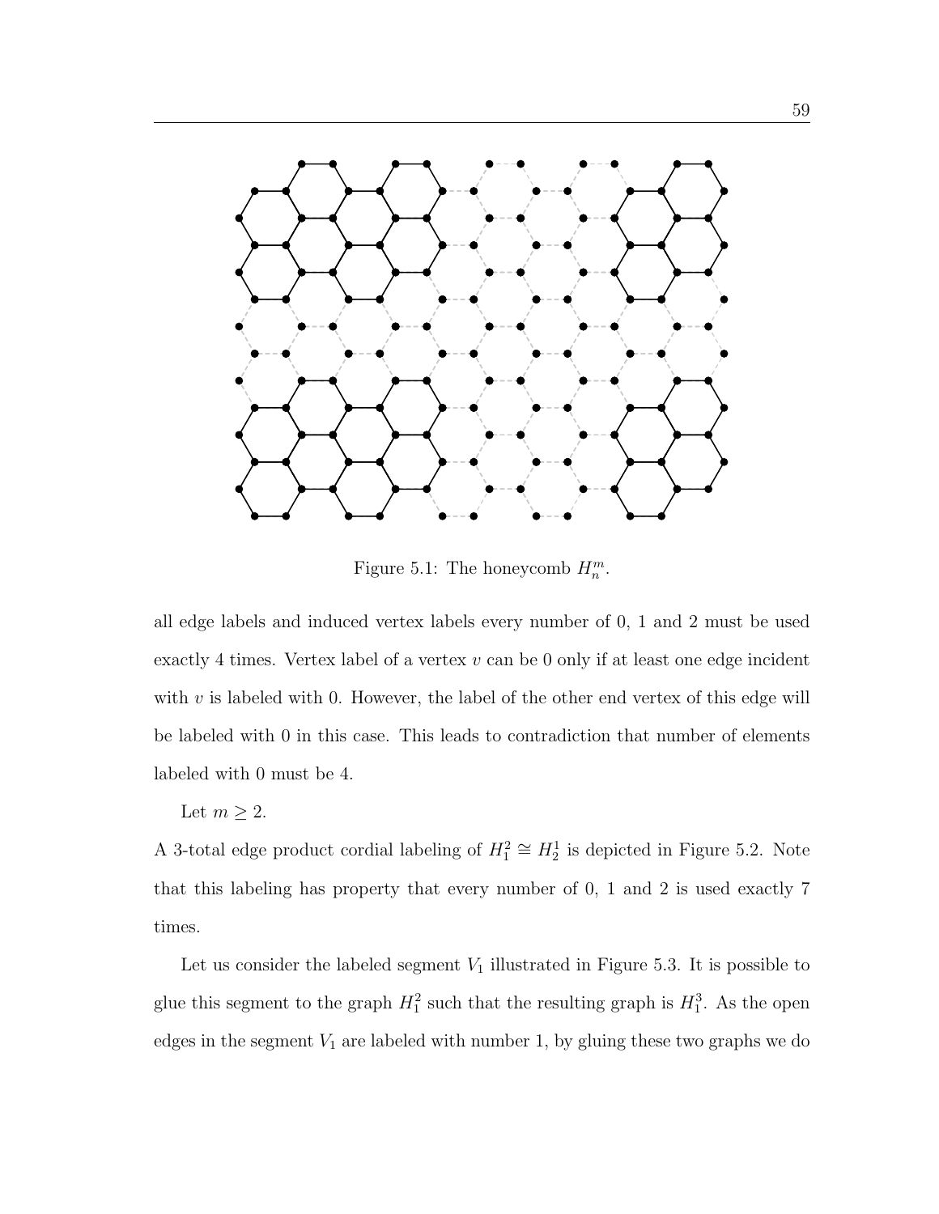Figure 5.1: The honeycomb $H_n^m$.

all edge labels and induced vertex labels every number of 0, 1 and 2 must be used exactly 4 times. Vertex label of a vertex $v$ can be 0 only if at least one edge incident with $v$ is labeled with 0. However, the label of the other end vertex of this edge will be labeled with 0 in this case. This leads to contradiction that number of elements labeled with 0 must be 4.

Let $m \geq 2$.

A 3-total edge product cordial labeling of $H_1^2 \cong H_2^1$ is depicted in Figure 5.2. Note that this labeling has property that every number of 0, 1 and 2 is used exactly 7 times.

Let us consider the labeled segment $V_1$ illustrated in Figure 5.3. It is possible to glue this segment to the graph $H_1^2$ such that the resulting graph is $H_1^3$. As the open edges in the segment $V_1$ are labeled with number 1, by gluing these two graphs we do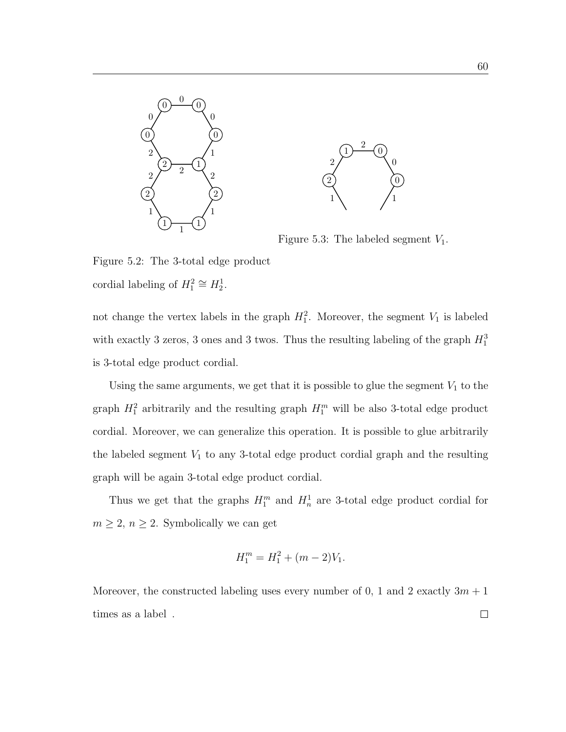Figure 5.2: The 3-total edge product cordial labeling of $H_1^2 \cong H_2^1$.

Figure 5.3: The labeled segment $V_1$.

not change the vertex labels in the graph $H_1^2$. Moreover, the segment $V_1$ is labeled with exactly 3 zeros, 3 ones and 3 twos. Thus the resulting labeling of the graph $H_1^3$ is 3-total edge product cordial.

Using the same arguments, we get that it is possible to glue the segment $V_1$ to the graph $H_1^2$ arbitrarily and the resulting graph $H_1^m$ will be also 3-total edge product cordial. Moreover, we can generalize this operation. It is possible to glue arbitrarily the labeled segment $V_1$ to any 3-total edge product cordial graph and the resulting graph will be again 3-total edge product cordial.

Thus we get that the graphs $H_1^m$ and $H_n^1$ are 3-total edge product cordial for $m \geq 2$, $n \geq 2$. Symbolically we can get

$$H_1^m = H_1^2 + (m-2)V_1.$$

Moreover, the constructed labeling uses every number of 0, 1 and 2 exactly $3m+1$ times as a label . □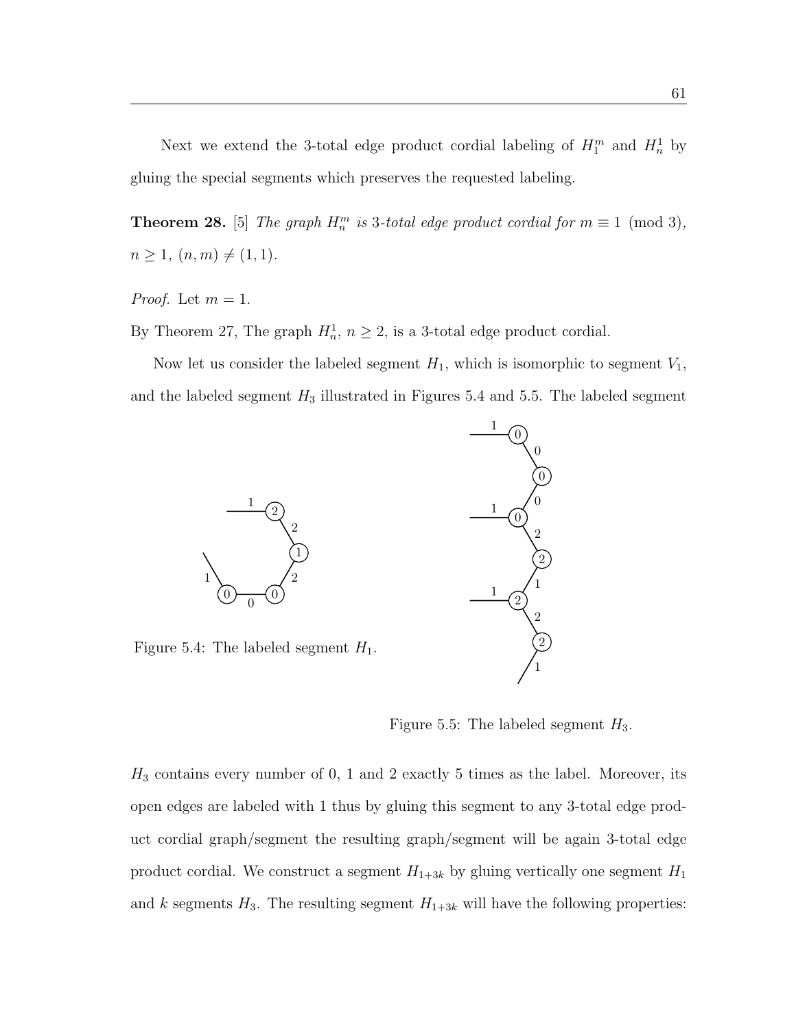Next we extend the 3-total edge product cordial labeling of $H_1^m$ and $H_n^1$ by gluing the special segments which preserves the requested labeling.

**Theorem 28.** [5] *The graph $H_n^m$ is 3-total edge product cordial for $m \equiv 1 \pmod 3$, $n \geq 1$, $(n, m) \neq (1, 1)$.*

*Proof.* Let $m = 1$.

By Theorem 27, The graph $H_n^1$, $n \geq 2$, is a 3-total edge product cordial.

Now let us consider the labeled segment $H_1$, which is isomorphic to segment $V_1$, and the labeled segment $H_3$ illustrated in Figures 5.4 and 5.5. The labeled segment

Figure 5.4: The labeled segment $H_1$.

Figure 5.5: The labeled segment $H_3$.

$H_3$ contains every number of 0, 1 and 2 exactly 5 times as the label. Moreover, its open edges are labeled with 1 thus by gluing this segment to any 3-total edge product cordial graph/segment the resulting graph/segment will be again 3-total edge product cordial. We construct a segment $H_{1+3k}$ by gluing vertically one segment $H_1$ and $k$ segments $H_3$. The resulting segment $H_{1+3k}$ will have the following properties: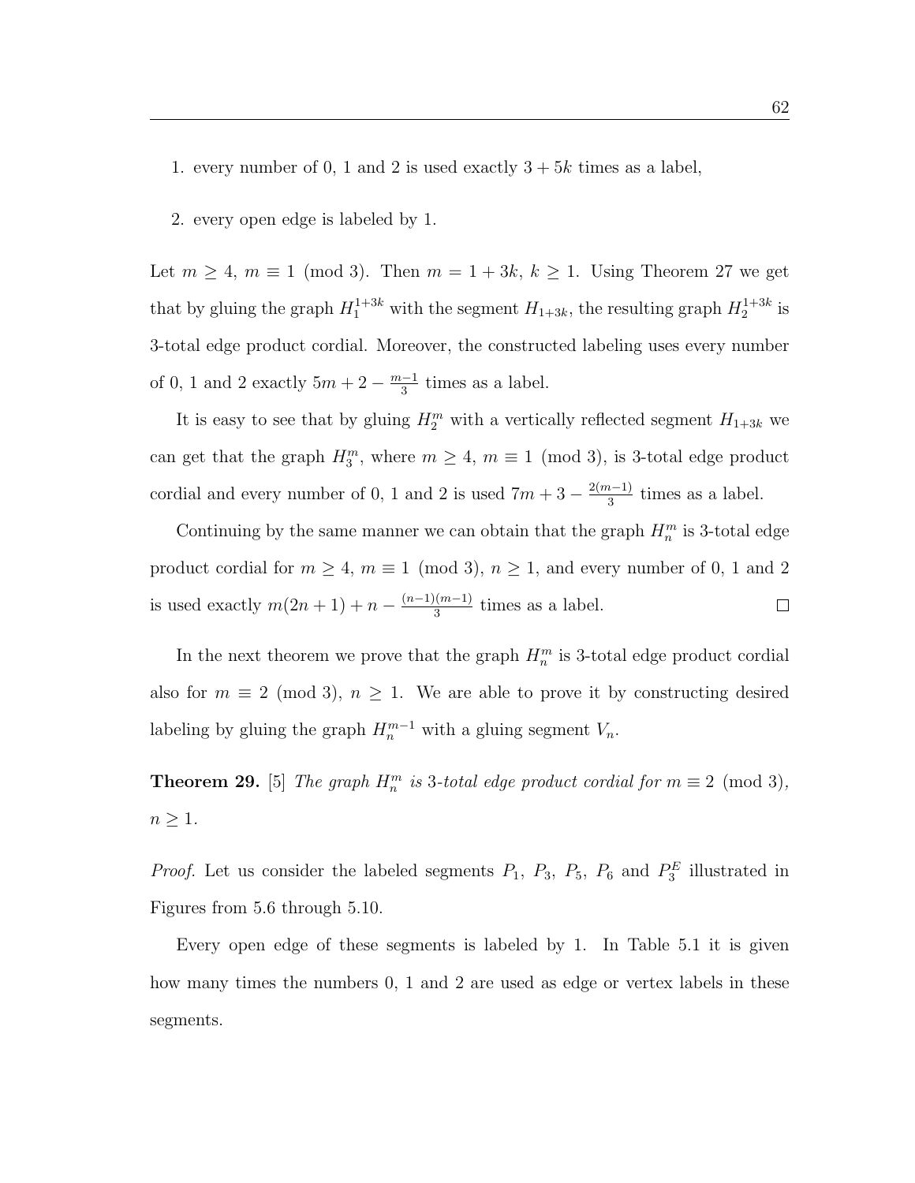1. every number of 0, 1 and 2 is used exactly $3 + 5k$ times as a label,

2. every open edge is labeled by 1.

Let $m \geq 4$, $m \equiv 1 \pmod 3$. Then $m = 1 + 3k$, $k \geq 1$. Using Theorem 27 we get that by gluing the graph $H_1^{1+3k}$ with the segment $H_{1+3k}$, the resulting graph $H_2^{1+3k}$ is 3-total edge product cordial. Moreover, the constructed labeling uses every number of 0, 1 and 2 exactly $5m + 2 - \frac{m-1}{3}$ times as a label.

It is easy to see that by gluing $H_2^m$ with a vertically reflected segment $H_{1+3k}$ we can get that the graph $H_3^m$, where $m \geq 4$, $m \equiv 1 \pmod 3$, is 3-total edge product cordial and every number of 0, 1 and 2 is used $7m + 3 - \frac{2(m-1)}{3}$ times as a label.

Continuing by the same manner we can obtain that the graph $H_n^m$ is 3-total edge product cordial for $m \geq 4$, $m \equiv 1 \pmod 3$, $n \geq 1$, and every number of 0, 1 and 2 is used exactly $m(2n+1) + n - \frac{(n-1)(m-1)}{3}$ times as a label. $\square$

In the next theorem we prove that the graph $H_n^m$ is 3-total edge product cordial also for $m \equiv 2 \pmod 3$, $n \geq 1$. We are able to prove it by constructing desired labeling by gluing the graph $H_n^{m-1}$ with a gluing segment $V_n$.

**Theorem 29.** [5] *The graph $H_n^m$ is 3-total edge product cordial for $m \equiv 2 \pmod 3$, $n \geq 1$.*

*Proof.* Let us consider the labeled segments $P_1$, $P_3$, $P_5$, $P_6$ and $P_3^E$ illustrated in Figures from 5.6 through 5.10.

Every open edge of these segments is labeled by 1. In Table 5.1 it is given how many times the numbers 0, 1 and 2 are used as edge or vertex labels in these segments.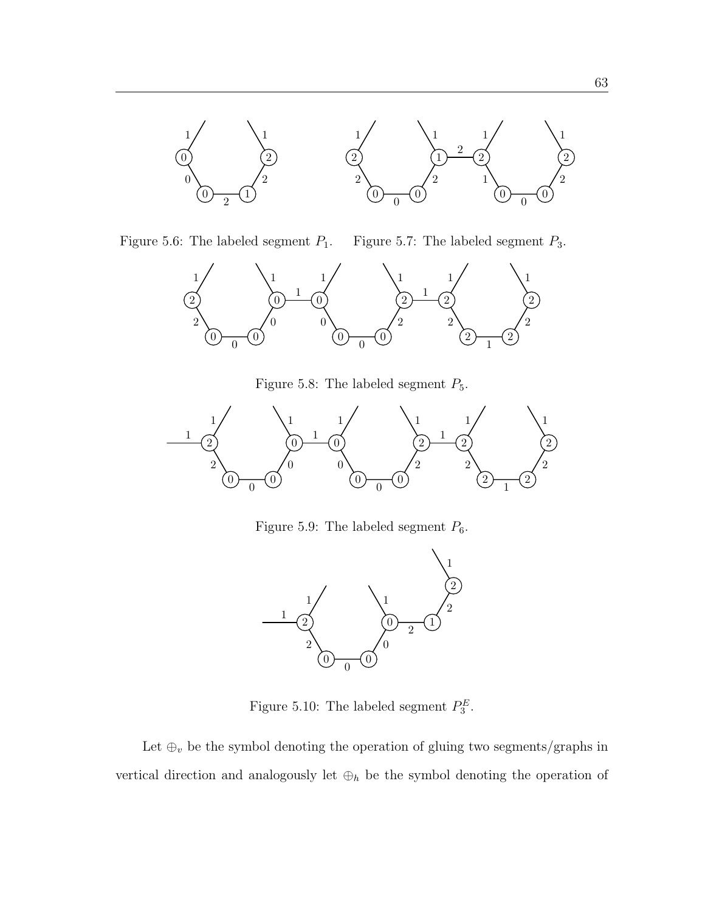Figure 5.6: The labeled segment $P_1$.

Figure 5.7: The labeled segment $P_3$.

Figure 5.8: The labeled segment $P_5$.

Figure 5.9: The labeled segment $P_6$.

Figure 5.10: The labeled segment $P_3^E$.

Let $\oplus_v$ be the symbol denoting the operation of gluing two segments/graphs in vertical direction and analogously let $\oplus_h$ be the symbol denoting the operation of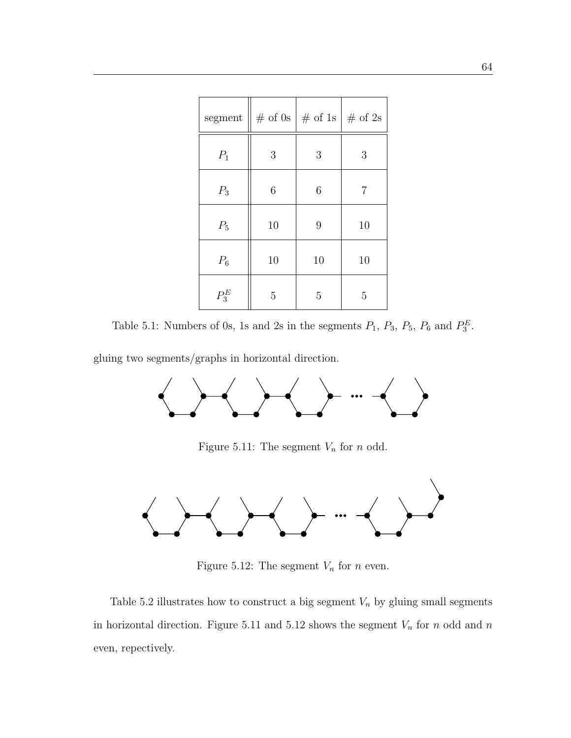| segment | # of 0s | # of 1s | # of 2s |
|---|---|---|---|
| $P_1$ | 3 | 3 | 3 |
| $P_3$ | 6 | 6 | 7 |
| $P_5$ | 10 | 9 | 10 |
| $P_6$ | 10 | 10 | 10 |
| $P_3^E$ | 5 | 5 | 5 |

Table 5.1: Numbers of 0s, 1s and 2s in the segments $P_1$, $P_3$, $P_5$, $P_6$ and $P_3^E$.

gluing two segments/graphs in horizontal direction.

Figure 5.11: The segment $V_n$ for $n$ odd.

Figure 5.12: The segment $V_n$ for $n$ even.

Table 5.2 illustrates how to construct a big segment $V_n$ by gluing small segments in horizontal direction. Figure 5.11 and 5.12 shows the segment $V_n$ for $n$ odd and $n$ even, repectively.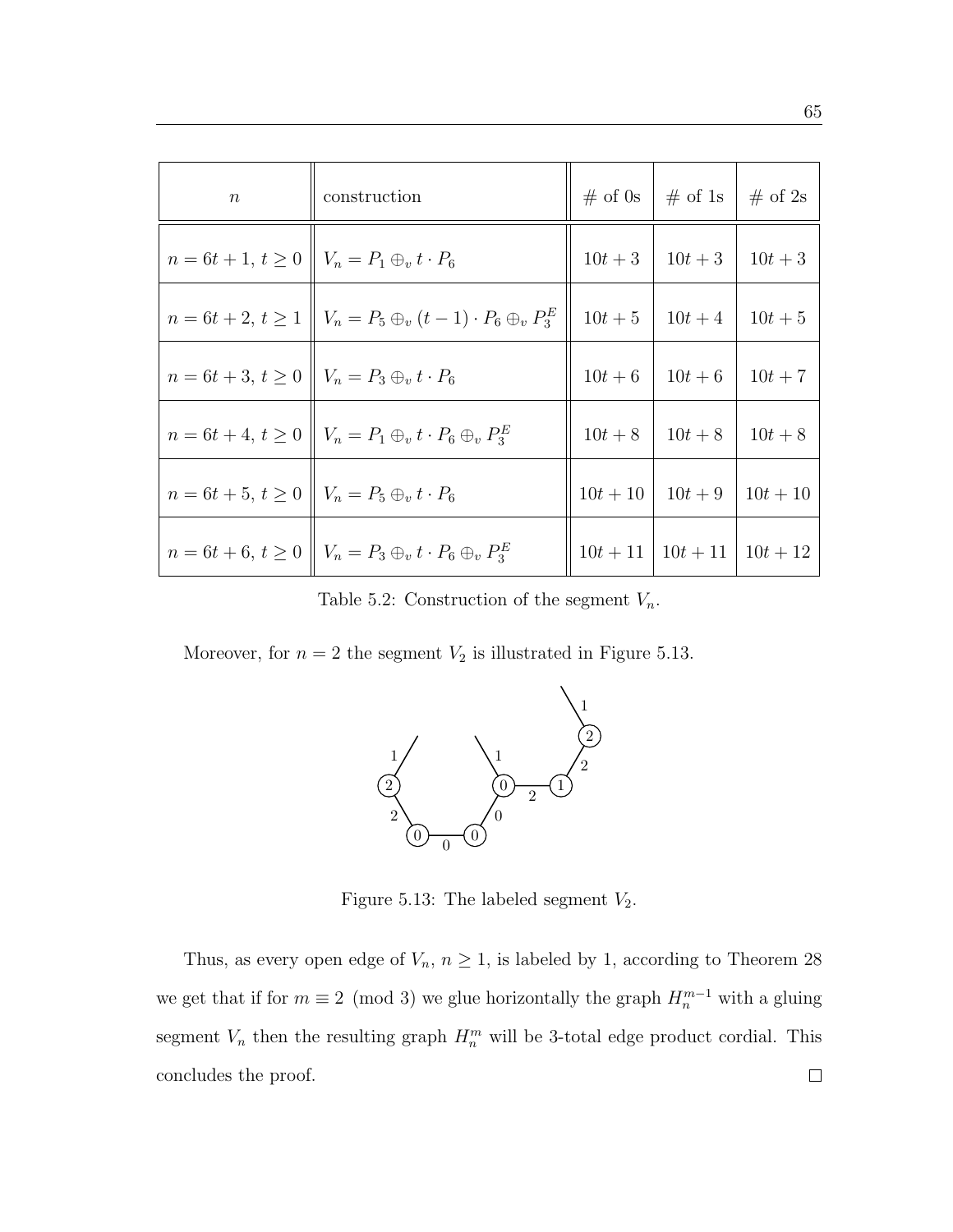| $n$ | construction | # of 0s | # of 1s | # of 2s |
|---|---|---|---|---|
| $n = 6t + 1,\, t \geq 0$ | $V_n = P_1 \oplus_v t \cdot P_6$ | $10t + 3$ | $10t + 3$ | $10t + 3$ |
| $n = 6t + 2,\, t \geq 1$ | $V_n = P_5 \oplus_v (t-1) \cdot P_6 \oplus_v P_3^E$ | $10t + 5$ | $10t + 4$ | $10t + 5$ |
| $n = 6t + 3,\, t \geq 0$ | $V_n = P_3 \oplus_v t \cdot P_6$ | $10t + 6$ | $10t + 6$ | $10t + 7$ |
| $n = 6t + 4,\, t \geq 0$ | $V_n = P_1 \oplus_v t \cdot P_6 \oplus_v P_3^E$ | $10t + 8$ | $10t + 8$ | $10t + 8$ |
| $n = 6t + 5,\, t \geq 0$ | $V_n = P_5 \oplus_v t \cdot P_6$ | $10t + 10$ | $10t + 9$ | $10t + 10$ |
| $n = 6t + 6,\, t \geq 0$ | $V_n = P_3 \oplus_v t \cdot P_6 \oplus_v P_3^E$ | $10t + 11$ | $10t + 11$ | $10t + 12$ |

Table 5.2: Construction of the segment $V_n$.

Moreover, for $n = 2$ the segment $V_2$ is illustrated in Figure 5.13.

Figure 5.13: The labeled segment $V_2$.

Thus, as every open edge of $V_n$, $n \geq 1$, is labeled by 1, according to Theorem 28 we get that if for $m \equiv 2 \pmod 3$ we glue horizontally the graph $H_n^{m-1}$ with a gluing segment $V_n$ then the resulting graph $H_n^m$ will be 3-total edge product cordial. This concludes the proof. □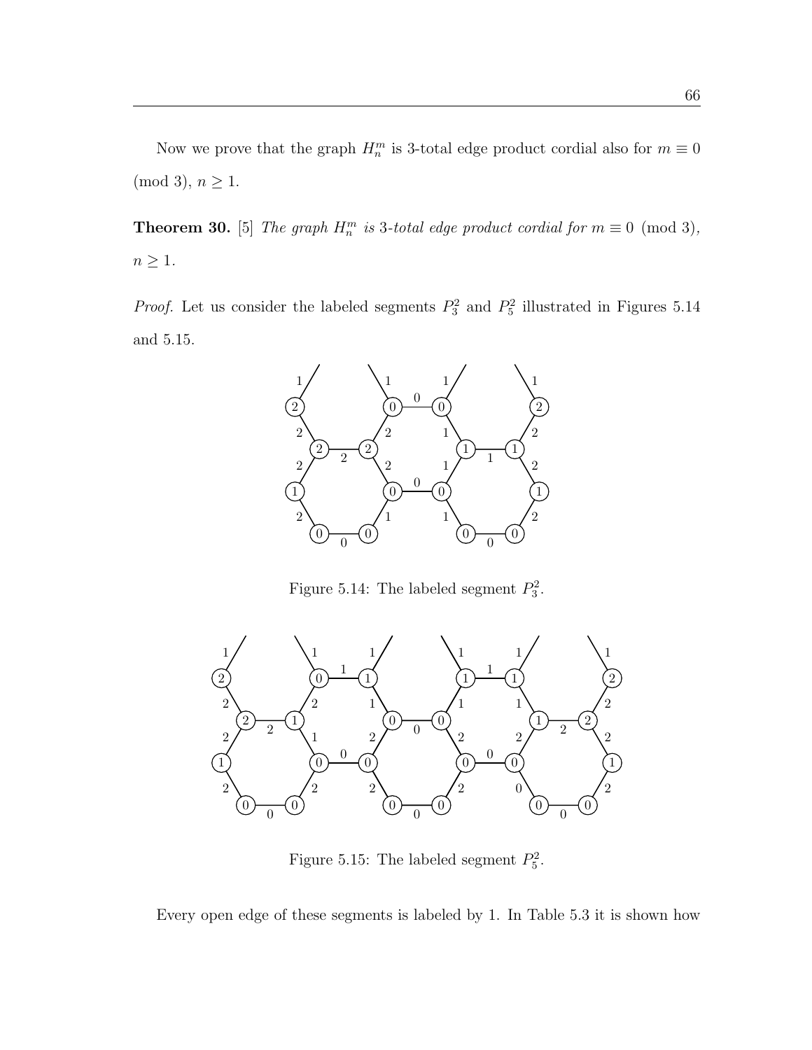Now we prove that the graph $H_n^m$ is 3-total edge product cordial also for $m \equiv 0 \pmod 3$, $n \geq 1$.

**Theorem 30.** [5] *The graph $H_n^m$ is 3-total edge product cordial for $m \equiv 0 \pmod 3$, $n \geq 1$.*

*Proof.* Let us consider the labeled segments $P_3^2$ and $P_5^2$ illustrated in Figures 5.14 and 5.15.

Figure 5.14: The labeled segment $P_3^2$.

Figure 5.15: The labeled segment $P_5^2$.

Every open edge of these segments is labeled by 1. In Table 5.3 it is shown how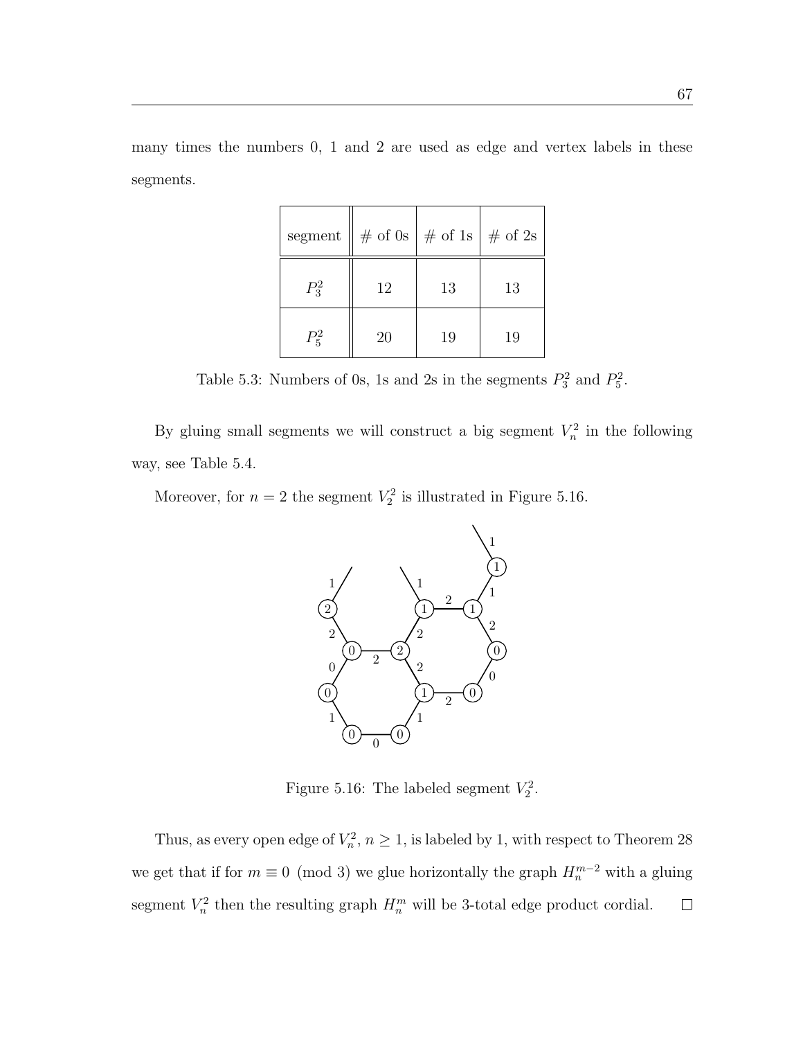many times the numbers 0, 1 and 2 are used as edge and vertex labels in these segments.

| segment | # of 0s | # of 1s | # of 2s |
|---|---|---|---|
| $P_3^2$ | 12 | 13 | 13 |
| $P_5^2$ | 20 | 19 | 19 |

Table 5.3: Numbers of 0s, 1s and 2s in the segments $P_3^2$ and $P_5^2$.

By gluing small segments we will construct a big segment $V_n^2$ in the following way, see Table 5.4.

Moreover, for $n = 2$ the segment $V_2^2$ is illustrated in Figure 5.16.

Figure 5.16: The labeled segment $V_2^2$.

Thus, as every open edge of $V_n^2$, $n \geq 1$, is labeled by 1, with respect to Theorem 28 we get that if for $m \equiv 0 \pmod 3$ we glue horizontally the graph $H_n^{m-2}$ with a gluing segment $V_n^2$ then the resulting graph $H_n^m$ will be 3-total edge product cordial. □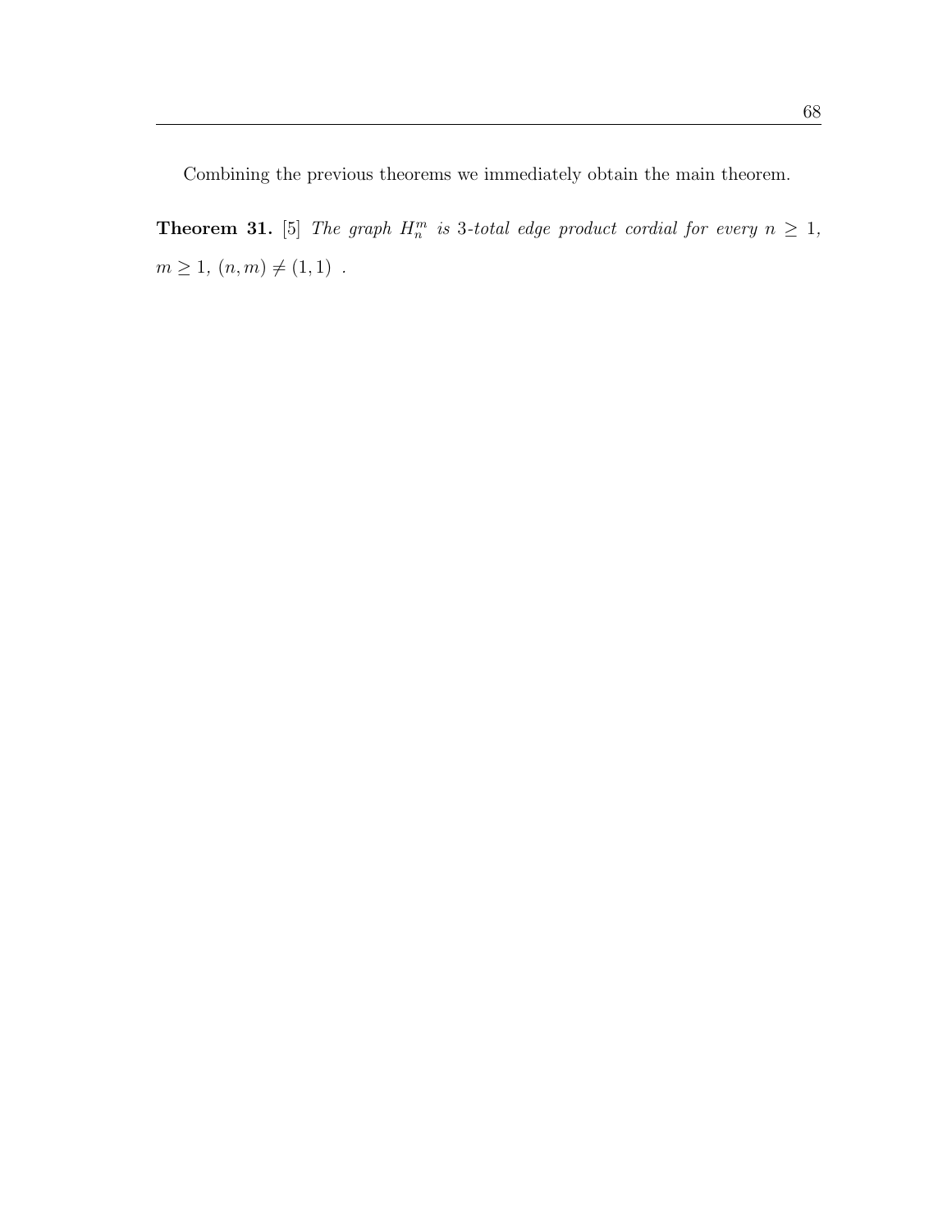Combining the previous theorems we immediately obtain the main theorem.

**Theorem 31.** [5] *The graph $H_n^m$ is 3-total edge product cordial for every $n \geq 1$, $m \geq 1$, $(n, m) \neq (1, 1)$ .*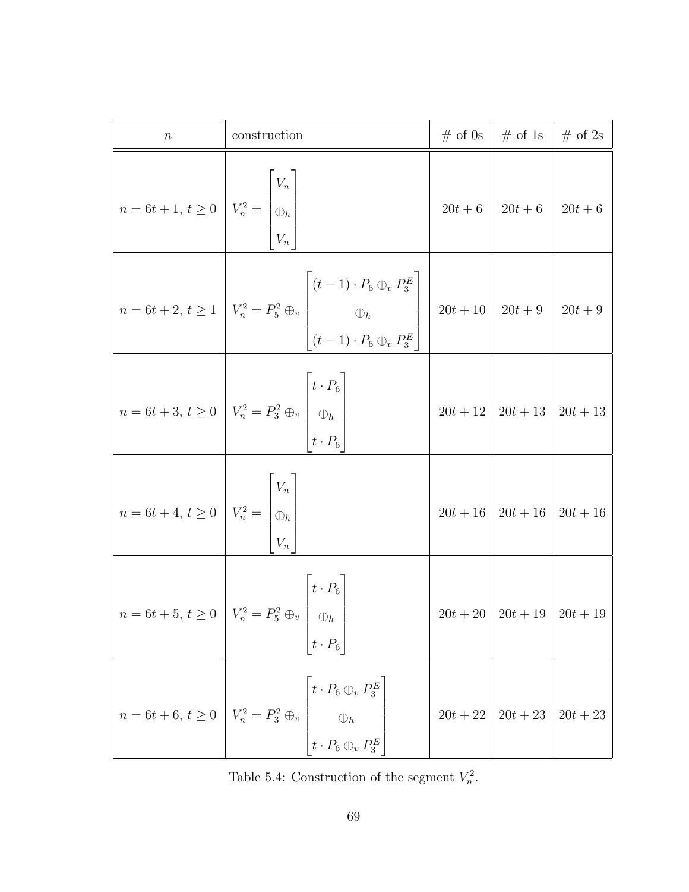| $n$ | construction | # of 0s | # of 1s | # of 2s |
|---|---|---|---|---|
| $n = 6t+1,\ t \geq 0$ | $V_n^2 = \begin{bmatrix} V_n \\ \oplus_h \\ V_n \end{bmatrix}$ | $20t+6$ | $20t+6$ | $20t+6$ |
| $n = 6t+2,\ t \geq 1$ | $V_n^2 = P_5^2 \oplus_v \begin{bmatrix} (t-1) \cdot P_6 \oplus_v P_3^E \\ \oplus_h \\ (t-1) \cdot P_6 \oplus_v P_3^E \end{bmatrix}$ | $20t+10$ | $20t+9$ | $20t+9$ |
| $n = 6t+3,\ t \geq 0$ | $V_n^2 = P_3^2 \oplus_v \begin{bmatrix} t \cdot P_6 \\ \oplus_h \\ t \cdot P_6 \end{bmatrix}$ | $20t+12$ | $20t+13$ | $20t+13$ |
| $n = 6t+4,\ t \geq 0$ | $V_n^2 = \begin{bmatrix} V_n \\ \oplus_h \\ V_n \end{bmatrix}$ | $20t+16$ | $20t+16$ | $20t+16$ |
| $n = 6t+5,\ t \geq 0$ | $V_n^2 = P_5^2 \oplus_v \begin{bmatrix} t \cdot P_6 \\ \oplus_h \\ t \cdot P_6 \end{bmatrix}$ | $20t+20$ | $20t+19$ | $20t+19$ |
| $n = 6t+6,\ t \geq 0$ | $V_n^2 = P_3^2 \oplus_v \begin{bmatrix} t \cdot P_6 \oplus_v P_3^E \\ \oplus_h \\ t \cdot P_6 \oplus_v P_3^E \end{bmatrix}$ | $20t+22$ | $20t+23$ | $20t+23$ |

Table 5.4: Construction of the segment $V_n^2$.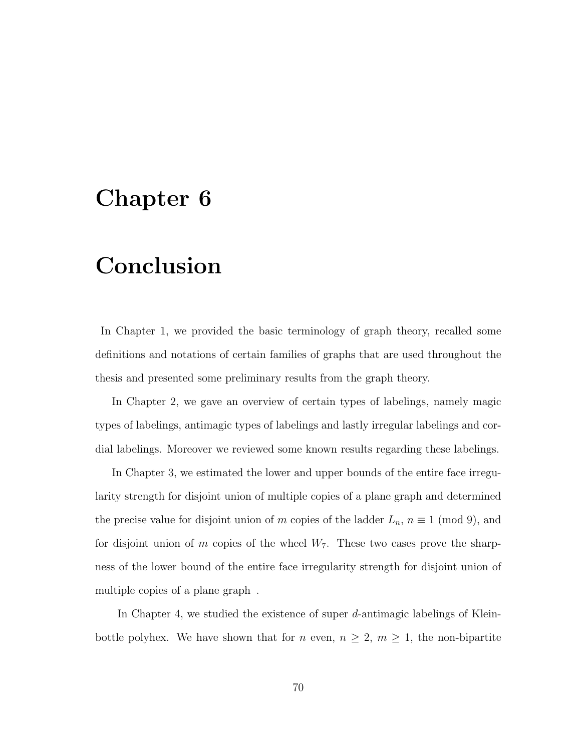# Chapter 6

# Conclusion

In Chapter 1, we provided the basic terminology of graph theory, recalled some definitions and notations of certain families of graphs that are used throughout the thesis and presented some preliminary results from the graph theory.

In Chapter 2, we gave an overview of certain types of labelings, namely magic types of labelings, antimagic types of labelings and lastly irregular labelings and cordial labelings. Moreover we reviewed some known results regarding these labelings.

In Chapter 3, we estimated the lower and upper bounds of the entire face irregularity strength for disjoint union of multiple copies of a plane graph and determined the precise value for disjoint union of $m$ copies of the ladder $L_n$, $n \equiv 1 \pmod 9$, and for disjoint union of $m$ copies of the wheel $W_7$. These two cases prove the sharpness of the lower bound of the entire face irregularity strength for disjoint union of multiple copies of a plane graph .

In Chapter 4, we studied the existence of super $d$-antimagic labelings of Klein-bottle polyhex. We have shown that for $n$ even, $n \geq 2$, $m \geq 1$, the non-bipartite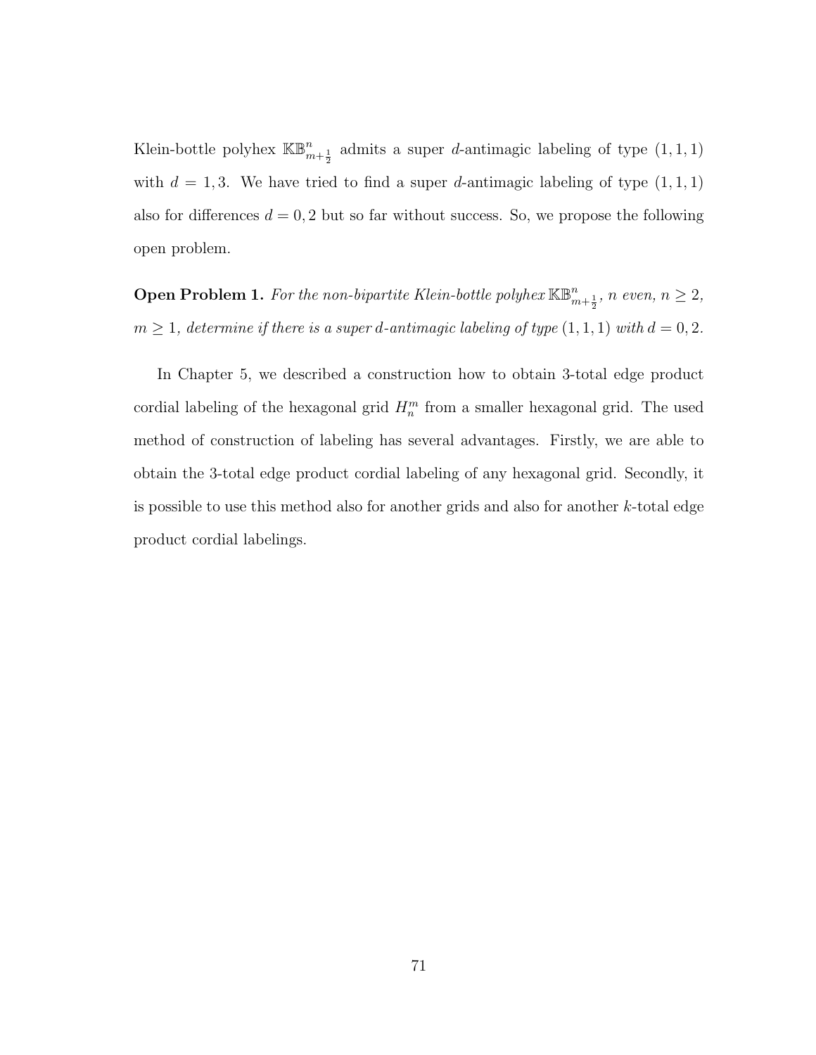Klein-bottle polyhex $\mathbb{KB}^n_{m+\frac{1}{2}}$ admits a super $d$-antimagic labeling of type $(1,1,1)$ with $d = 1, 3$. We have tried to find a super $d$-antimagic labeling of type $(1,1,1)$ also for differences $d = 0, 2$ but so far without success. So, we propose the following open problem.

**Open Problem 1.** *For the non-bipartite Klein-bottle polyhex* $\mathbb{KB}^n_{m+\frac{1}{2}}$*, $n$ even, $n \geq 2$, $m \geq 1$, determine if there is a super $d$-antimagic labeling of type $(1,1,1)$ with $d = 0, 2$.*

In Chapter 5, we described a construction how to obtain 3-total edge product cordial labeling of the hexagonal grid $H^m_n$ from a smaller hexagonal grid. The used method of construction of labeling has several advantages. Firstly, we are able to obtain the 3-total edge product cordial labeling of any hexagonal grid. Secondly, it is possible to use this method also for another grids and also for another $k$-total edge product cordial labelings.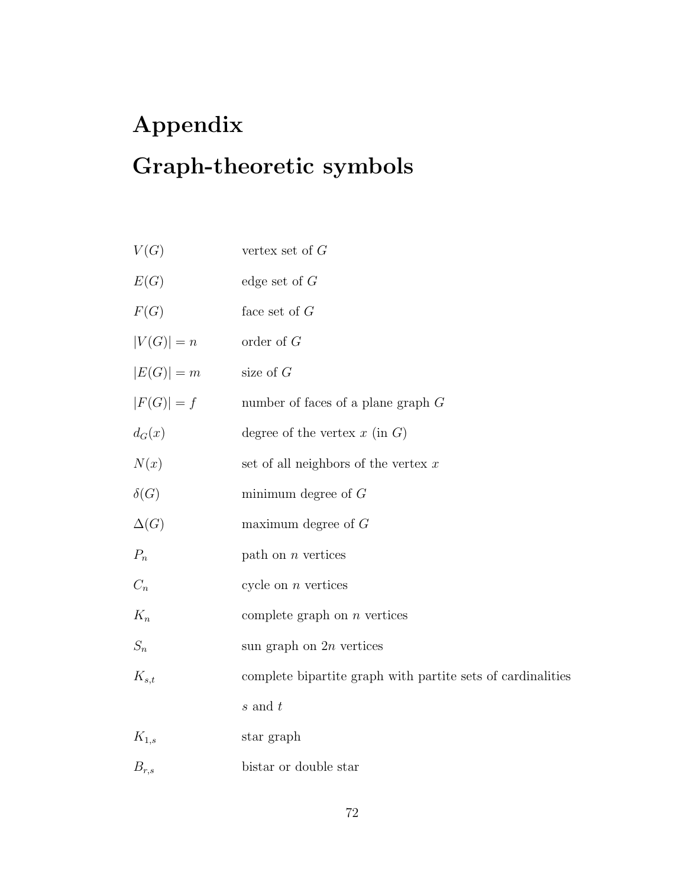# Appendix

# Graph-theoretic symbols

| | |
|---|---|
| $V(G)$ | vertex set of $G$ |
| $E(G)$ | edge set of $G$ |
| $F(G)$ | face set of $G$ |
| $\lvert V(G)\rvert = n$ | order of $G$ |
| $\lvert E(G)\rvert = m$ | size of $G$ |
| $\lvert F(G)\rvert = f$ | number of faces of a plane graph $G$ |
| $d_G(x)$ | degree of the vertex $x$ (in $G$) |
| $N(x)$ | set of all neighbors of the vertex $x$ |
| $\delta(G)$ | minimum degree of $G$ |
| $\Delta(G)$ | maximum degree of $G$ |
| $P_n$ | path on $n$ vertices |
| $C_n$ | cycle on $n$ vertices |
| $K_n$ | complete graph on $n$ vertices |
| $S_n$ | sun graph on $2n$ vertices |
| $K_{s,t}$ | complete bipartite graph with partite sets of cardinalities $s$ and $t$ |
| $K_{1,s}$ | star graph |
| $B_{r,s}$ | bistar or double star |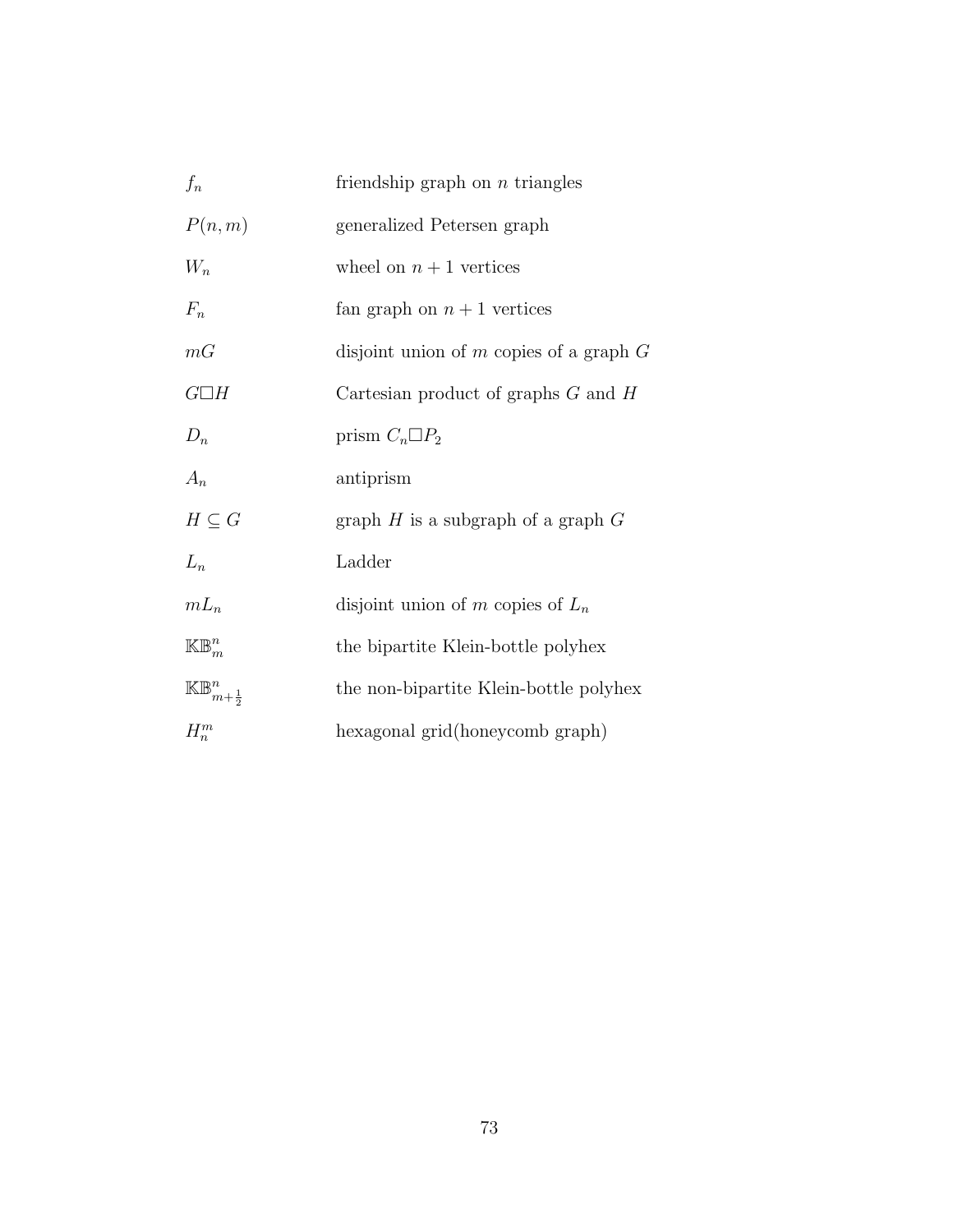| | |
|---|---|
| $f_n$ | friendship graph on $n$ triangles |
| $P(n,m)$ | generalized Petersen graph |
| $W_n$ | wheel on $n+1$ vertices |
| $F_n$ | fan graph on $n+1$ vertices |
| $mG$ | disjoint union of $m$ copies of a graph $G$ |
| $G\square H$ | Cartesian product of graphs $G$ and $H$ |
| $D_n$ | prism $C_n\square P_2$ |
| $A_n$ | antiprism |
| $H \subseteq G$ | graph $H$ is a subgraph of a graph $G$ |
| $L_n$ | Ladder |
| $mL_n$ | disjoint union of $m$ copies of $L_n$ |
| $\mathbb{KB}_m^n$ | the bipartite Klein-bottle polyhex |
| $\mathbb{KB}_{m+\frac{1}{2}}^n$ | the non-bipartite Klein-bottle polyhex |
| $H_n^m$ | hexagonal grid(honeycomb graph) |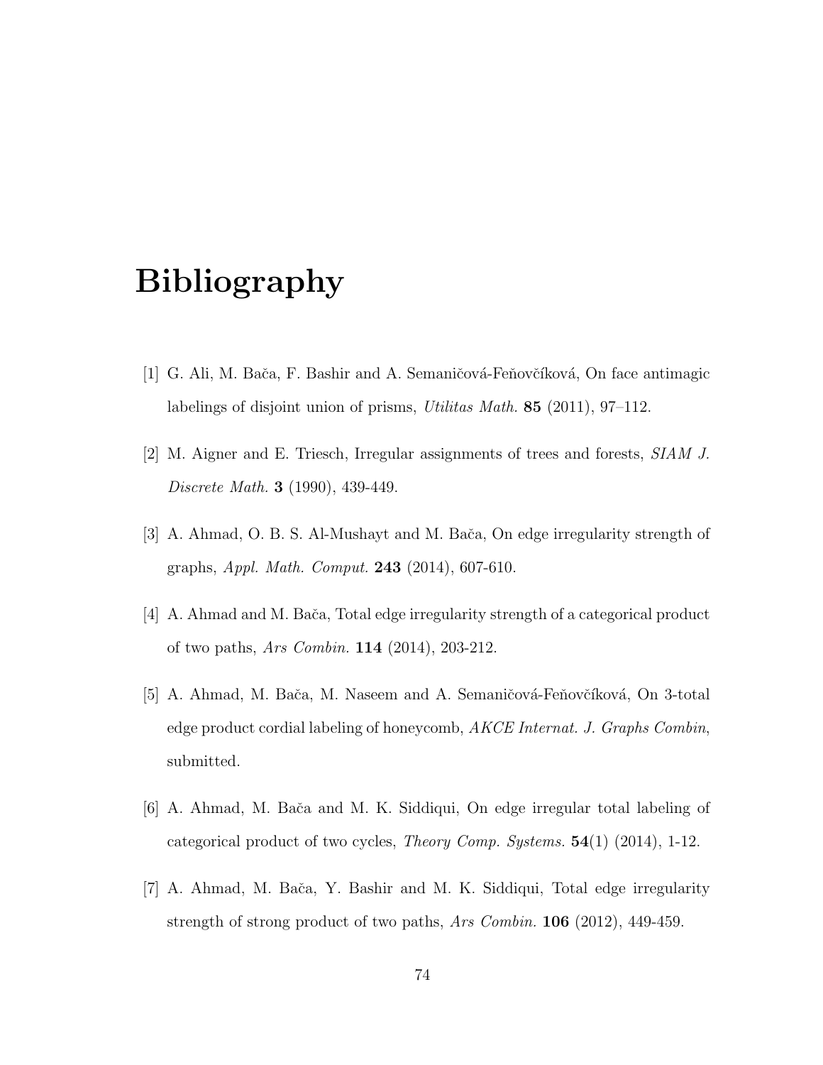# Bibliography

[1] G. Ali, M. Bača, F. Bashir and A. Semaničová-Feňovčíková, On face antimagic labelings of disjoint union of prisms, *Utilitas Math.* **85** (2011), 97–112.

[2] M. Aigner and E. Triesch, Irregular assignments of trees and forests, *SIAM J. Discrete Math.* **3** (1990), 439-449.

[3] A. Ahmad, O. B. S. Al-Mushayt and M. Bača, On edge irregularity strength of graphs, *Appl. Math. Comput.* **243** (2014), 607-610.

[4] A. Ahmad and M. Bača, Total edge irregularity strength of a categorical product of two paths, *Ars Combin.* **114** (2014), 203-212.

[5] A. Ahmad, M. Bača, M. Naseem and A. Semaničová-Feňovčíková, On 3-total edge product cordial labeling of honeycomb, *AKCE Internat. J. Graphs Combin*, submitted.

[6] A. Ahmad, M. Bača and M. K. Siddiqui, On edge irregular total labeling of categorical product of two cycles, *Theory Comp. Systems.* **54**(1) (2014), 1-12.

[7] A. Ahmad, M. Bača, Y. Bashir and M. K. Siddiqui, Total edge irregularity strength of strong product of two paths, *Ars Combin.* **106** (2012), 449-459.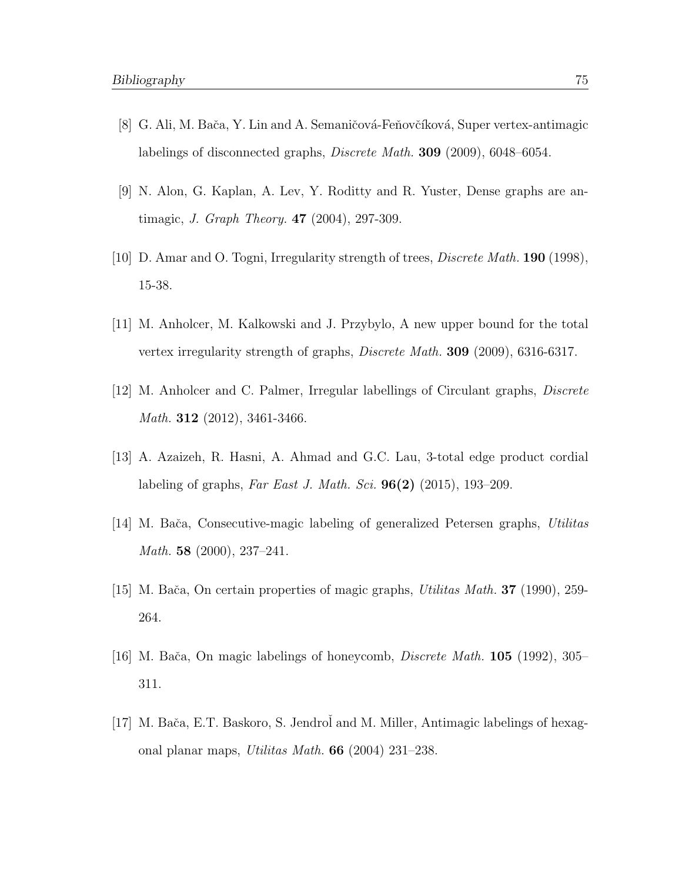[8] G. Ali, M. Bača, Y. Lin and A. Semaničová-Feňovčíková, Super vertex-antimagic labelings of disconnected graphs, *Discrete Math.* **309** (2009), 6048–6054.

[9] N. Alon, G. Kaplan, A. Lev, Y. Roditty and R. Yuster, Dense graphs are antimagic, *J. Graph Theory.* **47** (2004), 297-309.

[10] D. Amar and O. Togni, Irregularity strength of trees, *Discrete Math.* **190** (1998), 15-38.

[11] M. Anholcer, M. Kalkowski and J. Przybylo, A new upper bound for the total vertex irregularity strength of graphs, *Discrete Math.* **309** (2009), 6316-6317.

[12] M. Anholcer and C. Palmer, Irregular labellings of Circulant graphs, *Discrete Math.* **312** (2012), 3461-3466.

[13] A. Azaizeh, R. Hasni, A. Ahmad and G.C. Lau, 3-total edge product cordial labeling of graphs, *Far East J. Math. Sci.* **96(2)** (2015), 193–209.

[14] M. Bača, Consecutive-magic labeling of generalized Petersen graphs, *Utilitas Math.* **58** (2000), 237–241.

[15] M. Bača, On certain properties of magic graphs, *Utilitas Math.* **37** (1990), 259-264.

[16] M. Bača, On magic labelings of honeycomb, *Discrete Math.* **105** (1992), 305–311.

[17] M. Bača, E.T. Baskoro, S. Jendroľ and M. Miller, Antimagic labelings of hexagonal planar maps, *Utilitas Math.* **66** (2004) 231–238.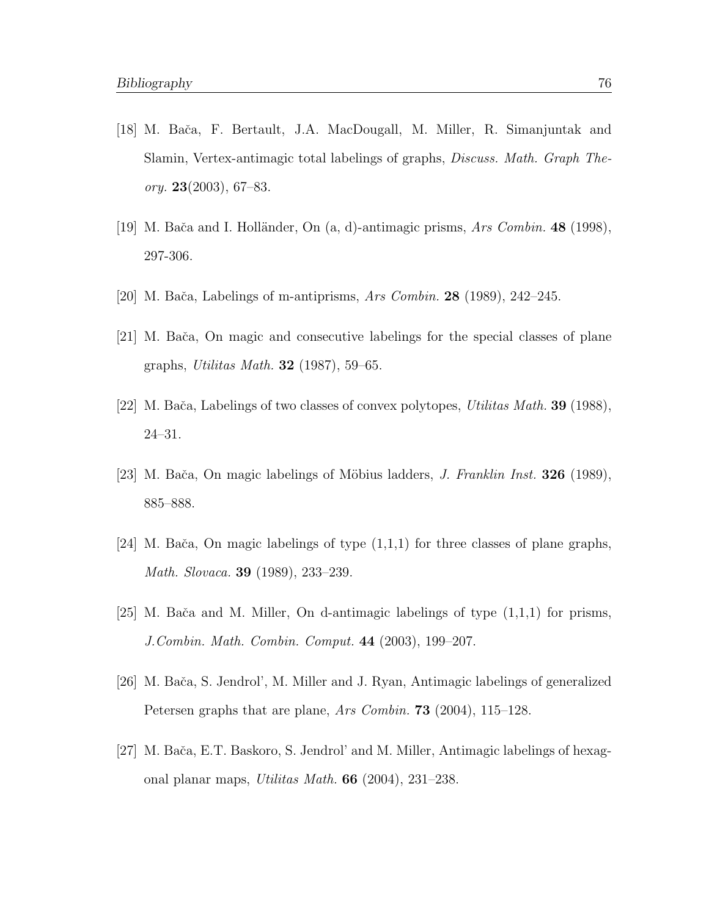[18] M. Bača, F. Bertault, J.A. MacDougall, M. Miller, R. Simanjuntak and Slamin, Vertex-antimagic total labelings of graphs, *Discuss. Math. Graph Theory.* **23**(2003), 67–83.

[19] M. Bača and I. Holländer, On (a, d)-antimagic prisms, *Ars Combin.* **48** (1998), 297-306.

[20] M. Bača, Labelings of m-antiprisms, *Ars Combin.* **28** (1989), 242–245.

[21] M. Bača, On magic and consecutive labelings for the special classes of plane graphs, *Utilitas Math.* **32** (1987), 59–65.

[22] M. Bača, Labelings of two classes of convex polytopes, *Utilitas Math.* **39** (1988), 24–31.

[23] M. Bača, On magic labelings of Möbius ladders, *J. Franklin Inst.* **326** (1989), 885–888.

[24] M. Bača, On magic labelings of type (1,1,1) for three classes of plane graphs, *Math. Slovaca.* **39** (1989), 233–239.

[25] M. Bača and M. Miller, On d-antimagic labelings of type (1,1,1) for prisms, *J.Combin. Math. Combin. Comput.* **44** (2003), 199–207.

[26] M. Bača, S. Jendrol', M. Miller and J. Ryan, Antimagic labelings of generalized Petersen graphs that are plane, *Ars Combin.* **73** (2004), 115–128.

[27] M. Bača, E.T. Baskoro, S. Jendrol' and M. Miller, Antimagic labelings of hexagonal planar maps, *Utilitas Math.* **66** (2004), 231–238.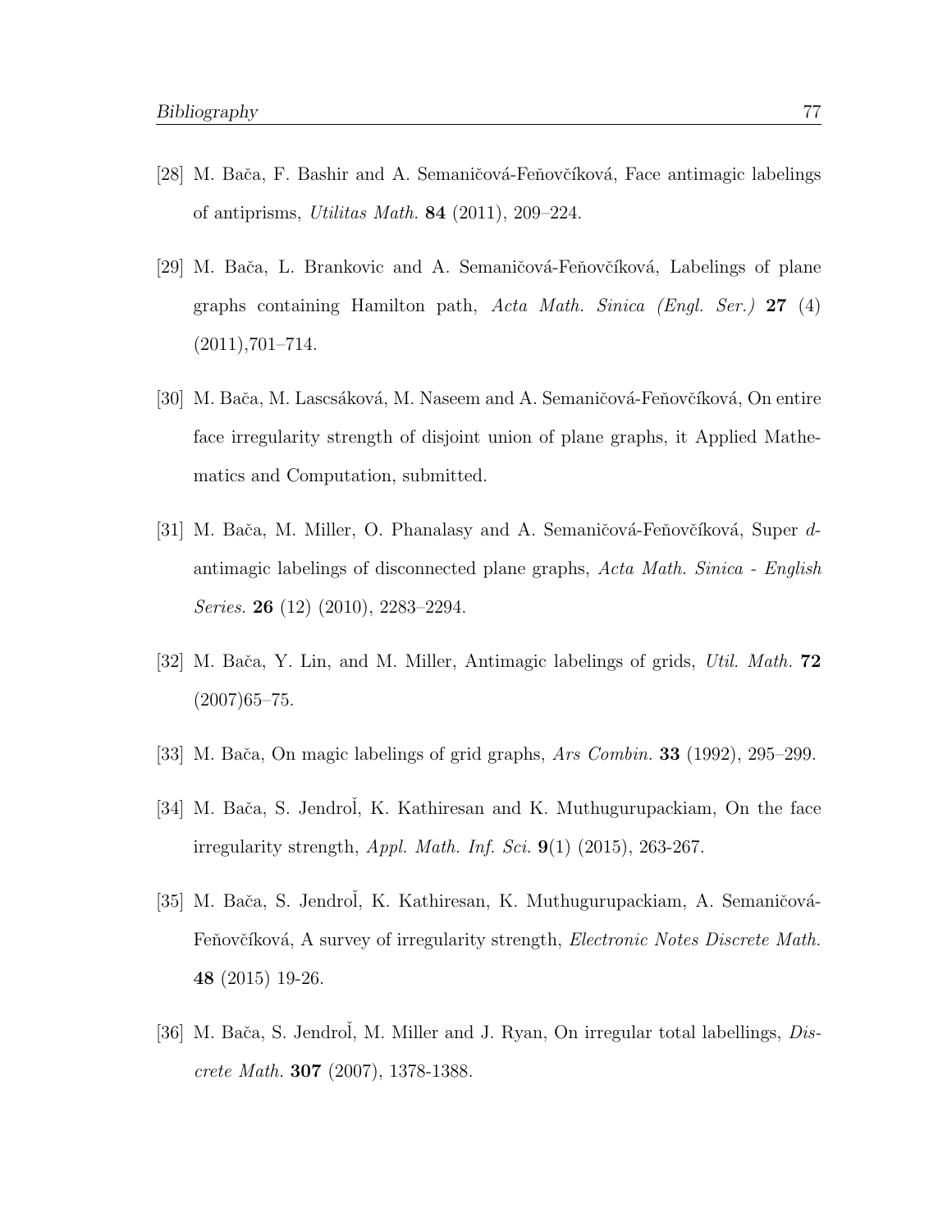[28] M. Bača, F. Bashir and A. Semaničová-Feňovčíková, Face antimagic labelings of antiprisms, *Utilitas Math.* **84** (2011), 209–224.

[29] M. Bača, L. Brankovic and A. Semaničová-Feňovčíková, Labelings of plane graphs containing Hamilton path, *Acta Math. Sinica (Engl. Ser.)* **27** (4) (2011),701–714.

[30] M. Bača, M. Lascsáková, M. Naseem and A. Semaničová-Feňovčíková, On entire face irregularity strength of disjoint union of plane graphs, it Applied Mathematics and Computation, submitted.

[31] M. Bača, M. Miller, O. Phanalasy and A. Semaničová-Feňovčíková, Super $d$-antimagic labelings of disconnected plane graphs, *Acta Math. Sinica - English Series.* **26** (12) (2010), 2283–2294.

[32] M. Bača, Y. Lin, and M. Miller, Antimagic labelings of grids, *Util. Math.* **72** (2007)65–75.

[33] M. Bača, On magic labelings of grid graphs, *Ars Combin.* **33** (1992), 295–299.

[34] M. Bača, S. Jendroľ, K. Kathiresan and K. Muthugurupackiam, On the face irregularity strength, *Appl. Math. Inf. Sci.* **9**(1) (2015), 263-267.

[35] M. Bača, S. Jendroľ, K. Kathiresan, K. Muthugurupackiam, A. Semaničová-Feňovčíková, A survey of irregularity strength, *Electronic Notes Discrete Math.* **48** (2015) 19-26.

[36] M. Bača, S. Jendroľ, M. Miller and J. Ryan, On irregular total labellings, *Discrete Math.* **307** (2007), 1378-1388.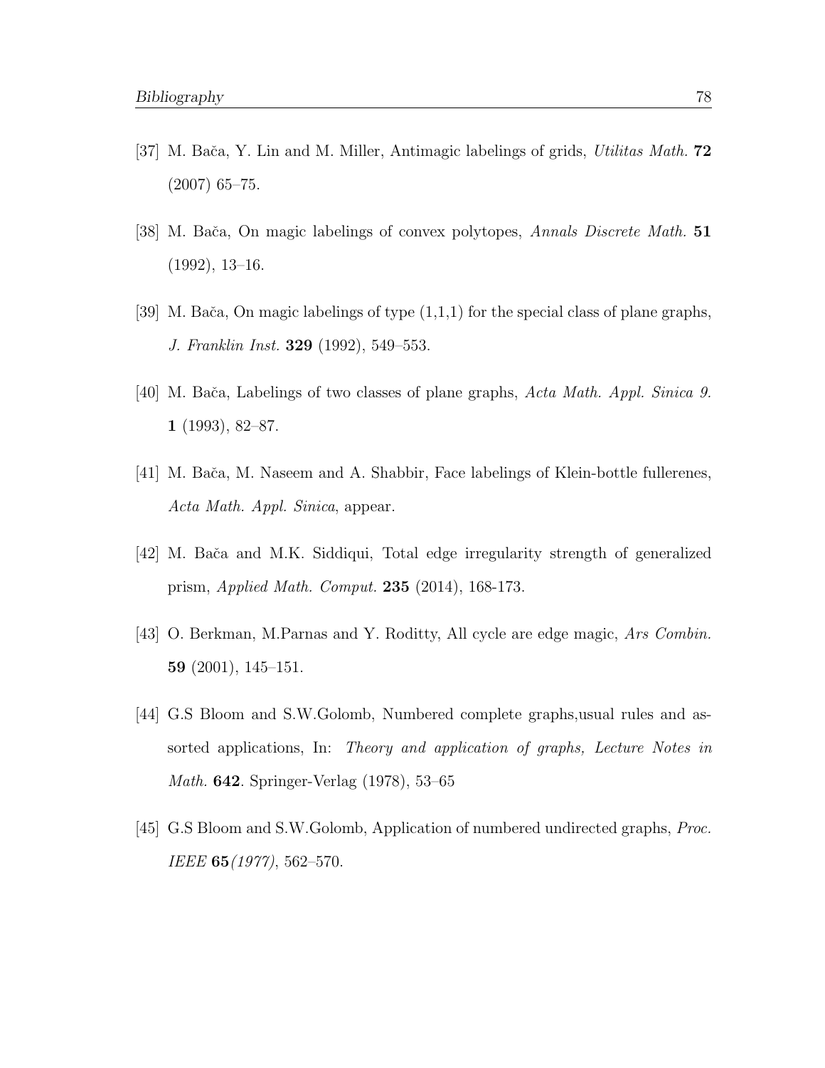[37] M. Bača, Y. Lin and M. Miller, Antimagic labelings of grids, *Utilitas Math.* **72** (2007) 65–75.

[38] M. Bača, On magic labelings of convex polytopes, *Annals Discrete Math.* **51** (1992), 13–16.

[39] M. Bača, On magic labelings of type (1,1,1) for the special class of plane graphs, *J. Franklin Inst.* **329** (1992), 549–553.

[40] M. Bača, Labelings of two classes of plane graphs, *Acta Math. Appl. Sinica 9.* **1** (1993), 82–87.

[41] M. Bača, M. Naseem and A. Shabbir, Face labelings of Klein-bottle fullerenes, *Acta Math. Appl. Sinica*, appear.

[42] M. Bača and M.K. Siddiqui, Total edge irregularity strength of generalized prism, *Applied Math. Comput.* **235** (2014), 168-173.

[43] O. Berkman, M.Parnas and Y. Roditty, All cycle are edge magic, *Ars Combin.* **59** (2001), 145–151.

[44] G.S Bloom and S.W.Golomb, Numbered complete graphs,usual rules and assorted applications, In: *Theory and application of graphs, Lecture Notes in Math.* **642**. Springer-Verlag (1978), 53–65

[45] G.S Bloom and S.W.Golomb, Application of numbered undirected graphs, *Proc. IEEE* **65** *(1977)*, 562–570.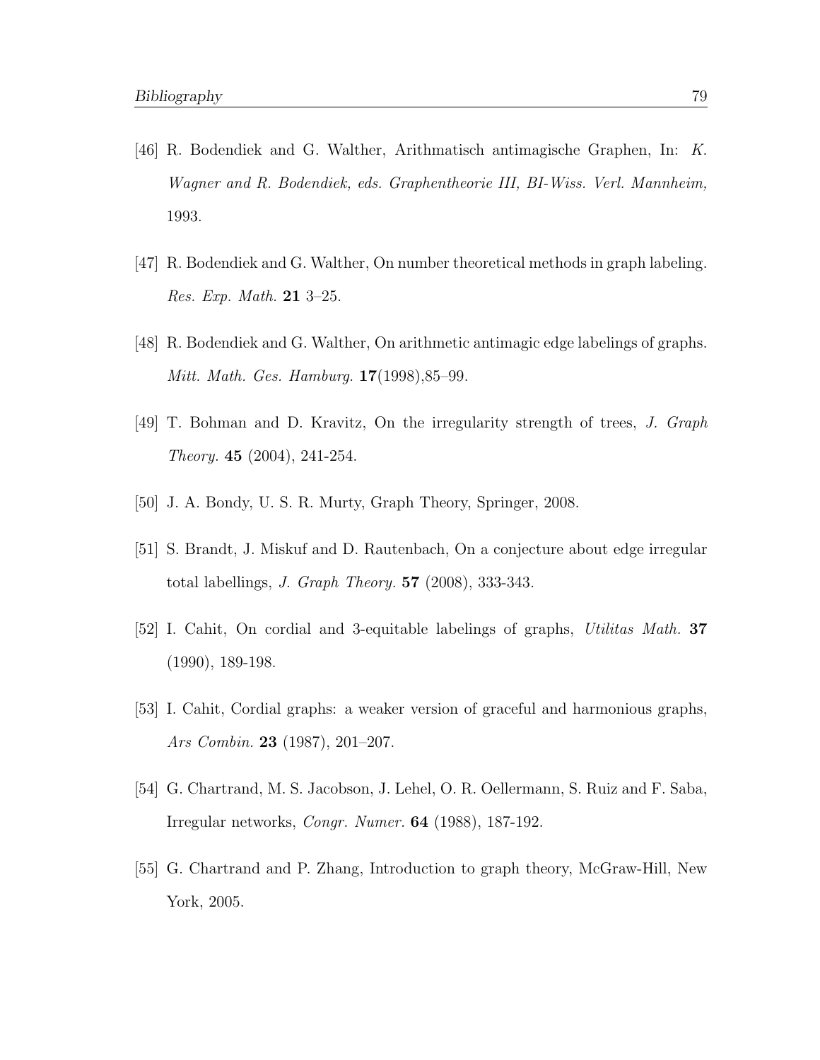[46] R. Bodendiek and G. Walther, Arithmatisch antimagische Graphen, In: *K. Wagner and R. Bodendiek, eds. Graphentheorie III, BI-Wiss. Verl. Mannheim,* 1993.

[47] R. Bodendiek and G. Walther, On number theoretical methods in graph labeling. *Res. Exp. Math.* **21** 3–25.

[48] R. Bodendiek and G. Walther, On arithmetic antimagic edge labelings of graphs. *Mitt. Math. Ges. Hamburg.* **17**(1998),85–99.

[49] T. Bohman and D. Kravitz, On the irregularity strength of trees, *J. Graph Theory.* **45** (2004), 241-254.

[50] J. A. Bondy, U. S. R. Murty, Graph Theory, Springer, 2008.

[51] S. Brandt, J. Miskuf and D. Rautenbach, On a conjecture about edge irregular total labellings, *J. Graph Theory.* **57** (2008), 333-343.

[52] I. Cahit, On cordial and 3-equitable labelings of graphs, *Utilitas Math.* **37** (1990), 189-198.

[53] I. Cahit, Cordial graphs: a weaker version of graceful and harmonious graphs, *Ars Combin.* **23** (1987), 201–207.

[54] G. Chartrand, M. S. Jacobson, J. Lehel, O. R. Oellermann, S. Ruiz and F. Saba, Irregular networks, *Congr. Numer.* **64** (1988), 187-192.

[55] G. Chartrand and P. Zhang, Introduction to graph theory, McGraw-Hill, New York, 2005.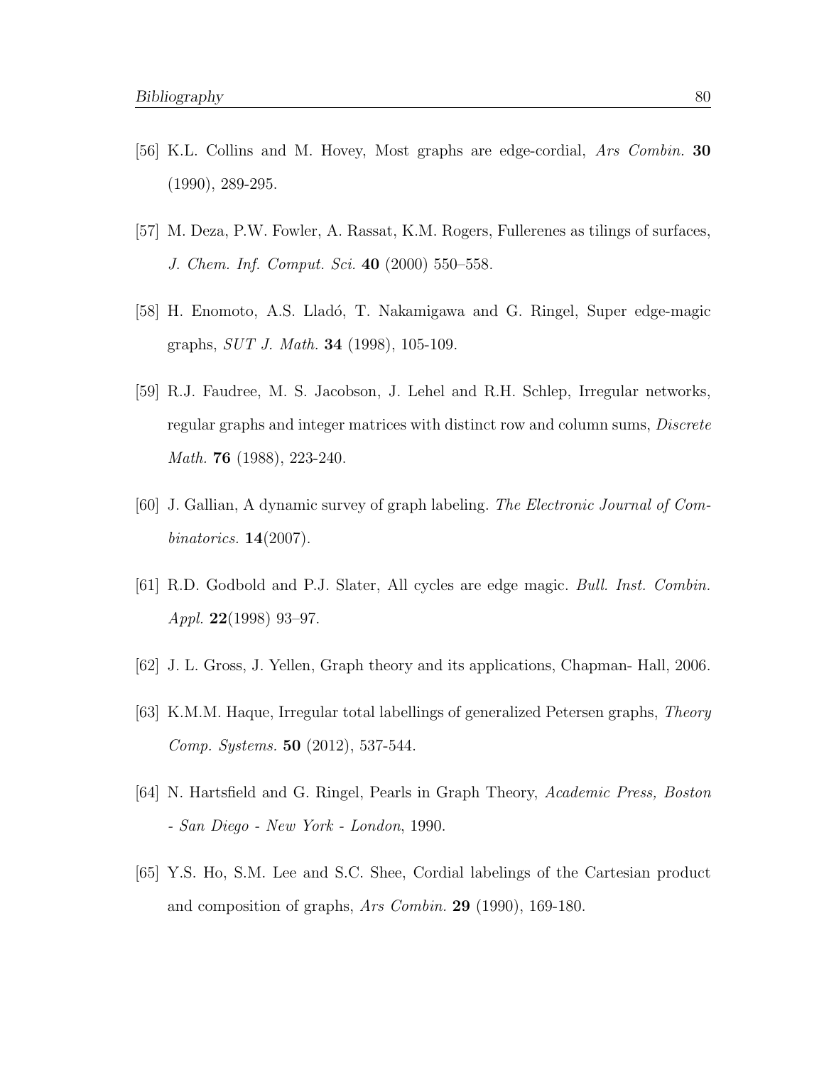[56] K.L. Collins and M. Hovey, Most graphs are edge-cordial, *Ars Combin.* **30** (1990), 289-295.

[57] M. Deza, P.W. Fowler, A. Rassat, K.M. Rogers, Fullerenes as tilings of surfaces, *J. Chem. Inf. Comput. Sci.* **40** (2000) 550–558.

[58] H. Enomoto, A.S. Lladó, T. Nakamigawa and G. Ringel, Super edge-magic graphs, *SUT J. Math.* **34** (1998), 105-109.

[59] R.J. Faudree, M. S. Jacobson, J. Lehel and R.H. Schlep, Irregular networks, regular graphs and integer matrices with distinct row and column sums, *Discrete Math.* **76** (1988), 223-240.

[60] J. Gallian, A dynamic survey of graph labeling. *The Electronic Journal of Combinatorics.* **14**(2007).

[61] R.D. Godbold and P.J. Slater, All cycles are edge magic. *Bull. Inst. Combin. Appl.* **22**(1998) 93–97.

[62] J. L. Gross, J. Yellen, Graph theory and its applications, Chapman- Hall, 2006.

[63] K.M.M. Haque, Irregular total labellings of generalized Petersen graphs, *Theory Comp. Systems.* **50** (2012), 537-544.

[64] N. Hartsfield and G. Ringel, Pearls in Graph Theory, *Academic Press, Boston - San Diego - New York - London*, 1990.

[65] Y.S. Ho, S.M. Lee and S.C. Shee, Cordial labelings of the Cartesian product and composition of graphs, *Ars Combin.* **29** (1990), 169-180.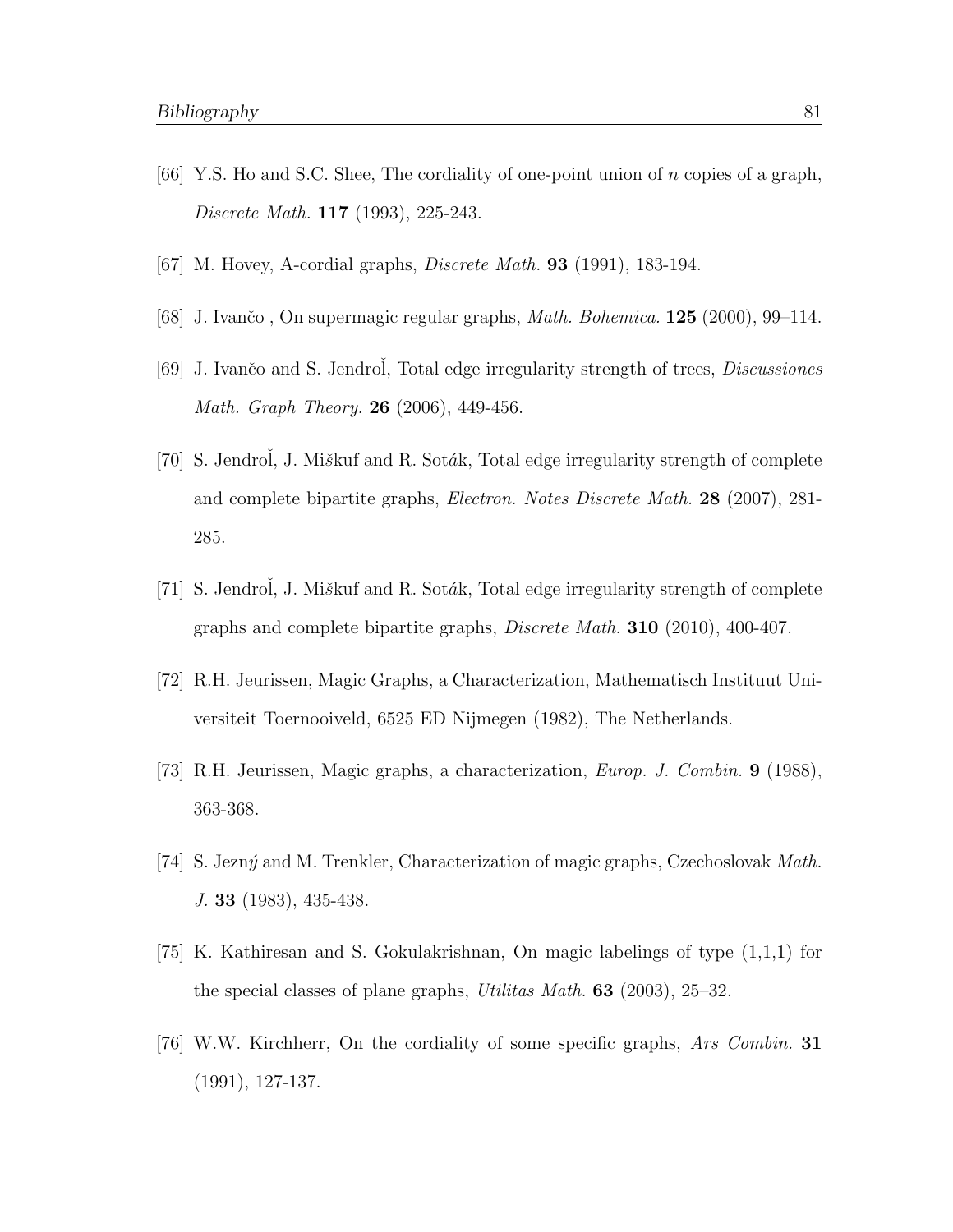[66] Y.S. Ho and S.C. Shee, The cordiality of one-point union of $n$ copies of a graph, *Discrete Math.* **117** (1993), 225-243.

[67] M. Hovey, A-cordial graphs, *Discrete Math.* **93** (1991), 183-194.

[68] J. Ivančo , On supermagic regular graphs, *Math. Bohemica.* **125** (2000), 99–114.

[69] J. Ivančo and S. Jendroľ, Total edge irregularity strength of trees, *Discussiones Math. Graph Theory.* **26** (2006), 449-456.

[70] S. Jendroľ, J. Miškuf and R. Soták, Total edge irregularity strength of complete and complete bipartite graphs, *Electron. Notes Discrete Math.* **28** (2007), 281-285.

[71] S. Jendroľ, J. Miškuf and R. Soták, Total edge irregularity strength of complete graphs and complete bipartite graphs, *Discrete Math.* **310** (2010), 400-407.

[72] R.H. Jeurissen, Magic Graphs, a Characterization, Mathematisch Instituut Universiteit Toernooiveld, 6525 ED Nijmegen (1982), The Netherlands.

[73] R.H. Jeurissen, Magic graphs, a characterization, *Europ. J. Combin.* **9** (1988), 363-368.

[74] S. Jezný and M. Trenkler, Characterization of magic graphs, Czechoslovak *Math. J.* **33** (1983), 435-438.

[75] K. Kathiresan and S. Gokulakrishnan, On magic labelings of type (1,1,1) for the special classes of plane graphs, *Utilitas Math.* **63** (2003), 25–32.

[76] W.W. Kirchherr, On the cordiality of some specific graphs, *Ars Combin.* **31** (1991), 127-137.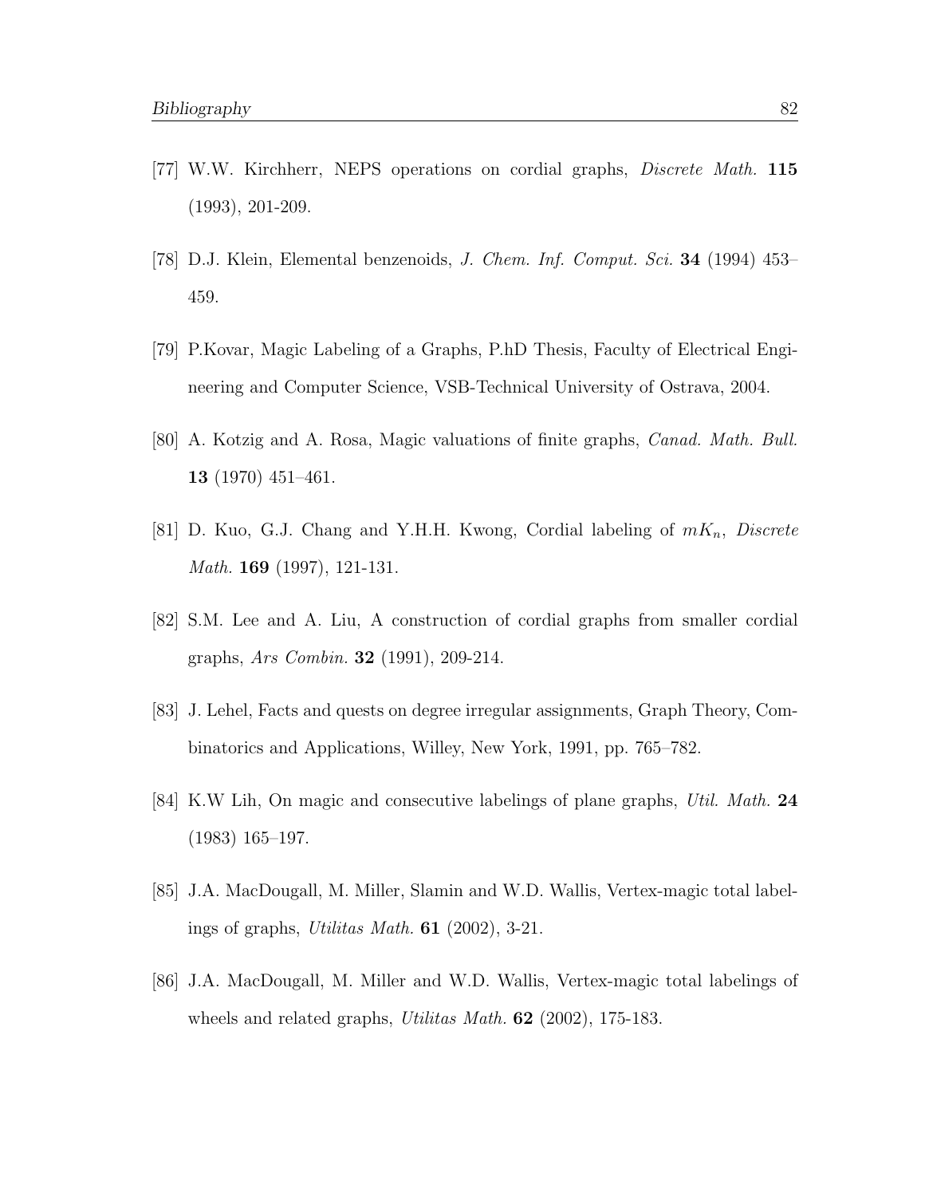[77] W.W. Kirchherr, NEPS operations on cordial graphs, *Discrete Math.* **115** (1993), 201-209.

[78] D.J. Klein, Elemental benzenoids, *J. Chem. Inf. Comput. Sci.* **34** (1994) 453–459.

[79] P.Kovar, Magic Labeling of a Graphs, P.hD Thesis, Faculty of Electrical Engineering and Computer Science, VSB-Technical University of Ostrava, 2004.

[80] A. Kotzig and A. Rosa, Magic valuations of finite graphs, *Canad. Math. Bull.* **13** (1970) 451–461.

[81] D. Kuo, G.J. Chang and Y.H.H. Kwong, Cordial labeling of $mK_n$, *Discrete Math.* **169** (1997), 121-131.

[82] S.M. Lee and A. Liu, A construction of cordial graphs from smaller cordial graphs, *Ars Combin.* **32** (1991), 209-214.

[83] J. Lehel, Facts and quests on degree irregular assignments, Graph Theory, Combinatorics and Applications, Willey, New York, 1991, pp. 765–782.

[84] K.W Lih, On magic and consecutive labelings of plane graphs, *Util. Math.* **24** (1983) 165–197.

[85] J.A. MacDougall, M. Miller, Slamin and W.D. Wallis, Vertex-magic total labelings of graphs, *Utilitas Math.* **61** (2002), 3-21.

[86] J.A. MacDougall, M. Miller and W.D. Wallis, Vertex-magic total labelings of wheels and related graphs, *Utilitas Math.* **62** (2002), 175-183.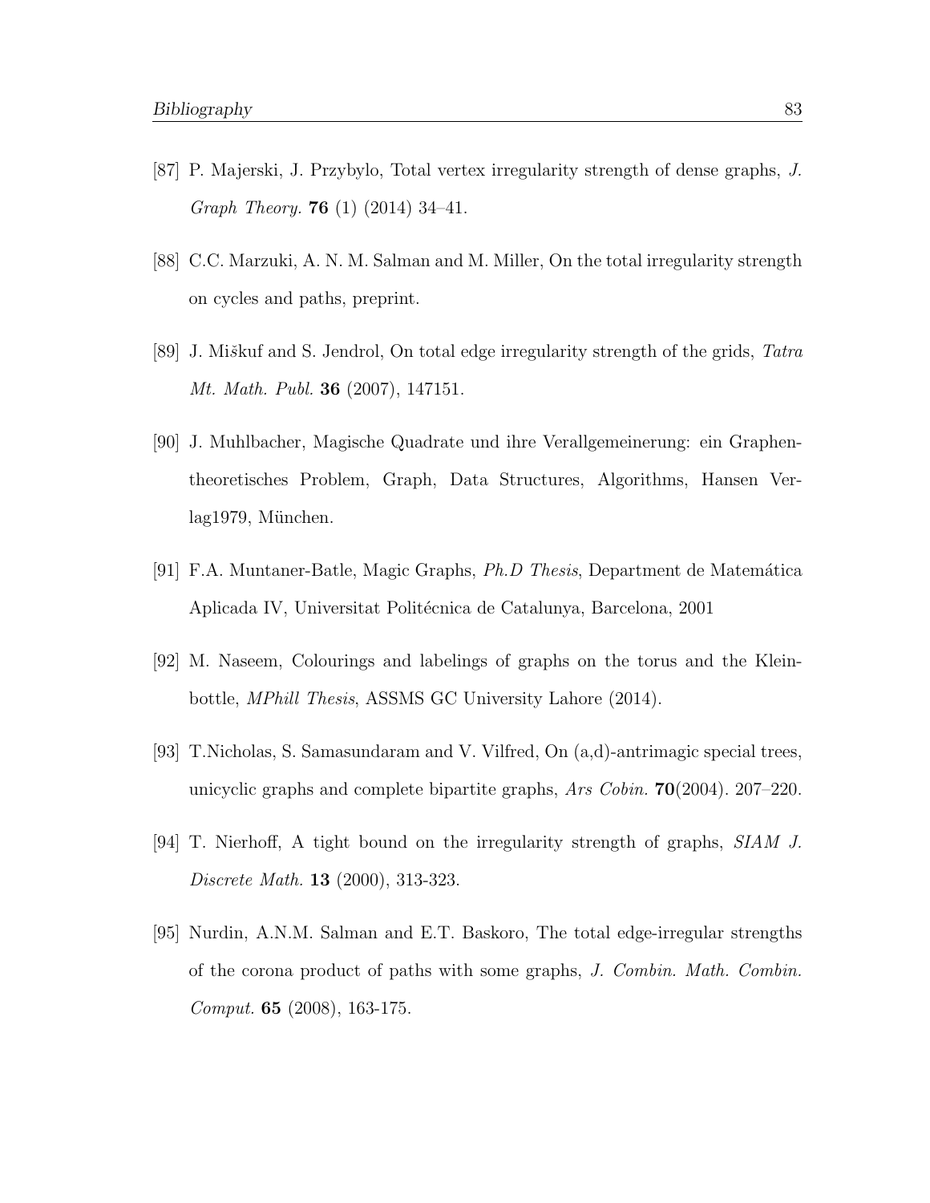[87] P. Majerski, J. Przybylo, Total vertex irregularity strength of dense graphs, *J. Graph Theory.* **76** (1) (2014) 34–41.

[88] C.C. Marzuki, A. N. M. Salman and M. Miller, On the total irregularity strength on cycles and paths, preprint.

[89] J. Miškuf and S. Jendrol, On total edge irregularity strength of the grids, *Tatra Mt. Math. Publ.* **36** (2007), 147151.

[90] J. Muhlbacher, Magische Quadrate und ihre Verallgemeinerung: ein Graphentheoretisches Problem, Graph, Data Structures, Algorithms, Hansen Verlag1979, München.

[91] F.A. Muntaner-Batle, Magic Graphs, *Ph.D Thesis*, Department de Matemática Aplicada IV, Universitat Politécnica de Catalunya, Barcelona, 2001

[92] M. Naseem, Colourings and labelings of graphs on the torus and the Klein-bottle, *MPhill Thesis*, ASSMS GC University Lahore (2014).

[93] T.Nicholas, S. Samasundaram and V. Vilfred, On (a,d)-antrimagic special trees, unicyclic graphs and complete bipartite graphs, *Ars Cobin.* **70**(2004). 207–220.

[94] T. Nierhoff, A tight bound on the irregularity strength of graphs, *SIAM J. Discrete Math.* **13** (2000), 313-323.

[95] Nurdin, A.N.M. Salman and E.T. Baskoro, The total edge-irregular strengths of the corona product of paths with some graphs, *J. Combin. Math. Combin. Comput.* **65** (2008), 163-175.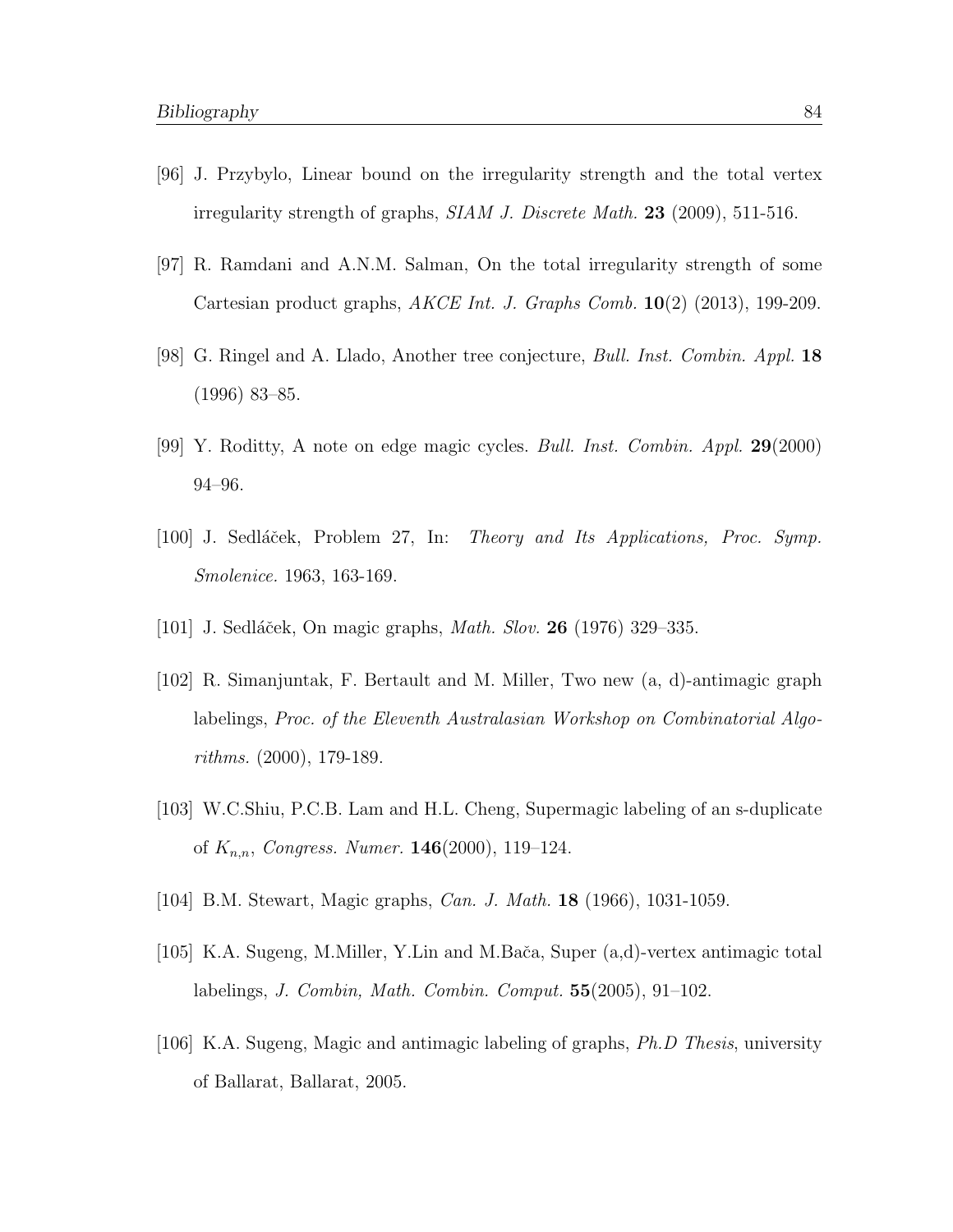[96] J. Przybylo, Linear bound on the irregularity strength and the total vertex irregularity strength of graphs, *SIAM J. Discrete Math.* **23** (2009), 511-516.

[97] R. Ramdani and A.N.M. Salman, On the total irregularity strength of some Cartesian product graphs, *AKCE Int. J. Graphs Comb.* **10**(2) (2013), 199-209.

[98] G. Ringel and A. Llado, Another tree conjecture, *Bull. Inst. Combin. Appl.* **18** (1996) 83–85.

[99] Y. Roditty, A note on edge magic cycles. *Bull. Inst. Combin. Appl.* **29**(2000) 94–96.

[100] J. Sedláček, Problem 27, In: *Theory and Its Applications, Proc. Symp. Smolenice.* 1963, 163-169.

[101] J. Sedláček, On magic graphs, *Math. Slov.* **26** (1976) 329–335.

[102] R. Simanjuntak, F. Bertault and M. Miller, Two new (a, d)-antimagic graph labelings, *Proc. of the Eleventh Australasian Workshop on Combinatorial Algorithms.* (2000), 179-189.

[103] W.C.Shiu, P.C.B. Lam and H.L. Cheng, Supermagic labeling of an s-duplicate of $K_{n,n}$, *Congress. Numer.* **146**(2000), 119–124.

[104] B.M. Stewart, Magic graphs, *Can. J. Math.* **18** (1966), 1031-1059.

[105] K.A. Sugeng, M.Miller, Y.Lin and M.Bača, Super (a,d)-vertex antimagic total labelings, *J. Combin, Math. Combin. Comput.* **55**(2005), 91–102.

[106] K.A. Sugeng, Magic and antimagic labeling of graphs, *Ph.D Thesis*, university of Ballarat, Ballarat, 2005.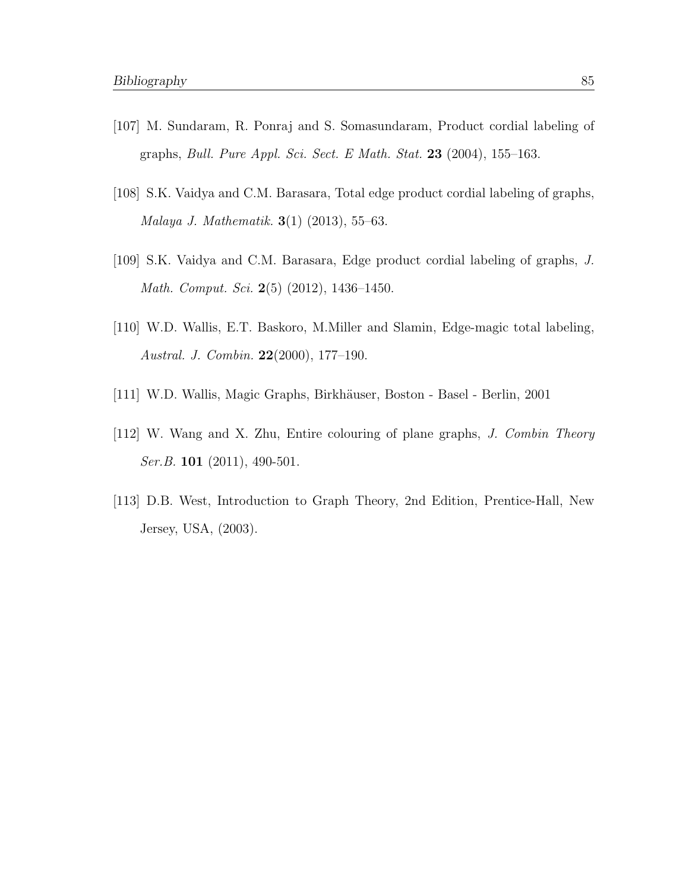[107] M. Sundaram, R. Ponraj and S. Somasundaram, Product cordial labeling of graphs, *Bull. Pure Appl. Sci. Sect. E Math. Stat.* **23** (2004), 155–163.

[108] S.K. Vaidya and C.M. Barasara, Total edge product cordial labeling of graphs, *Malaya J. Mathematik.* **3**(1) (2013), 55–63.

[109] S.K. Vaidya and C.M. Barasara, Edge product cordial labeling of graphs, *J. Math. Comput. Sci.* **2**(5) (2012), 1436–1450.

[110] W.D. Wallis, E.T. Baskoro, M.Miller and Slamin, Edge-magic total labeling, *Austral. J. Combin.* **22**(2000), 177–190.

[111] W.D. Wallis, Magic Graphs, Birkhäuser, Boston - Basel - Berlin, 2001

[112] W. Wang and X. Zhu, Entire colouring of plane graphs, *J. Combin Theory Ser.B.* **101** (2011), 490-501.

[113] D.B. West, Introduction to Graph Theory, 2nd Edition, Prentice-Hall, New Jersey, USA, (2003).